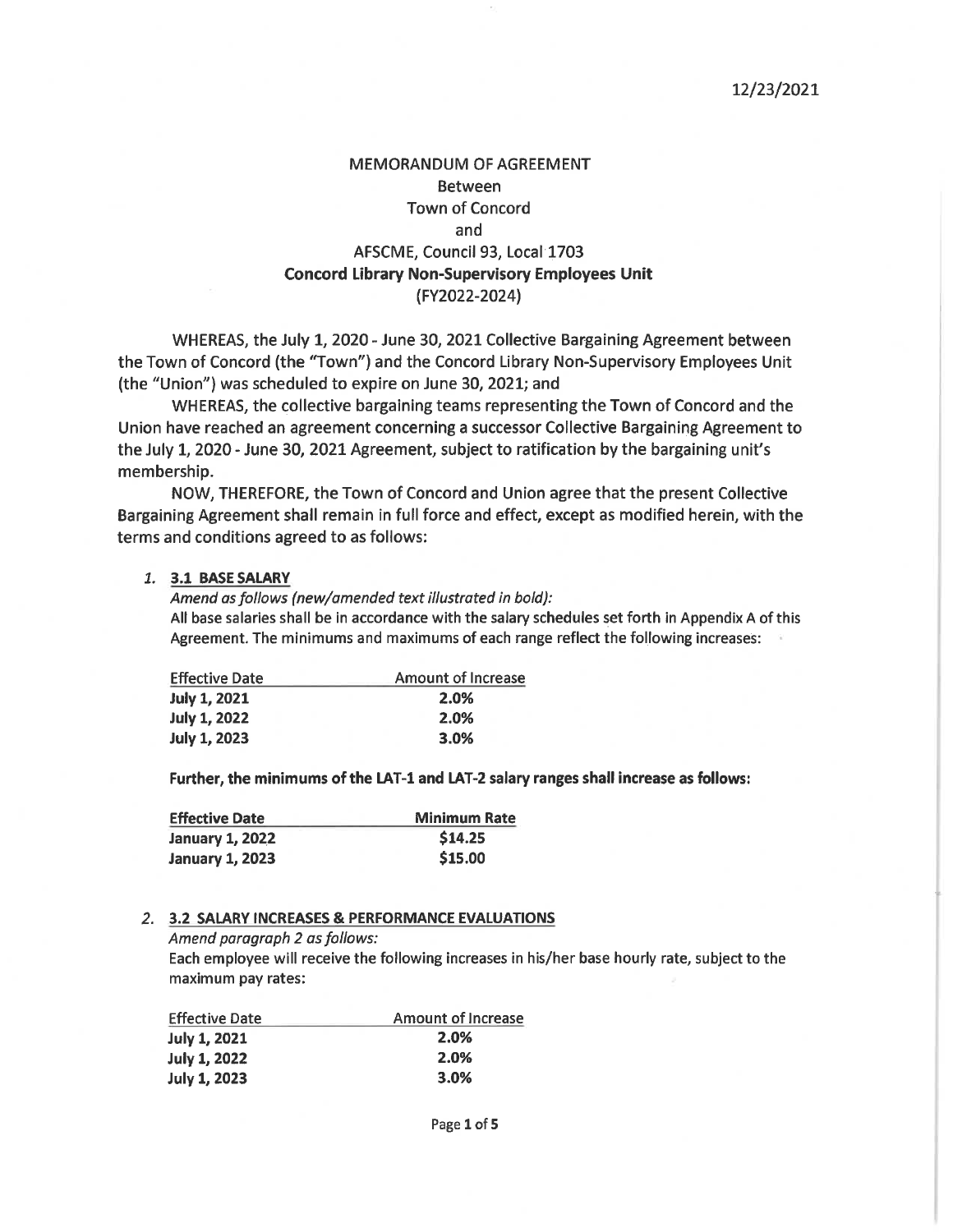12/23/2021

# MEMORANDUM OF AGREEMENT
Between
Town of Concord
and
AFSCME, Council 93, Local 1703
**Concord Library Non-Supervisory Employees Unit**
(FY2022-2024)

WHEREAS, the July 1, 2020 - June 30, 2021 Collective Bargaining Agreement between the Town of Concord (the "Town") and the Concord Library Non-Supervisory Employees Unit (the "Union") was scheduled to expire on June 30, 2021; and

WHEREAS, the collective bargaining teams representing the Town of Concord and the Union have reached an agreement concerning a successor Collective Bargaining Agreement to the July 1, 2020 - June 30, 2021 Agreement, subject to ratification by the bargaining unit's membership.

NOW, THEREFORE, the Town of Concord and Union agree that the present Collective Bargaining Agreement shall remain in full force and effect, except as modified herein, with the terms and conditions agreed to as follows:

1. **3.1 BASE SALARY**

   *Amend as follows (new/amended text illustrated in bold):*

   All base salaries shall be in accordance with the salary schedules set forth in Appendix A of this Agreement. The minimums and maximums of each range reflect the following increases:

   | Effective Date | Amount of Increase |
   |---|---|
   | **July 1, 2021** | **2.0%** |
   | **July 1, 2022** | **2.0%** |
   | **July 1, 2023** | **3.0%** |

   **Further, the minimums of the LAT-1 and LAT-2 salary ranges shall increase as follows:**

   | **Effective Date** | **Minimum Rate** |
   |---|---|
   | **January 1, 2022** | **$14.25** |
   | **January 1, 2023** | **$15.00** |

2. **3.2 SALARY INCREASES & PERFORMANCE EVALUATIONS**

   *Amend paragraph 2 as follows:*

   Each employee will receive the following increases in his/her base hourly rate, subject to the maximum pay rates:

   | Effective Date | Amount of Increase |
   |---|---|
   | **July 1, 2021** | **2.0%** |
   | **July 1, 2022** | **2.0%** |
   | **July 1, 2023** | **3.0%** |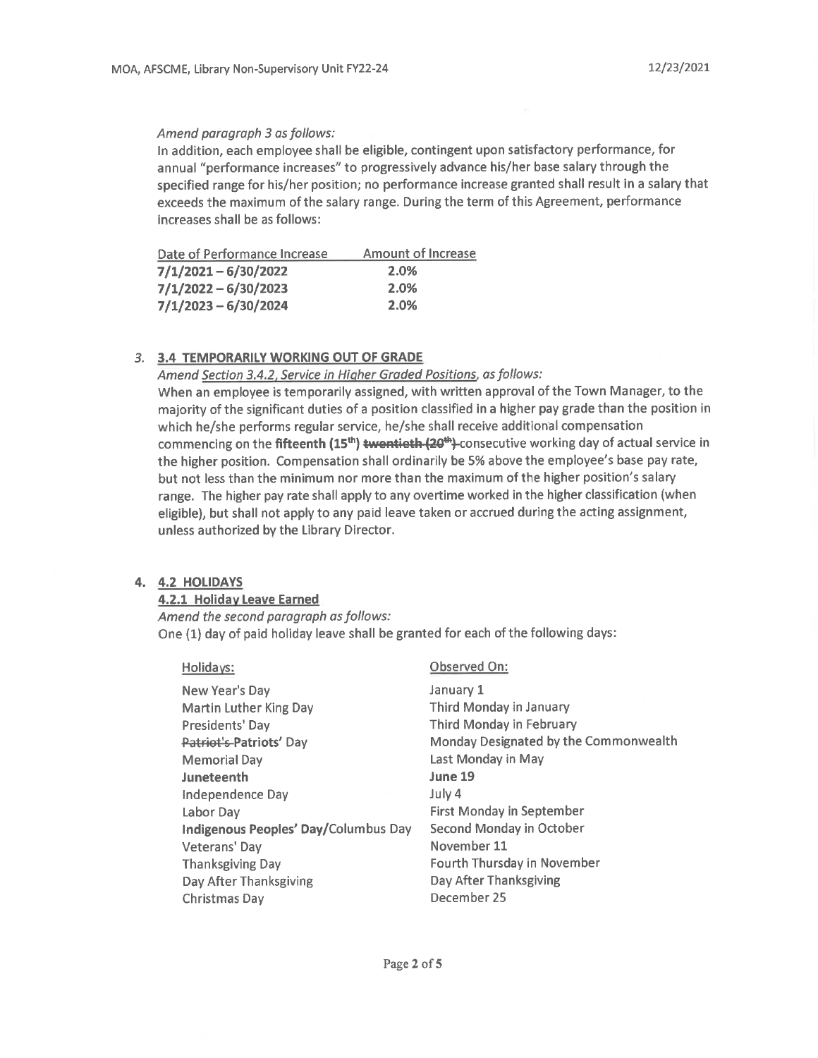*Amend paragraph 3 as follows:*

In addition, each employee shall be eligible, contingent upon satisfactory performance, for annual "performance increases" to progressively advance his/her base salary through the specified range for his/her position; no performance increase granted shall result in a salary that exceeds the maximum of the salary range. During the term of this Agreement, performance increases shall be as follows:

| Date of Performance Increase | Amount of Increase |
|---|---|
| **7/1/2021 – 6/30/2022** | **2.0%** |
| **7/1/2022 – 6/30/2023** | **2.0%** |
| **7/1/2023 – 6/30/2024** | **2.0%** |

3. **3.4 TEMPORARILY WORKING OUT OF GRADE**

*Amend Section 3.4.2, Service in Higher Graded Positions, as follows:*

When an employee is temporarily assigned, with written approval of the Town Manager, to the majority of the significant duties of a position classified in a higher pay grade than the position in which he/she performs regular service, he/she shall receive additional compensation commencing on the **fifteenth (15th)** ~~**twentieth (20th)**~~ consecutive working day of actual service in the higher position. Compensation shall ordinarily be 5% above the employee's base pay rate, but not less than the minimum nor more than the maximum of the higher position's salary range. The higher pay rate shall apply to any overtime worked in the higher classification (when eligible), but shall not apply to any paid leave taken or accrued during the acting assignment, unless authorized by the Library Director.

4. **4.2 HOLIDAYS**

**4.2.1 Holiday Leave Earned**

*Amend the second paragraph as follows:*

One (1) day of paid holiday leave shall be granted for each of the following days:

| Holidays: | Observed On: |
|---|---|
| New Year's Day | January 1 |
| Martin Luther King Day | Third Monday in January |
| Presidents' Day | Third Monday in February |
| ~~Patriot's~~ **Patriots'** Day | Monday Designated by the Commonwealth |
| Memorial Day | Last Monday in May |
| **Juneteenth** | **June 19** |
| Independence Day | July 4 |
| Labor Day | First Monday in September |
| **Indigenous Peoples' Day/**Columbus Day | Second Monday in October |
| Veterans' Day | November 11 |
| Thanksgiving Day | Fourth Thursday in November |
| Day After Thanksgiving | Day After Thanksgiving |
| Christmas Day | December 25 |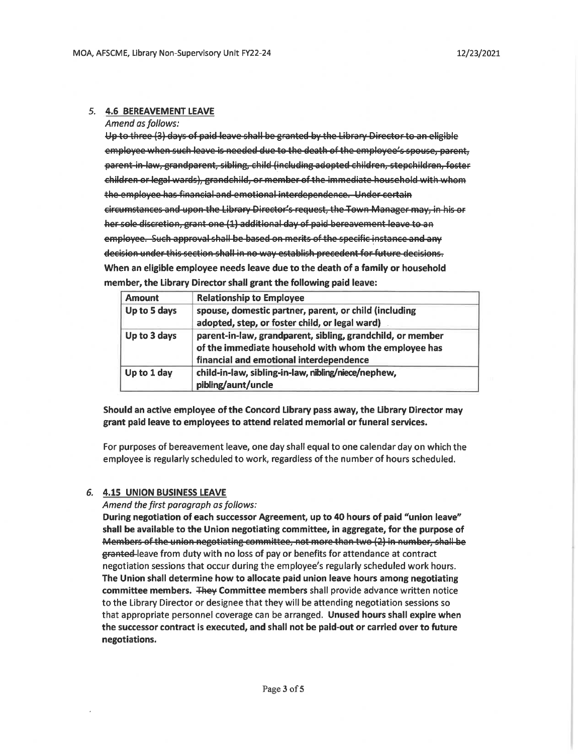5. **4.6 BEREAVEMENT LEAVE**

*Amend as follows:*

~~Up to three (3) days of paid leave shall be granted by the Library Director to an eligible employee when such leave is needed due to the death of the employee's spouse, parent, parent-in-law, grandparent, sibling, child (including adopted children, stepchildren, foster children or legal wards), grandchild, or member of the immediate household with whom the employee has financial and emotional interdependence. Under certain circumstances and upon the Library Director's request, the Town Manager may, in his or her sole discretion, grant one (1) additional day of paid bereavement leave to an employee. Such approval shall be based on merits of the specific instance and any decision under this section shall in no way establish precedent for future decisions.~~
**When an eligible employee needs leave due to the death of a family or household member, the Library Director shall grant the following paid leave:**

| **Amount** | **Relationship to Employee** |
|---|---|
| **Up to 5 days** | **spouse, domestic partner, parent, or child (including adopted, step, or foster child, or legal ward)** |
| **Up to 3 days** | **parent-in-law, grandparent, sibling, grandchild, or member of the immediate household with whom the employee has financial and emotional interdependence** |
| **Up to 1 day** | **child-in-law, sibling-in-law, nibling/niece/nephew, pibling/aunt/uncle** |

**Should an active employee of the Concord Library pass away, the Library Director may grant paid leave to employees to attend related memorial or funeral services.**

For purposes of bereavement leave, one day shall equal to one calendar day on which the employee is regularly scheduled to work, regardless of the number of hours scheduled.

6. **4.15 UNION BUSINESS LEAVE**

*Amend the first paragraph as follows:*

**During negotiation of each successor Agreement, up to 40 hours of paid "union leave" shall be available to the Union negotiating committee, in aggregate, for the purpose of** ~~Members of the union negotiating committee, not more than two (2) in number, shall be granted~~ leave from duty with no loss of pay or benefits for attendance at contract negotiation sessions that occur during the employee's regularly scheduled work hours. **The Union shall determine how to allocate paid union leave hours among negotiating committee members.** ~~They~~ **Committee members** shall provide advance written notice to the Library Director or designee that they will be attending negotiation sessions so that appropriate personnel coverage can be arranged. **Unused hours shall expire when the successor contract is executed, and shall not be paid-out or carried over to future negotiations.**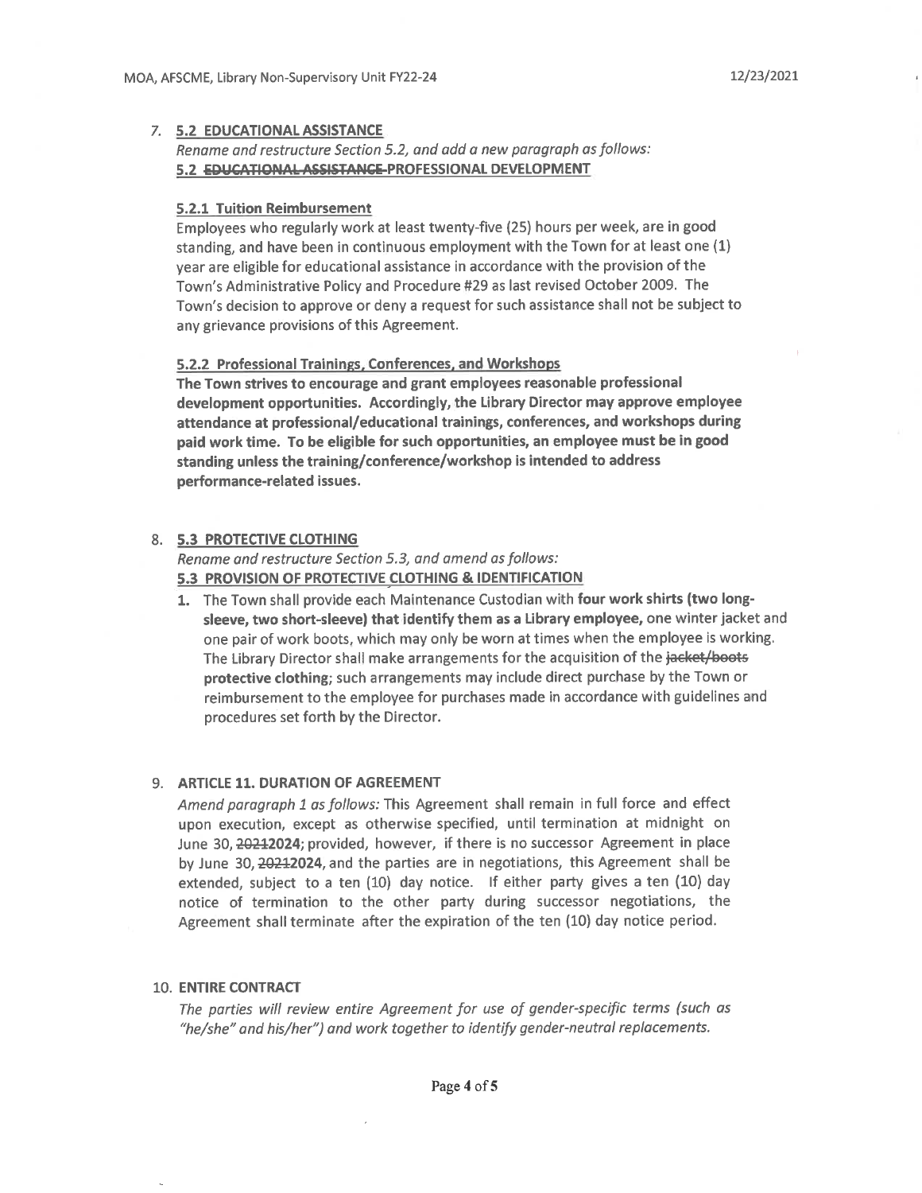7. **5.2 EDUCATIONAL ASSISTANCE**

   *Rename and restructure Section 5.2, and add a new paragraph as follows:*

   **5.2 ~~EDUCATIONAL ASSISTANCE~~ PROFESSIONAL DEVELOPMENT**

   **5.2.1 Tuition Reimbursement**

   Employees who regularly work at least twenty-five (25) hours per week, are in good standing, and have been in continuous employment with the Town for at least one (1) year are eligible for educational assistance in accordance with the provision of the Town's Administrative Policy and Procedure #29 as last revised October 2009. The Town's decision to approve or deny a request for such assistance shall not be subject to any grievance provisions of this Agreement.

   **5.2.2 Professional Trainings, Conferences, and Workshops**

   **The Town strives to encourage and grant employees reasonable professional development opportunities. Accordingly, the Library Director may approve employee attendance at professional/educational trainings, conferences, and workshops during paid work time. To be eligible for such opportunities, an employee must be in good standing unless the training/conference/workshop is intended to address performance-related issues.**

8. **5.3 PROTECTIVE CLOTHING**

   *Rename and restructure Section 5.3, and amend as follows:*

   **5.3 PROVISION OF PROTECTIVE CLOTHING & IDENTIFICATION**

   1. The Town shall provide each Maintenance Custodian with **four work shirts (two long-sleeve, two short-sleeve) that identify them as a Library employee,** one winter jacket and one pair of work boots, which may only be worn at times when the employee is working. The Library Director shall make arrangements for the acquisition of the ~~jacket/boots~~ **protective clothing**; such arrangements may include direct purchase by the Town or reimbursement to the employee for purchases made in accordance with guidelines and procedures set forth by the Director.

9. **ARTICLE 11. DURATION OF AGREEMENT**

   *Amend paragraph 1 as follows:* This Agreement shall remain in full force and effect upon execution, except as otherwise specified, until termination at midnight on June 30, ~~2021~~**2024**; provided, however, if there is no successor Agreement in place by June 30, ~~2021~~**2024**, and the parties are in negotiations, this Agreement shall be extended, subject to a ten (10) day notice. If either party gives a ten (10) day notice of termination to the other party during successor negotiations, the Agreement shall terminate after the expiration of the ten (10) day notice period.

10. **ENTIRE CONTRACT**

    *The parties will review entire Agreement for use of gender-specific terms (such as "he/she" and his/her") and work together to identify gender-neutral replacements.*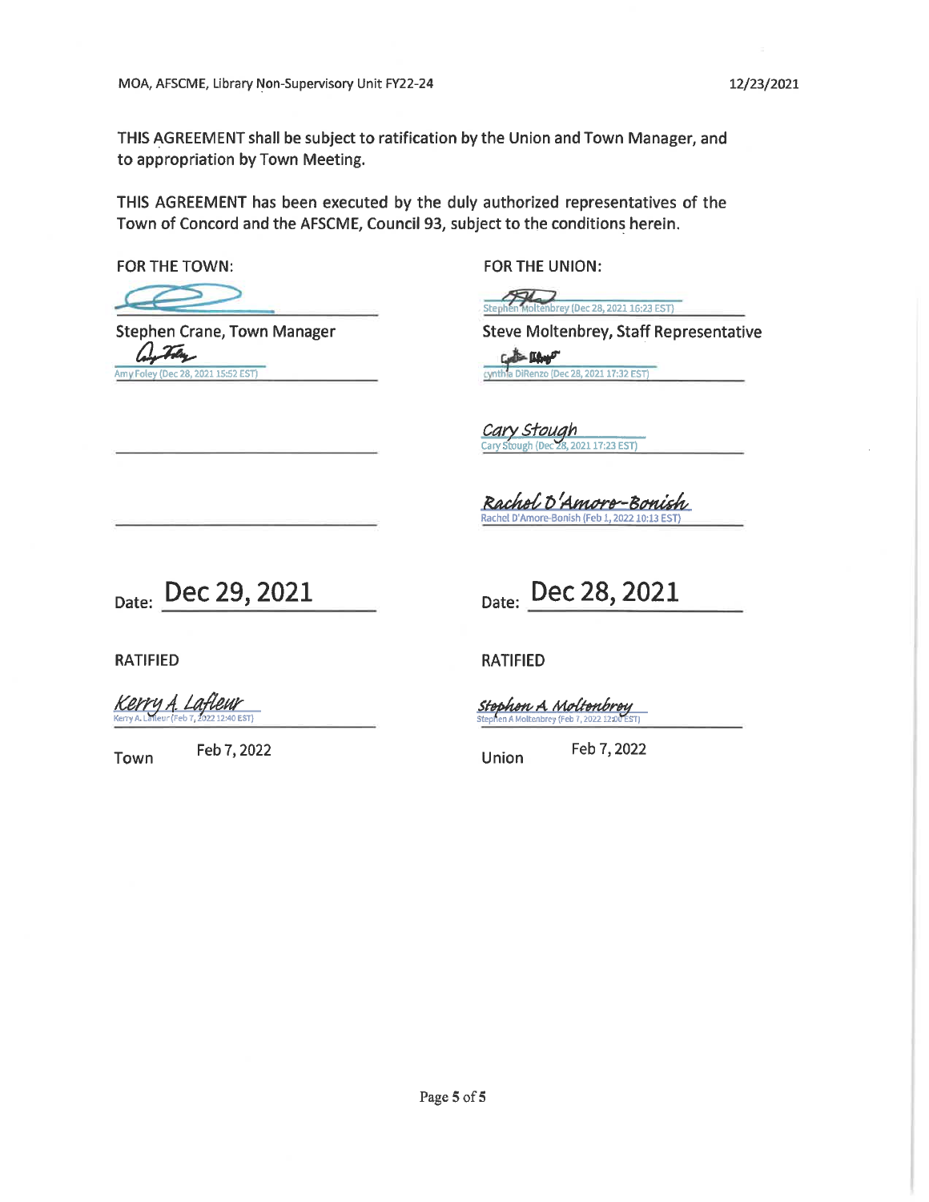THIS AGREEMENT shall be subject to ratification by the Union and Town Manager, and to appropriation by Town Meeting.

THIS AGREEMENT has been executed by the duly authorized representatives of the Town of Concord and the AFSCME, Council 93, subject to the conditions herein.

| FOR THE TOWN: | FOR THE UNION: |
|---|---|
| Stephen Crane, Town Manager | Stephen Moltenbrey (Dec 28, 2021 16:23 EST) |
| Amy Foley (Dec 28, 2021 15:52 EST) | Steve Moltenbrey, Staff Representative |
| | cynthia DiRenzo (Dec 28, 2021 17:32 EST) |
| | Cary Stough (Dec 28, 2021 17:23 EST) |
| | Rachel D'Amore-Bonish (Feb 1, 2022 10:13 EST) |
| Date: Dec 29, 2021 | Date: Dec 28, 2021 |

| RATIFIED | RATIFIED |
|---|---|
| Kerry A. Lafleur (Feb 7, 2022 12:40 EST) | Stephen A Moltenbrey (Feb 7, 2022 12:00 EST) |
| Town Feb 7, 2022 | Union Feb 7, 2022 |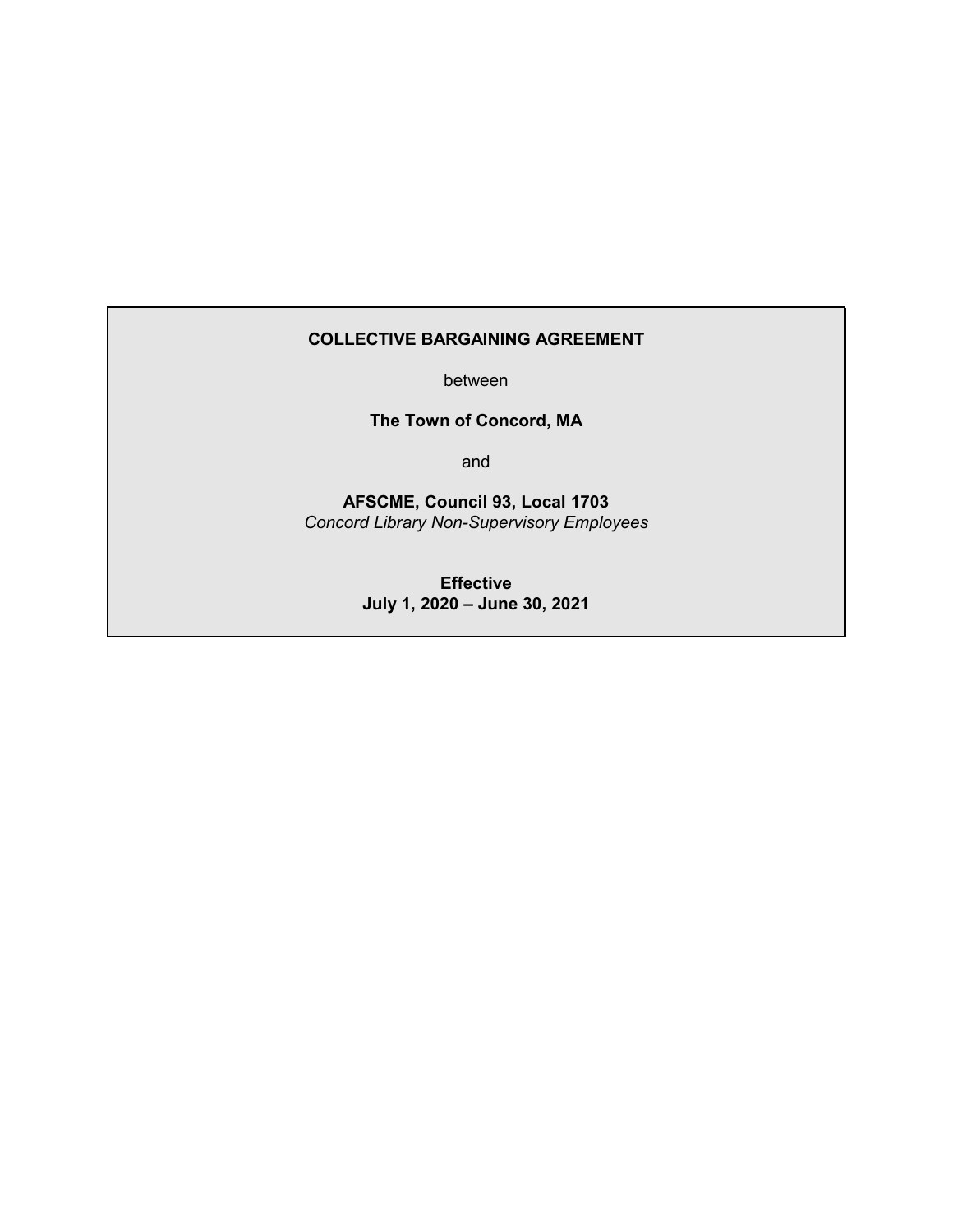**COLLECTIVE BARGAINING AGREEMENT**

between

**The Town of Concord, MA**

and

**AFSCME, Council 93, Local 1703**
*Concord Library Non-Supervisory Employees*

**Effective**
**July 1, 2020 – June 30, 2021**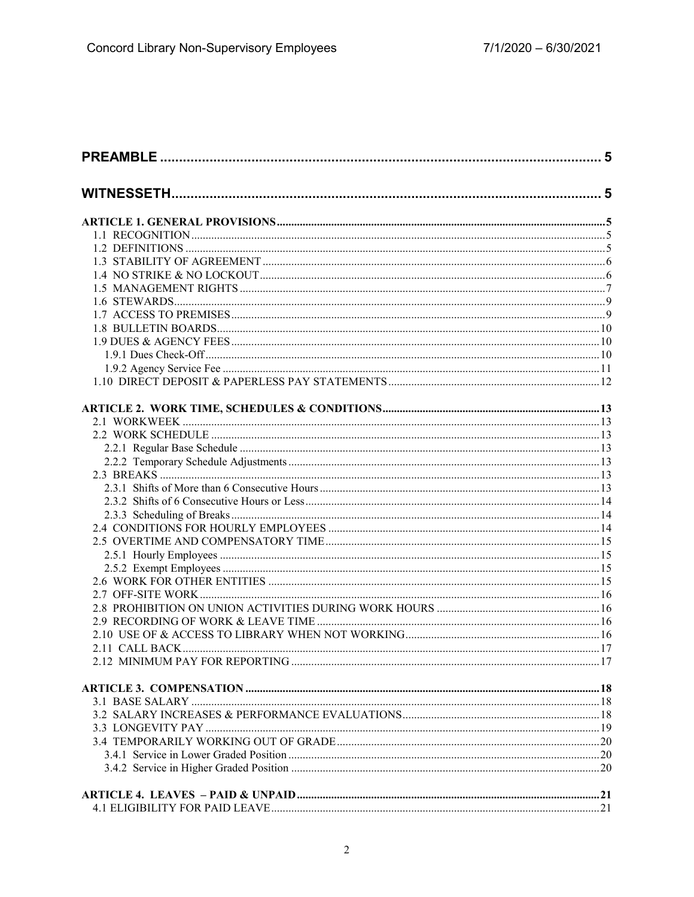**PREAMBLE** .......................................................................................................... 5

**WITNESSETH** ...................................................................................................... 5

**ARTICLE 1. GENERAL PROVISIONS** .......................................................................... 5
- 1.1 RECOGNITION ........................................................................................... 5
- 1.2 DEFINITIONS ............................................................................................ 5
- 1.3 STABILITY OF AGREEMENT ........................................................................ 6
- 1.4 NO STRIKE & NO LOCKOUT ......................................................................... 6
- 1.5 MANAGEMENT RIGHTS ................................................................................. 7
- 1.6 STEWARDS ................................................................................................. 9
- 1.7 ACCESS TO PREMISES ................................................................................. 9
- 1.8 BULLETIN BOARDS ..................................................................................... 10
- 1.9 DUES & AGENCY FEES ................................................................................ 10
  - 1.9.1 Dues Check-Off ....................................................................................... 10
  - 1.9.2 Agency Service Fee .................................................................................. 11
- 1.10 DIRECT DEPOSIT & PAPERLESS PAY STATEMENTS ........................................ 12

**ARTICLE 2. WORK TIME, SCHEDULES & CONDITIONS** .................................................. 13
- 2.1 WORKWEEK ................................................................................................ 13
- 2.2 WORK SCHEDULE ........................................................................................ 13
  - 2.2.1 Regular Base Schedule .............................................................................. 13
  - 2.2.2 Temporary Schedule Adjustments ............................................................... 13
- 2.3 BREAKS ..................................................................................................... 13
  - 2.3.1 Shifts of More than 6 Consecutive Hours ..................................................... 13
  - 2.3.2 Shifts of 6 Consecutive Hours or Less ......................................................... 14
  - 2.3.3 Scheduling of Breaks ................................................................................ 14
- 2.4 CONDITIONS FOR HOURLY EMPLOYEES ......................................................... 14
- 2.5 OVERTIME AND COMPENSATORY TIME ........................................................... 15
  - 2.5.1 Hourly Employees ..................................................................................... 15
  - 2.5.2 Exempt Employees .................................................................................... 15
- 2.6 WORK FOR OTHER ENTITIES ......................................................................... 15
- 2.7 OFF-SITE WORK ........................................................................................... 16
- 2.8 PROHIBITION ON UNION ACTIVITIES DURING WORK HOURS .............................. 16
- 2.9 RECORDING OF WORK & LEAVE TIME ............................................................. 16
- 2.10 USE OF & ACCESS TO LIBRARY WHEN NOT WORKING ....................................... 16
- 2.11 CALL BACK ................................................................................................ 17
- 2.12 MINIMUM PAY FOR REPORTING ..................................................................... 17

**ARTICLE 3. COMPENSATION** ........................................................................................ 18
- 3.1 BASE SALARY ............................................................................................... 18
- 3.2 SALARY INCREASES & PERFORMANCE EVALUATIONS ........................................ 18
- 3.3 LONGEVITY PAY ............................................................................................ 19
- 3.4 TEMPORARILY WORKING OUT OF GRADE ......................................................... 20
  - 3.4.1 Service in Lower Graded Position ................................................................ 20
  - 3.4.2 Service in Higher Graded Position ................................................................ 20

**ARTICLE 4. LEAVES – PAID & UNPAID** .......................................................................... 21
- 4.1 ELIGIBILITY FOR PAID LEAVE ............................................................................ 21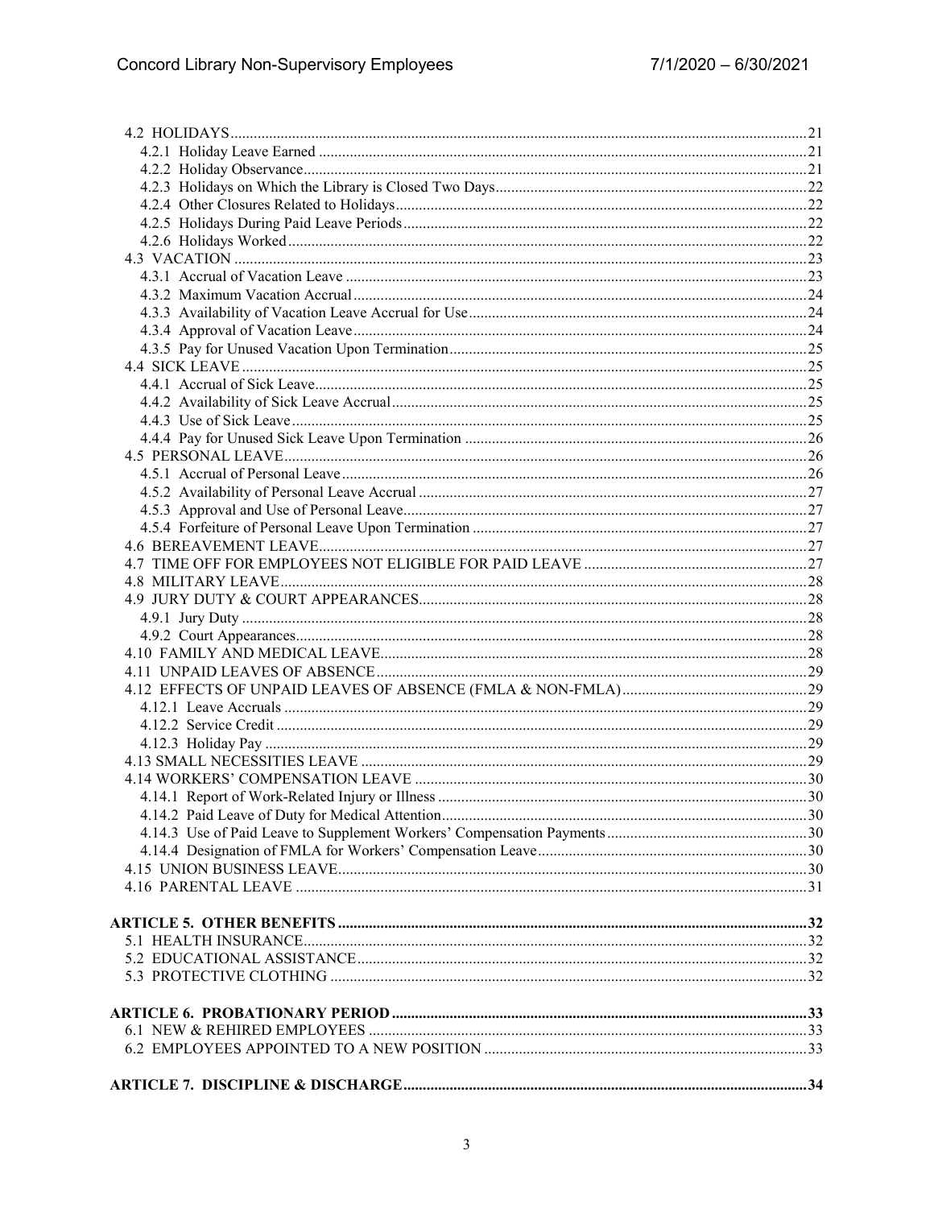4.2 HOLIDAYS ..... 21
    4.2.1 Holiday Leave Earned ..... 21
    4.2.2 Holiday Observance ..... 21
    4.2.3 Holidays on Which the Library is Closed Two Days ..... 22
    4.2.4 Other Closures Related to Holidays ..... 22
    4.2.5 Holidays During Paid Leave Periods ..... 22
    4.2.6 Holidays Worked ..... 22
4.3 VACATION ..... 23
    4.3.1 Accrual of Vacation Leave ..... 23
    4.3.2 Maximum Vacation Accrual ..... 24
    4.3.3 Availability of Vacation Leave Accrual for Use ..... 24
    4.3.4 Approval of Vacation Leave ..... 24
    4.3.5 Pay for Unused Vacation Upon Termination ..... 25
4.4 SICK LEAVE ..... 25
    4.4.1 Accrual of Sick Leave ..... 25
    4.4.2 Availability of Sick Leave Accrual ..... 25
    4.4.3 Use of Sick Leave ..... 25
    4.4.4 Pay for Unused Sick Leave Upon Termination ..... 26
4.5 PERSONAL LEAVE ..... 26
    4.5.1 Accrual of Personal Leave ..... 26
    4.5.2 Availability of Personal Leave Accrual ..... 27
    4.5.3 Approval and Use of Personal Leave ..... 27
    4.5.4 Forfeiture of Personal Leave Upon Termination ..... 27
4.6 BEREAVEMENT LEAVE ..... 27
4.7 TIME OFF FOR EMPLOYEES NOT ELIGIBLE FOR PAID LEAVE ..... 27
4.8 MILITARY LEAVE ..... 28
4.9 JURY DUTY & COURT APPEARANCES ..... 28
    4.9.1 Jury Duty ..... 28
    4.9.2 Court Appearances ..... 28
4.10 FAMILY AND MEDICAL LEAVE ..... 28
4.11 UNPAID LEAVES OF ABSENCE ..... 29
4.12 EFFECTS OF UNPAID LEAVES OF ABSENCE (FMLA & NON-FMLA) ..... 29
    4.12.1 Leave Accruals ..... 29
    4.12.2 Service Credit ..... 29
    4.12.3 Holiday Pay ..... 29
4.13 SMALL NECESSITIES LEAVE ..... 29
4.14 WORKERS' COMPENSATION LEAVE ..... 30
    4.14.1 Report of Work-Related Injury or Illness ..... 30
    4.14.2 Paid Leave of Duty for Medical Attention ..... 30
    4.14.3 Use of Paid Leave to Supplement Workers' Compensation Payments ..... 30
    4.14.4 Designation of FMLA for Workers' Compensation Leave ..... 30
4.15 UNION BUSINESS LEAVE ..... 30
4.16 PARENTAL LEAVE ..... 31

**ARTICLE 5. OTHER BENEFITS ..... 32**
5.1 HEALTH INSURANCE ..... 32
5.2 EDUCATIONAL ASSISTANCE ..... 32
5.3 PROTECTIVE CLOTHING ..... 32

**ARTICLE 6. PROBATIONARY PERIOD ..... 33**
6.1 NEW & REHIRED EMPLOYEES ..... 33
6.2 EMPLOYEES APPOINTED TO A NEW POSITION ..... 33

**ARTICLE 7. DISCIPLINE & DISCHARGE ..... 34**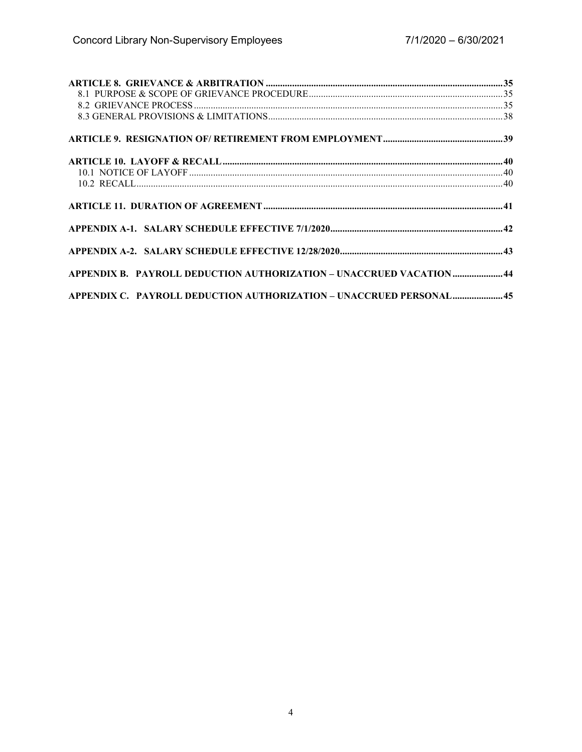**ARTICLE 8. GRIEVANCE & ARBITRATION** .......... **35**

8.1 PURPOSE & SCOPE OF GRIEVANCE PROCEDURE .......... 35

8.2 GRIEVANCE PROCESS .......... 35

8.3 GENERAL PROVISIONS & LIMITATIONS .......... 38

**ARTICLE 9. RESIGNATION OF/ RETIREMENT FROM EMPLOYMENT** .......... **39**

**ARTICLE 10. LAYOFF & RECALL** .......... **40**

10.1 NOTICE OF LAYOFF .......... 40

10.2 RECALL .......... 40

**ARTICLE 11. DURATION OF AGREEMENT** .......... **41**

**APPENDIX A-1. SALARY SCHEDULE EFFECTIVE 7/1/2020** .......... **42**

**APPENDIX A-2. SALARY SCHEDULE EFFECTIVE 12/28/2020** .......... **43**

**APPENDIX B. PAYROLL DEDUCTION AUTHORIZATION – UNACCRUED VACATION** .......... **44**

**APPENDIX C. PAYROLL DEDUCTION AUTHORIZATION – UNACCRUED PERSONAL** .......... **45**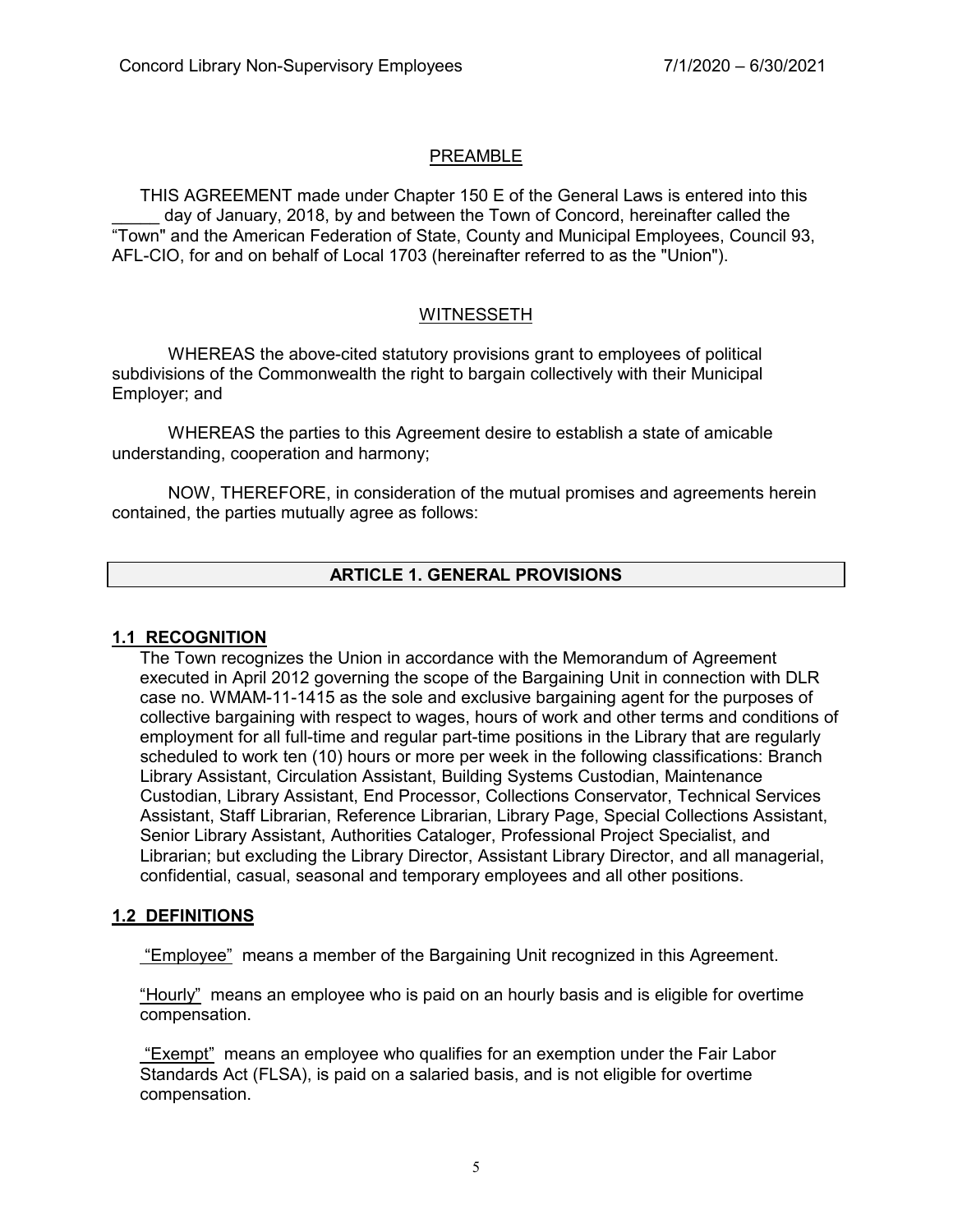## PREAMBLE

THIS AGREEMENT made under Chapter 150 E of the General Laws is entered into this _____ day of January, 2018, by and between the Town of Concord, hereinafter called the "Town" and the American Federation of State, County and Municipal Employees, Council 93, AFL-CIO, for and on behalf of Local 1703 (hereinafter referred to as the "Union").

## WITNESSETH

WHEREAS the above-cited statutory provisions grant to employees of political subdivisions of the Commonwealth the right to bargain collectively with their Municipal Employer; and

WHEREAS the parties to this Agreement desire to establish a state of amicable understanding, cooperation and harmony;

NOW, THEREFORE, in consideration of the mutual promises and agreements herein contained, the parties mutually agree as follows:

# ARTICLE 1. GENERAL PROVISIONS

### 1.1 RECOGNITION

The Town recognizes the Union in accordance with the Memorandum of Agreement executed in April 2012 governing the scope of the Bargaining Unit in connection with DLR case no. WMAM-11-1415 as the sole and exclusive bargaining agent for the purposes of collective bargaining with respect to wages, hours of work and other terms and conditions of employment for all full-time and regular part-time positions in the Library that are regularly scheduled to work ten (10) hours or more per week in the following classifications: Branch Library Assistant, Circulation Assistant, Building Systems Custodian, Maintenance Custodian, Library Assistant, End Processor, Collections Conservator, Technical Services Assistant, Staff Librarian, Reference Librarian, Library Page, Special Collections Assistant, Senior Library Assistant, Authorities Cataloger, Professional Project Specialist, and Librarian; but excluding the Library Director, Assistant Library Director, and all managerial, confidential, casual, seasonal and temporary employees and all other positions.

### 1.2 DEFINITIONS

"Employee" means a member of the Bargaining Unit recognized in this Agreement.

"Hourly" means an employee who is paid on an hourly basis and is eligible for overtime compensation.

"Exempt" means an employee who qualifies for an exemption under the Fair Labor Standards Act (FLSA), is paid on a salaried basis, and is not eligible for overtime compensation.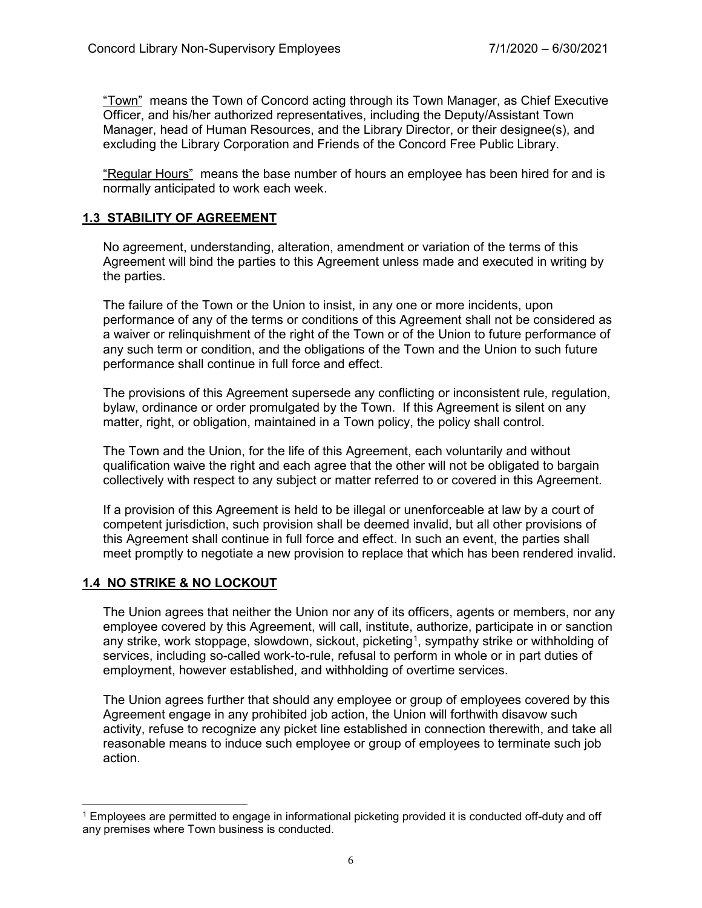"Town" means the Town of Concord acting through its Town Manager, as Chief Executive Officer, and his/her authorized representatives, including the Deputy/Assistant Town Manager, head of Human Resources, and the Library Director, or their designee(s), and excluding the Library Corporation and Friends of the Concord Free Public Library.

"Regular Hours" means the base number of hours an employee has been hired for and is normally anticipated to work each week.

## 1.3 STABILITY OF AGREEMENT

No agreement, understanding, alteration, amendment or variation of the terms of this Agreement will bind the parties to this Agreement unless made and executed in writing by the parties.

The failure of the Town or the Union to insist, in any one or more incidents, upon performance of any of the terms or conditions of this Agreement shall not be considered as a waiver or relinquishment of the right of the Town or of the Union to future performance of any such term or condition, and the obligations of the Town and the Union to such future performance shall continue in full force and effect.

The provisions of this Agreement supersede any conflicting or inconsistent rule, regulation, bylaw, ordinance or order promulgated by the Town. If this Agreement is silent on any matter, right, or obligation, maintained in a Town policy, the policy shall control.

The Town and the Union, for the life of this Agreement, each voluntarily and without qualification waive the right and each agree that the other will not be obligated to bargain collectively with respect to any subject or matter referred to or covered in this Agreement.

If a provision of this Agreement is held to be illegal or unenforceable at law by a court of competent jurisdiction, such provision shall be deemed invalid, but all other provisions of this Agreement shall continue in full force and effect. In such an event, the parties shall meet promptly to negotiate a new provision to replace that which has been rendered invalid.

## 1.4 NO STRIKE & NO LOCKOUT

The Union agrees that neither the Union nor any of its officers, agents or members, nor any employee covered by this Agreement, will call, institute, authorize, participate in or sanction any strike, work stoppage, slowdown, sickout, picketing[1], sympathy strike or withholding of services, including so-called work-to-rule, refusal to perform in whole or in part duties of employment, however established, and withholding of overtime services.

The Union agrees further that should any employee or group of employees covered by this Agreement engage in any prohibited job action, the Union will forthwith disavow such activity, refuse to recognize any picket line established in connection therewith, and take all reasonable means to induce such employee or group of employees to terminate such job action.

[1] Employees are permitted to engage in informational picketing provided it is conducted off-duty and off any premises where Town business is conducted.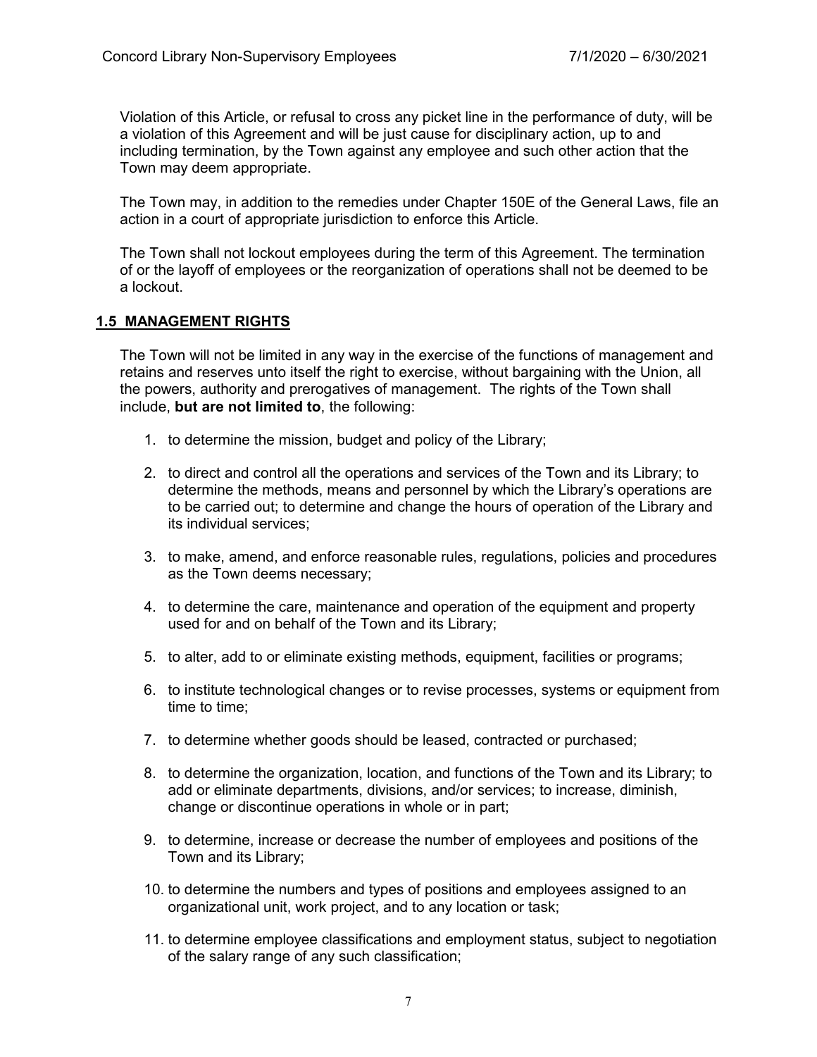Violation of this Article, or refusal to cross any picket line in the performance of duty, will be a violation of this Agreement and will be just cause for disciplinary action, up to and including termination, by the Town against any employee and such other action that the Town may deem appropriate.

The Town may, in addition to the remedies under Chapter 150E of the General Laws, file an action in a court of appropriate jurisdiction to enforce this Article.

The Town shall not lockout employees during the term of this Agreement. The termination of or the layoff of employees or the reorganization of operations shall not be deemed to be a lockout.

## 1.5 MANAGEMENT RIGHTS

The Town will not be limited in any way in the exercise of the functions of management and retains and reserves unto itself the right to exercise, without bargaining with the Union, all the powers, authority and prerogatives of management. The rights of the Town shall include, **but are not limited to**, the following:

1. to determine the mission, budget and policy of the Library;
2. to direct and control all the operations and services of the Town and its Library; to determine the methods, means and personnel by which the Library's operations are to be carried out; to determine and change the hours of operation of the Library and its individual services;
3. to make, amend, and enforce reasonable rules, regulations, policies and procedures as the Town deems necessary;
4. to determine the care, maintenance and operation of the equipment and property used for and on behalf of the Town and its Library;
5. to alter, add to or eliminate existing methods, equipment, facilities or programs;
6. to institute technological changes or to revise processes, systems or equipment from time to time;
7. to determine whether goods should be leased, contracted or purchased;
8. to determine the organization, location, and functions of the Town and its Library; to add or eliminate departments, divisions, and/or services; to increase, diminish, change or discontinue operations in whole or in part;
9. to determine, increase or decrease the number of employees and positions of the Town and its Library;
10. to determine the numbers and types of positions and employees assigned to an organizational unit, work project, and to any location or task;
11. to determine employee classifications and employment status, subject to negotiation of the salary range of any such classification;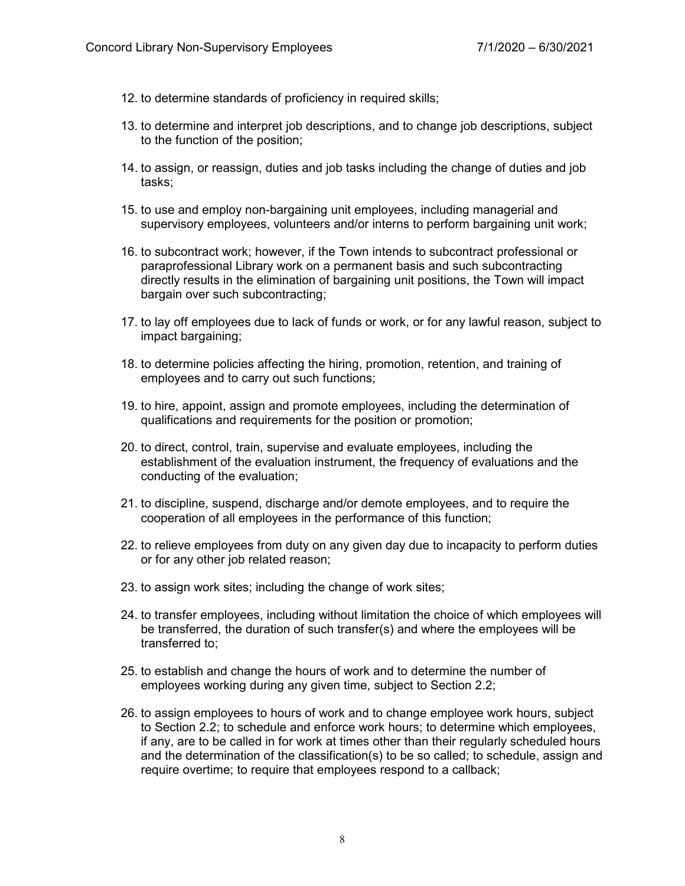12. to determine standards of proficiency in required skills;

13. to determine and interpret job descriptions, and to change job descriptions, subject to the function of the position;

14. to assign, or reassign, duties and job tasks including the change of duties and job tasks;

15. to use and employ non-bargaining unit employees, including managerial and supervisory employees, volunteers and/or interns to perform bargaining unit work;

16. to subcontract work; however, if the Town intends to subcontract professional or paraprofessional Library work on a permanent basis and such subcontracting directly results in the elimination of bargaining unit positions, the Town will impact bargain over such subcontracting;

17. to lay off employees due to lack of funds or work, or for any lawful reason, subject to impact bargaining;

18. to determine policies affecting the hiring, promotion, retention, and training of employees and to carry out such functions;

19. to hire, appoint, assign and promote employees, including the determination of qualifications and requirements for the position or promotion;

20. to direct, control, train, supervise and evaluate employees, including the establishment of the evaluation instrument, the frequency of evaluations and the conducting of the evaluation;

21. to discipline, suspend, discharge and/or demote employees, and to require the cooperation of all employees in the performance of this function;

22. to relieve employees from duty on any given day due to incapacity to perform duties or for any other job related reason;

23. to assign work sites; including the change of work sites;

24. to transfer employees, including without limitation the choice of which employees will be transferred, the duration of such transfer(s) and where the employees will be transferred to;

25. to establish and change the hours of work and to determine the number of employees working during any given time, subject to Section 2.2;

26. to assign employees to hours of work and to change employee work hours, subject to Section 2.2; to schedule and enforce work hours; to determine which employees, if any, are to be called in for work at times other than their regularly scheduled hours and the determination of the classification(s) to be so called; to schedule, assign and require overtime; to require that employees respond to a callback;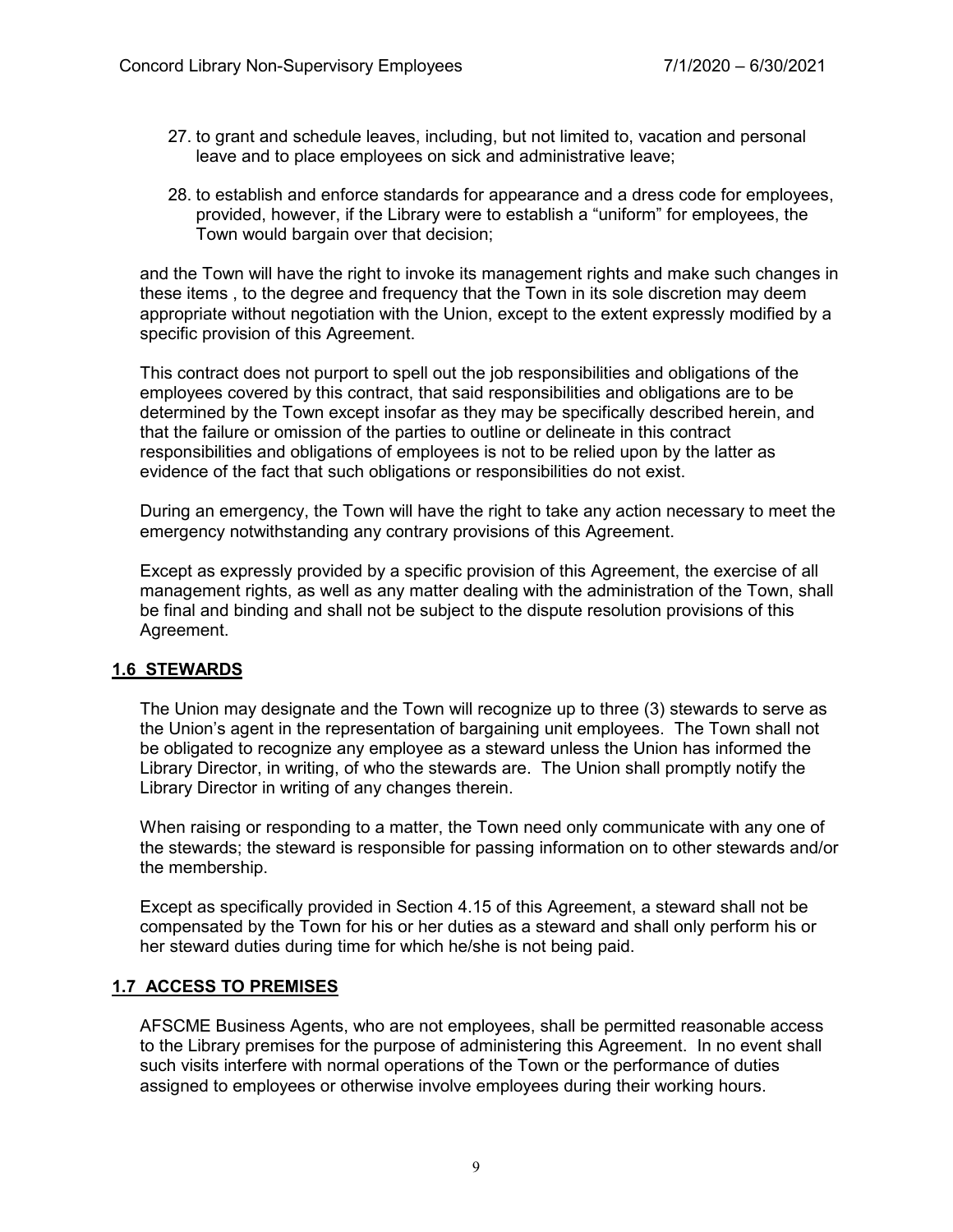27. to grant and schedule leaves, including, but not limited to, vacation and personal leave and to place employees on sick and administrative leave;

28. to establish and enforce standards for appearance and a dress code for employees, provided, however, if the Library were to establish a "uniform" for employees, the Town would bargain over that decision;

and the Town will have the right to invoke its management rights and make such changes in these items , to the degree and frequency that the Town in its sole discretion may deem appropriate without negotiation with the Union, except to the extent expressly modified by a specific provision of this Agreement.

This contract does not purport to spell out the job responsibilities and obligations of the employees covered by this contract, that said responsibilities and obligations are to be determined by the Town except insofar as they may be specifically described herein, and that the failure or omission of the parties to outline or delineate in this contract responsibilities and obligations of employees is not to be relied upon by the latter as evidence of the fact that such obligations or responsibilities do not exist.

During an emergency, the Town will have the right to take any action necessary to meet the emergency notwithstanding any contrary provisions of this Agreement.

Except as expressly provided by a specific provision of this Agreement, the exercise of all management rights, as well as any matter dealing with the administration of the Town, shall be final and binding and shall not be subject to the dispute resolution provisions of this Agreement.

## 1.6 STEWARDS

The Union may designate and the Town will recognize up to three (3) stewards to serve as the Union's agent in the representation of bargaining unit employees. The Town shall not be obligated to recognize any employee as a steward unless the Union has informed the Library Director, in writing, of who the stewards are. The Union shall promptly notify the Library Director in writing of any changes therein.

When raising or responding to a matter, the Town need only communicate with any one of the stewards; the steward is responsible for passing information on to other stewards and/or the membership.

Except as specifically provided in Section 4.15 of this Agreement, a steward shall not be compensated by the Town for his or her duties as a steward and shall only perform his or her steward duties during time for which he/she is not being paid.

## 1.7 ACCESS TO PREMISES

AFSCME Business Agents, who are not employees, shall be permitted reasonable access to the Library premises for the purpose of administering this Agreement. In no event shall such visits interfere with normal operations of the Town or the performance of duties assigned to employees or otherwise involve employees during their working hours.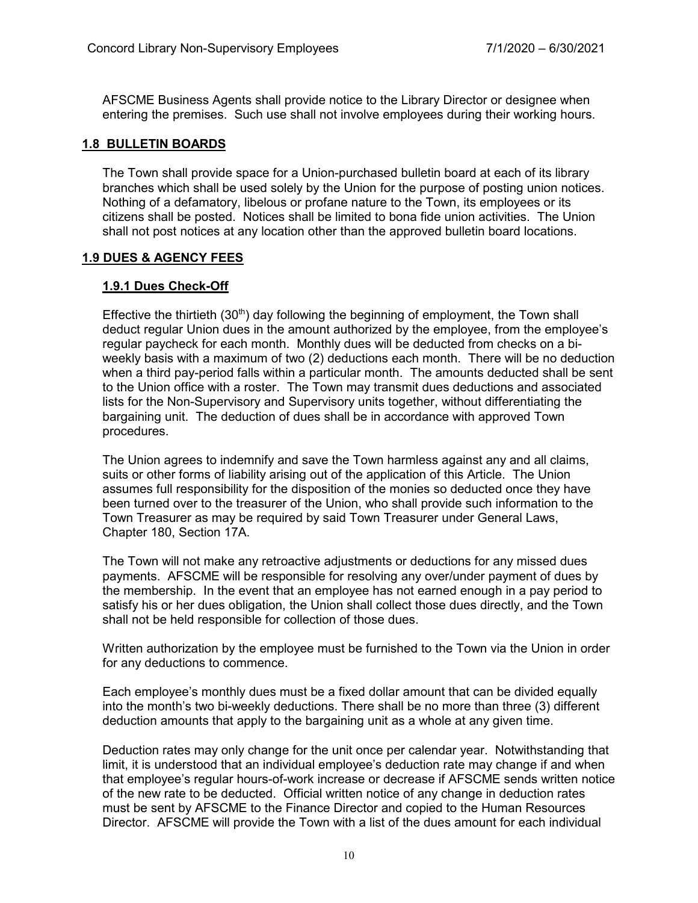AFSCME Business Agents shall provide notice to the Library Director or designee when entering the premises. Such use shall not involve employees during their working hours.

## 1.8 BULLETIN BOARDS

The Town shall provide space for a Union-purchased bulletin board at each of its library branches which shall be used solely by the Union for the purpose of posting union notices. Nothing of a defamatory, libelous or profane nature to the Town, its employees or its citizens shall be posted. Notices shall be limited to bona fide union activities. The Union shall not post notices at any location other than the approved bulletin board locations.

## 1.9 DUES & AGENCY FEES

### 1.9.1 Dues Check-Off

Effective the thirtieth (30th) day following the beginning of employment, the Town shall deduct regular Union dues in the amount authorized by the employee, from the employee's regular paycheck for each month. Monthly dues will be deducted from checks on a bi-weekly basis with a maximum of two (2) deductions each month. There will be no deduction when a third pay-period falls within a particular month. The amounts deducted shall be sent to the Union office with a roster. The Town may transmit dues deductions and associated lists for the Non-Supervisory and Supervisory units together, without differentiating the bargaining unit. The deduction of dues shall be in accordance with approved Town procedures.

The Union agrees to indemnify and save the Town harmless against any and all claims, suits or other forms of liability arising out of the application of this Article. The Union assumes full responsibility for the disposition of the monies so deducted once they have been turned over to the treasurer of the Union, who shall provide such information to the Town Treasurer as may be required by said Town Treasurer under General Laws, Chapter 180, Section 17A.

The Town will not make any retroactive adjustments or deductions for any missed dues payments. AFSCME will be responsible for resolving any over/under payment of dues by the membership. In the event that an employee has not earned enough in a pay period to satisfy his or her dues obligation, the Union shall collect those dues directly, and the Town shall not be held responsible for collection of those dues.

Written authorization by the employee must be furnished to the Town via the Union in order for any deductions to commence.

Each employee's monthly dues must be a fixed dollar amount that can be divided equally into the month's two bi-weekly deductions. There shall be no more than three (3) different deduction amounts that apply to the bargaining unit as a whole at any given time.

Deduction rates may only change for the unit once per calendar year. Notwithstanding that limit, it is understood that an individual employee's deduction rate may change if and when that employee's regular hours-of-work increase or decrease if AFSCME sends written notice of the new rate to be deducted. Official written notice of any change in deduction rates must be sent by AFSCME to the Finance Director and copied to the Human Resources Director. AFSCME will provide the Town with a list of the dues amount for each individual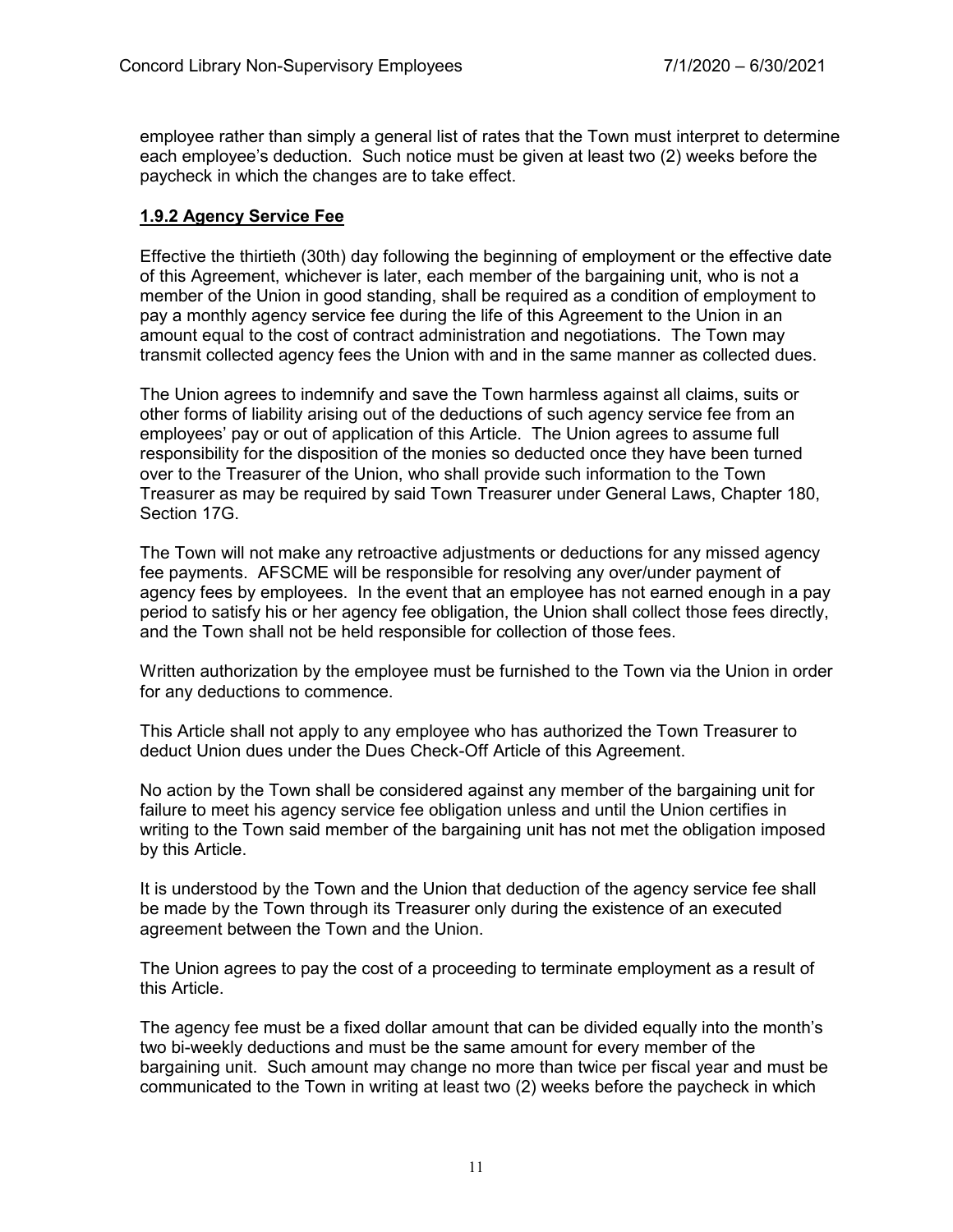employee rather than simply a general list of rates that the Town must interpret to determine each employee's deduction. Such notice must be given at least two (2) weeks before the paycheck in which the changes are to take effect.

**1.9.2 Agency Service Fee**

Effective the thirtieth (30th) day following the beginning of employment or the effective date of this Agreement, whichever is later, each member of the bargaining unit, who is not a member of the Union in good standing, shall be required as a condition of employment to pay a monthly agency service fee during the life of this Agreement to the Union in an amount equal to the cost of contract administration and negotiations. The Town may transmit collected agency fees the Union with and in the same manner as collected dues.

The Union agrees to indemnify and save the Town harmless against all claims, suits or other forms of liability arising out of the deductions of such agency service fee from an employees' pay or out of application of this Article. The Union agrees to assume full responsibility for the disposition of the monies so deducted once they have been turned over to the Treasurer of the Union, who shall provide such information to the Town Treasurer as may be required by said Town Treasurer under General Laws, Chapter 180, Section 17G.

The Town will not make any retroactive adjustments or deductions for any missed agency fee payments. AFSCME will be responsible for resolving any over/under payment of agency fees by employees. In the event that an employee has not earned enough in a pay period to satisfy his or her agency fee obligation, the Union shall collect those fees directly, and the Town shall not be held responsible for collection of those fees.

Written authorization by the employee must be furnished to the Town via the Union in order for any deductions to commence.

This Article shall not apply to any employee who has authorized the Town Treasurer to deduct Union dues under the Dues Check-Off Article of this Agreement.

No action by the Town shall be considered against any member of the bargaining unit for failure to meet his agency service fee obligation unless and until the Union certifies in writing to the Town said member of the bargaining unit has not met the obligation imposed by this Article.

It is understood by the Town and the Union that deduction of the agency service fee shall be made by the Town through its Treasurer only during the existence of an executed agreement between the Town and the Union.

The Union agrees to pay the cost of a proceeding to terminate employment as a result of this Article.

The agency fee must be a fixed dollar amount that can be divided equally into the month's two bi-weekly deductions and must be the same amount for every member of the bargaining unit. Such amount may change no more than twice per fiscal year and must be communicated to the Town in writing at least two (2) weeks before the paycheck in which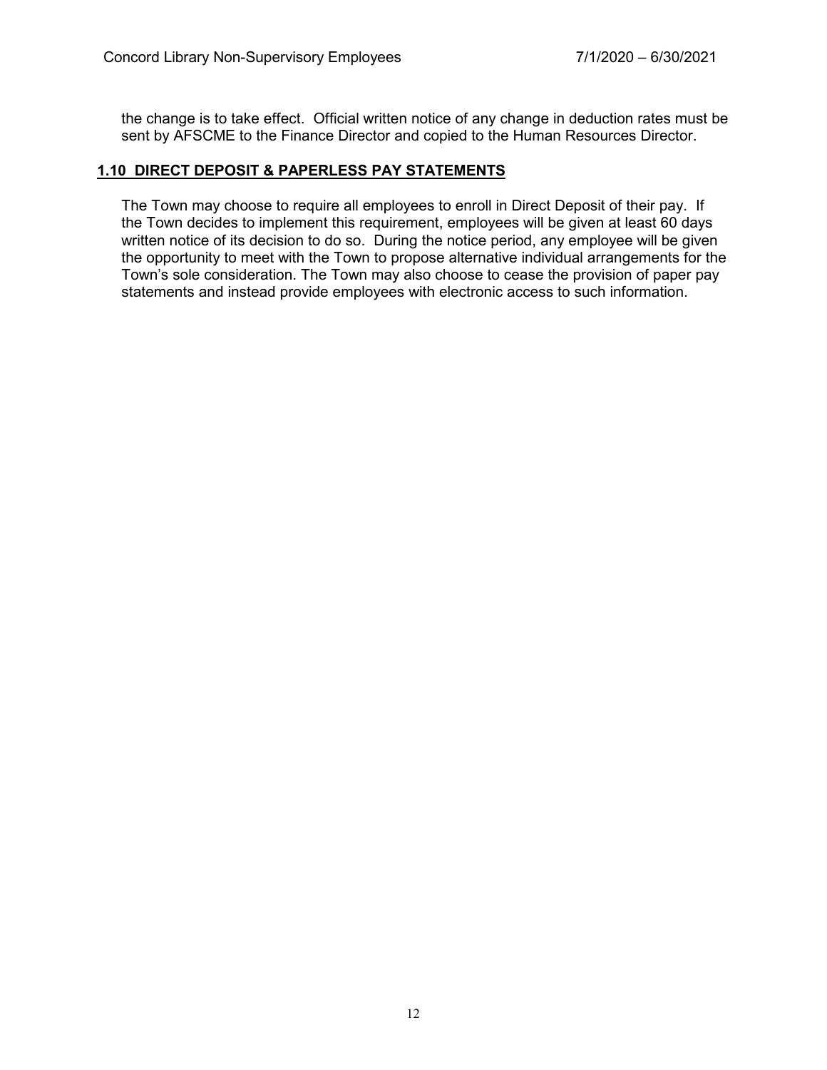the change is to take effect. Official written notice of any change in deduction rates must be sent by AFSCME to the Finance Director and copied to the Human Resources Director.

## 1.10 DIRECT DEPOSIT & PAPERLESS PAY STATEMENTS

The Town may choose to require all employees to enroll in Direct Deposit of their pay. If the Town decides to implement this requirement, employees will be given at least 60 days written notice of its decision to do so. During the notice period, any employee will be given the opportunity to meet with the Town to propose alternative individual arrangements for the Town's sole consideration. The Town may also choose to cease the provision of paper pay statements and instead provide employees with electronic access to such information.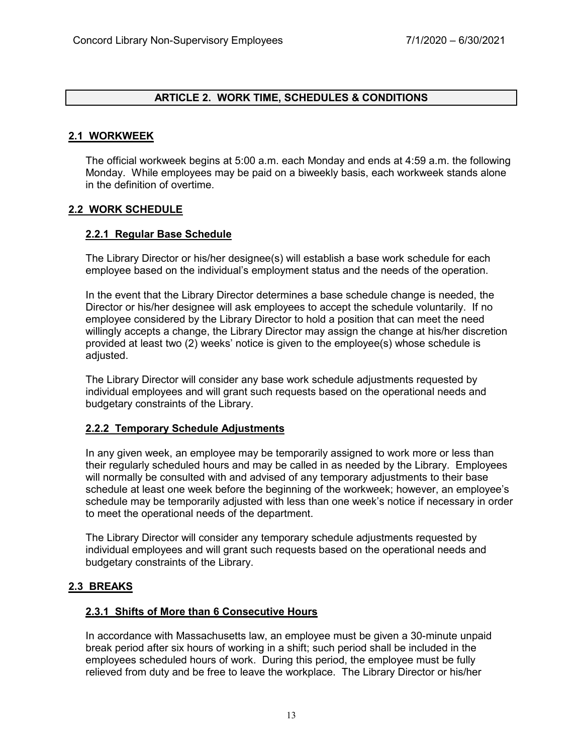## ARTICLE 2. WORK TIME, SCHEDULES & CONDITIONS

### 2.1 WORKWEEK

The official workweek begins at 5:00 a.m. each Monday and ends at 4:59 a.m. the following Monday. While employees may be paid on a biweekly basis, each workweek stands alone in the definition of overtime.

### 2.2 WORK SCHEDULE

#### 2.2.1 Regular Base Schedule

The Library Director or his/her designee(s) will establish a base work schedule for each employee based on the individual's employment status and the needs of the operation.

In the event that the Library Director determines a base schedule change is needed, the Director or his/her designee will ask employees to accept the schedule voluntarily. If no employee considered by the Library Director to hold a position that can meet the need willingly accepts a change, the Library Director may assign the change at his/her discretion provided at least two (2) weeks' notice is given to the employee(s) whose schedule is adjusted.

The Library Director will consider any base work schedule adjustments requested by individual employees and will grant such requests based on the operational needs and budgetary constraints of the Library.

#### 2.2.2 Temporary Schedule Adjustments

In any given week, an employee may be temporarily assigned to work more or less than their regularly scheduled hours and may be called in as needed by the Library. Employees will normally be consulted with and advised of any temporary adjustments to their base schedule at least one week before the beginning of the workweek; however, an employee's schedule may be temporarily adjusted with less than one week's notice if necessary in order to meet the operational needs of the department.

The Library Director will consider any temporary schedule adjustments requested by individual employees and will grant such requests based on the operational needs and budgetary constraints of the Library.

### 2.3 BREAKS

#### 2.3.1 Shifts of More than 6 Consecutive Hours

In accordance with Massachusetts law, an employee must be given a 30-minute unpaid break period after six hours of working in a shift; such period shall be included in the employees scheduled hours of work. During this period, the employee must be fully relieved from duty and be free to leave the workplace. The Library Director or his/her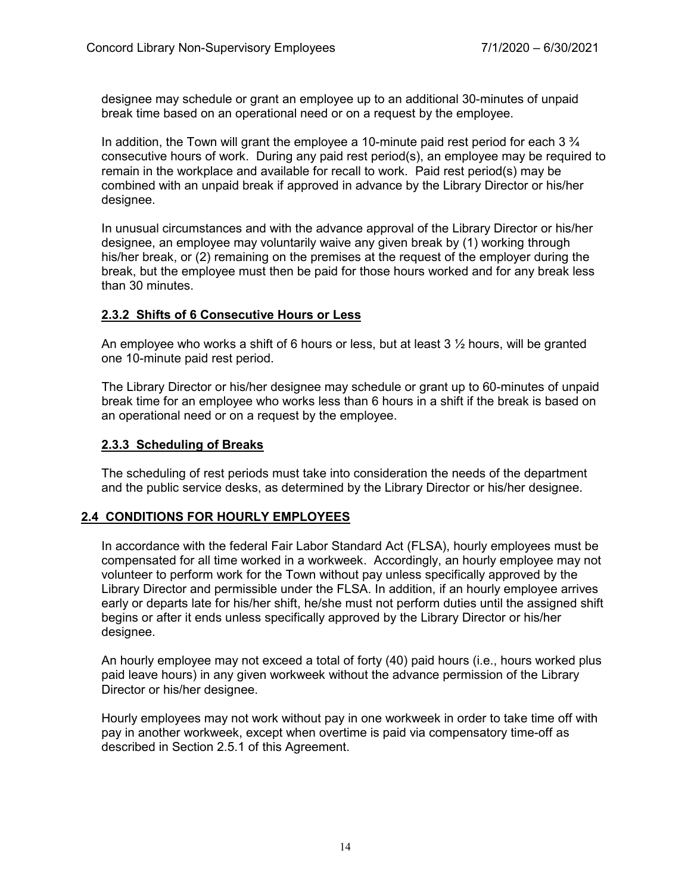designee may schedule or grant an employee up to an additional 30-minutes of unpaid break time based on an operational need or on a request by the employee.

In addition, the Town will grant the employee a 10-minute paid rest period for each 3 ¾ consecutive hours of work. During any paid rest period(s), an employee may be required to remain in the workplace and available for recall to work. Paid rest period(s) may be combined with an unpaid break if approved in advance by the Library Director or his/her designee.

In unusual circumstances and with the advance approval of the Library Director or his/her designee, an employee may voluntarily waive any given break by (1) working through his/her break, or (2) remaining on the premises at the request of the employer during the break, but the employee must then be paid for those hours worked and for any break less than 30 minutes.

### 2.3.2 Shifts of 6 Consecutive Hours or Less

An employee who works a shift of 6 hours or less, but at least 3 ½ hours, will be granted one 10-minute paid rest period.

The Library Director or his/her designee may schedule or grant up to 60-minutes of unpaid break time for an employee who works less than 6 hours in a shift if the break is based on an operational need or on a request by the employee.

### 2.3.3 Scheduling of Breaks

The scheduling of rest periods must take into consideration the needs of the department and the public service desks, as determined by the Library Director or his/her designee.

## 2.4 CONDITIONS FOR HOURLY EMPLOYEES

In accordance with the federal Fair Labor Standard Act (FLSA), hourly employees must be compensated for all time worked in a workweek. Accordingly, an hourly employee may not volunteer to perform work for the Town without pay unless specifically approved by the Library Director and permissible under the FLSA. In addition, if an hourly employee arrives early or departs late for his/her shift, he/she must not perform duties until the assigned shift begins or after it ends unless specifically approved by the Library Director or his/her designee.

An hourly employee may not exceed a total of forty (40) paid hours (i.e., hours worked plus paid leave hours) in any given workweek without the advance permission of the Library Director or his/her designee.

Hourly employees may not work without pay in one workweek in order to take time off with pay in another workweek, except when overtime is paid via compensatory time-off as described in Section 2.5.1 of this Agreement.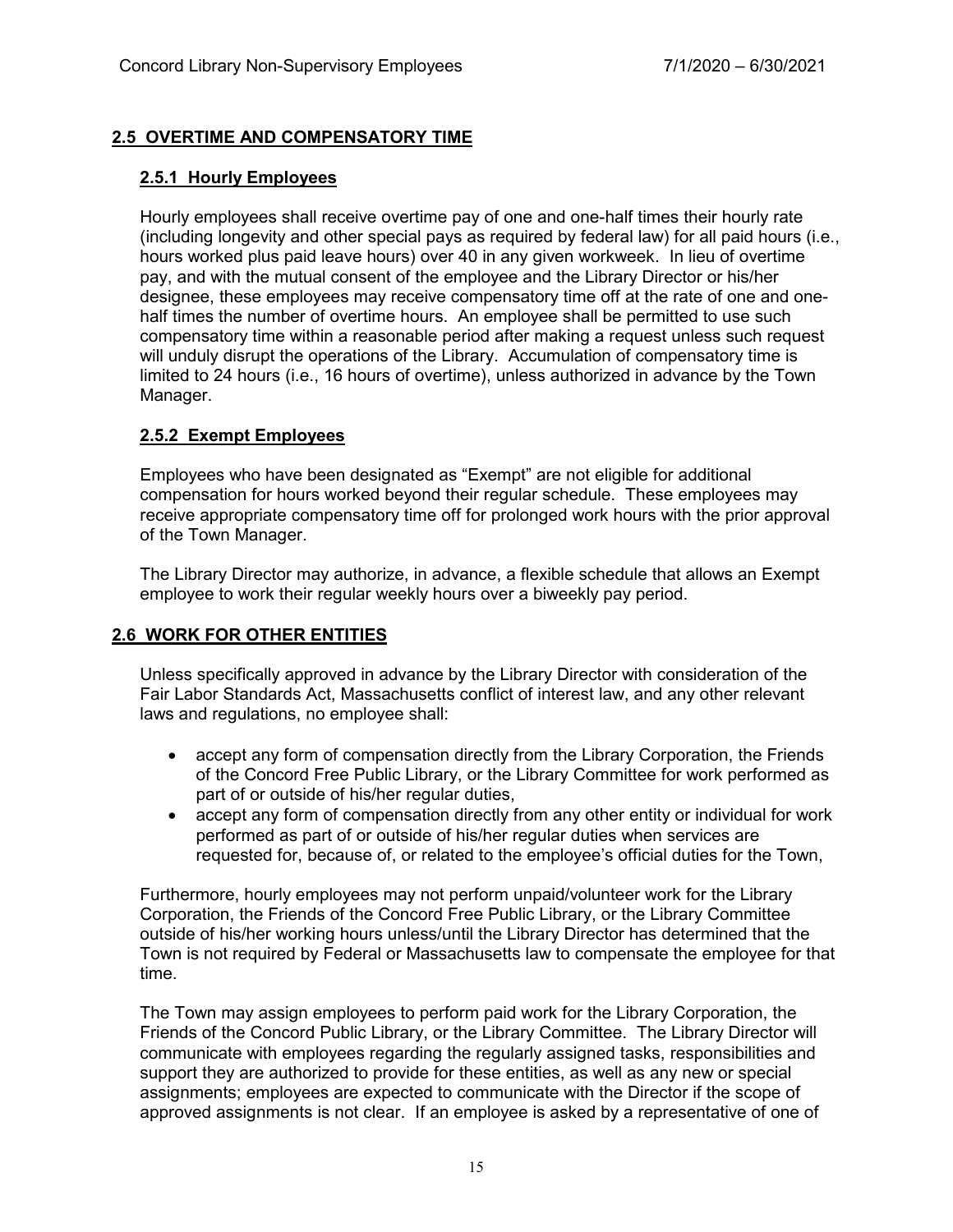## 2.5 OVERTIME AND COMPENSATORY TIME

### 2.5.1 Hourly Employees

Hourly employees shall receive overtime pay of one and one-half times their hourly rate (including longevity and other special pays as required by federal law) for all paid hours (i.e., hours worked plus paid leave hours) over 40 in any given workweek. In lieu of overtime pay, and with the mutual consent of the employee and the Library Director or his/her designee, these employees may receive compensatory time off at the rate of one and one-half times the number of overtime hours. An employee shall be permitted to use such compensatory time within a reasonable period after making a request unless such request will unduly disrupt the operations of the Library. Accumulation of compensatory time is limited to 24 hours (i.e., 16 hours of overtime), unless authorized in advance by the Town Manager.

### 2.5.2 Exempt Employees

Employees who have been designated as "Exempt" are not eligible for additional compensation for hours worked beyond their regular schedule. These employees may receive appropriate compensatory time off for prolonged work hours with the prior approval of the Town Manager.

The Library Director may authorize, in advance, a flexible schedule that allows an Exempt employee to work their regular weekly hours over a biweekly pay period.

## 2.6 WORK FOR OTHER ENTITIES

Unless specifically approved in advance by the Library Director with consideration of the Fair Labor Standards Act, Massachusetts conflict of interest law, and any other relevant laws and regulations, no employee shall:

- accept any form of compensation directly from the Library Corporation, the Friends of the Concord Free Public Library, or the Library Committee for work performed as part of or outside of his/her regular duties,
- accept any form of compensation directly from any other entity or individual for work performed as part of or outside of his/her regular duties when services are requested for, because of, or related to the employee's official duties for the Town,

Furthermore, hourly employees may not perform unpaid/volunteer work for the Library Corporation, the Friends of the Concord Free Public Library, or the Library Committee outside of his/her working hours unless/until the Library Director has determined that the Town is not required by Federal or Massachusetts law to compensate the employee for that time.

The Town may assign employees to perform paid work for the Library Corporation, the Friends of the Concord Public Library, or the Library Committee. The Library Director will communicate with employees regarding the regularly assigned tasks, responsibilities and support they are authorized to provide for these entities, as well as any new or special assignments; employees are expected to communicate with the Director if the scope of approved assignments is not clear. If an employee is asked by a representative of one of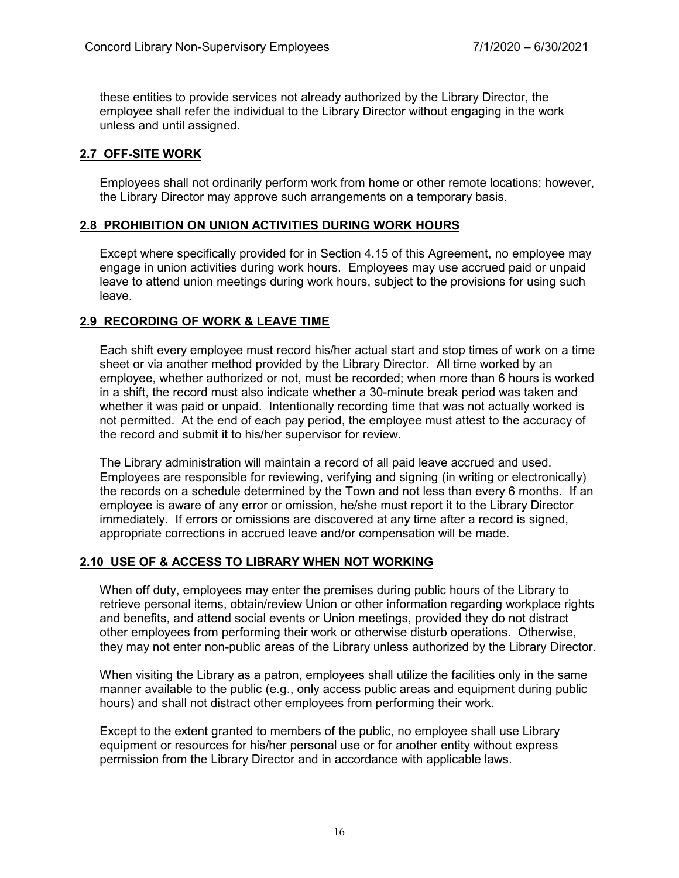these entities to provide services not already authorized by the Library Director, the employee shall refer the individual to the Library Director without engaging in the work unless and until assigned.

## 2.7 OFF-SITE WORK

Employees shall not ordinarily perform work from home or other remote locations; however, the Library Director may approve such arrangements on a temporary basis.

## 2.8 PROHIBITION ON UNION ACTIVITIES DURING WORK HOURS

Except where specifically provided for in Section 4.15 of this Agreement, no employee may engage in union activities during work hours. Employees may use accrued paid or unpaid leave to attend union meetings during work hours, subject to the provisions for using such leave.

## 2.9 RECORDING OF WORK & LEAVE TIME

Each shift every employee must record his/her actual start and stop times of work on a time sheet or via another method provided by the Library Director. All time worked by an employee, whether authorized or not, must be recorded; when more than 6 hours is worked in a shift, the record must also indicate whether a 30-minute break period was taken and whether it was paid or unpaid. Intentionally recording time that was not actually worked is not permitted. At the end of each pay period, the employee must attest to the accuracy of the record and submit it to his/her supervisor for review.

The Library administration will maintain a record of all paid leave accrued and used. Employees are responsible for reviewing, verifying and signing (in writing or electronically) the records on a schedule determined by the Town and not less than every 6 months. If an employee is aware of any error or omission, he/she must report it to the Library Director immediately. If errors or omissions are discovered at any time after a record is signed, appropriate corrections in accrued leave and/or compensation will be made.

## 2.10 USE OF & ACCESS TO LIBRARY WHEN NOT WORKING

When off duty, employees may enter the premises during public hours of the Library to retrieve personal items, obtain/review Union or other information regarding workplace rights and benefits, and attend social events or Union meetings, provided they do not distract other employees from performing their work or otherwise disturb operations. Otherwise, they may not enter non-public areas of the Library unless authorized by the Library Director.

When visiting the Library as a patron, employees shall utilize the facilities only in the same manner available to the public (e.g., only access public areas and equipment during public hours) and shall not distract other employees from performing their work.

Except to the extent granted to members of the public, no employee shall use Library equipment or resources for his/her personal use or for another entity without express permission from the Library Director and in accordance with applicable laws.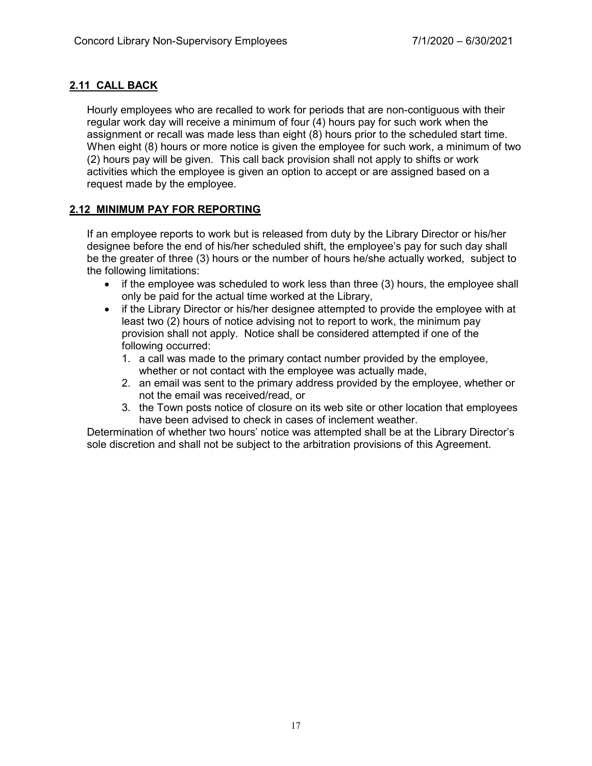## 2.11 CALL BACK

Hourly employees who are recalled to work for periods that are non-contiguous with their regular work day will receive a minimum of four (4) hours pay for such work when the assignment or recall was made less than eight (8) hours prior to the scheduled start time. When eight (8) hours or more notice is given the employee for such work, a minimum of two (2) hours pay will be given. This call back provision shall not apply to shifts or work activities which the employee is given an option to accept or are assigned based on a request made by the employee.

## 2.12 MINIMUM PAY FOR REPORTING

If an employee reports to work but is released from duty by the Library Director or his/her designee before the end of his/her scheduled shift, the employee's pay for such day shall be the greater of three (3) hours or the number of hours he/she actually worked, subject to the following limitations:

- if the employee was scheduled to work less than three (3) hours, the employee shall only be paid for the actual time worked at the Library,
- if the Library Director or his/her designee attempted to provide the employee with at least two (2) hours of notice advising not to report to work, the minimum pay provision shall not apply. Notice shall be considered attempted if one of the following occurred:
  1. a call was made to the primary contact number provided by the employee, whether or not contact with the employee was actually made,
  2. an email was sent to the primary address provided by the employee, whether or not the email was received/read, or
  3. the Town posts notice of closure on its web site or other location that employees have been advised to check in cases of inclement weather.

Determination of whether two hours' notice was attempted shall be at the Library Director's sole discretion and shall not be subject to the arbitration provisions of this Agreement.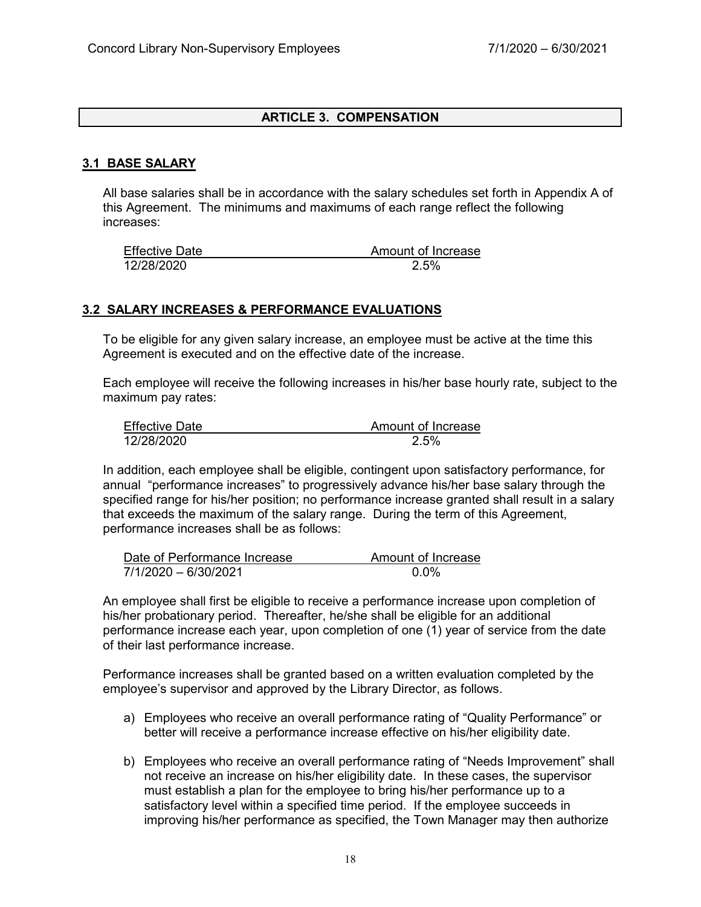## ARTICLE 3. COMPENSATION

### 3.1 BASE SALARY

All base salaries shall be in accordance with the salary schedules set forth in Appendix A of this Agreement. The minimums and maximums of each range reflect the following increases:

| Effective Date | Amount of Increase |
|---|---|
| 12/28/2020 | 2.5% |

### 3.2 SALARY INCREASES & PERFORMANCE EVALUATIONS

To be eligible for any given salary increase, an employee must be active at the time this Agreement is executed and on the effective date of the increase.

Each employee will receive the following increases in his/her base hourly rate, subject to the maximum pay rates:

| Effective Date | Amount of Increase |
|---|---|
| 12/28/2020 | 2.5% |

In addition, each employee shall be eligible, contingent upon satisfactory performance, for annual "performance increases" to progressively advance his/her base salary through the specified range for his/her position; no performance increase granted shall result in a salary that exceeds the maximum of the salary range. During the term of this Agreement, performance increases shall be as follows:

| Date of Performance Increase | Amount of Increase |
|---|---|
| 7/1/2020 – 6/30/2021 | 0.0% |

An employee shall first be eligible to receive a performance increase upon completion of his/her probationary period. Thereafter, he/she shall be eligible for an additional performance increase each year, upon completion of one (1) year of service from the date of their last performance increase.

Performance increases shall be granted based on a written evaluation completed by the employee's supervisor and approved by the Library Director, as follows.

a) Employees who receive an overall performance rating of "Quality Performance" or better will receive a performance increase effective on his/her eligibility date.

b) Employees who receive an overall performance rating of "Needs Improvement" shall not receive an increase on his/her eligibility date. In these cases, the supervisor must establish a plan for the employee to bring his/her performance up to a satisfactory level within a specified time period. If the employee succeeds in improving his/her performance as specified, the Town Manager may then authorize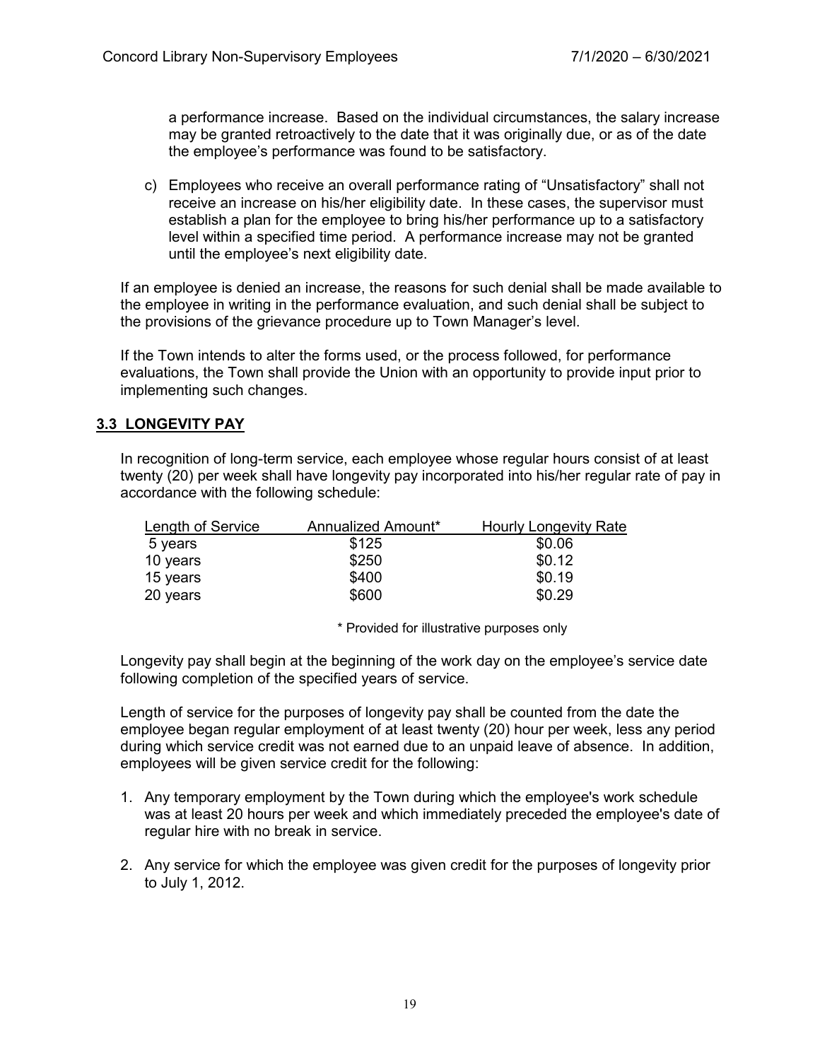a performance increase. Based on the individual circumstances, the salary increase may be granted retroactively to the date that it was originally due, or as of the date the employee's performance was found to be satisfactory.

c) Employees who receive an overall performance rating of "Unsatisfactory" shall not receive an increase on his/her eligibility date. In these cases, the supervisor must establish a plan for the employee to bring his/her performance up to a satisfactory level within a specified time period. A performance increase may not be granted until the employee's next eligibility date.

If an employee is denied an increase, the reasons for such denial shall be made available to the employee in writing in the performance evaluation, and such denial shall be subject to the provisions of the grievance procedure up to Town Manager's level.

If the Town intends to alter the forms used, or the process followed, for performance evaluations, the Town shall provide the Union with an opportunity to provide input prior to implementing such changes.

## 3.3 LONGEVITY PAY

In recognition of long-term service, each employee whose regular hours consist of at least twenty (20) per week shall have longevity pay incorporated into his/her regular rate of pay in accordance with the following schedule:

| Length of Service | Annualized Amount* | Hourly Longevity Rate |
|---|---|---|
| 5 years | $125 | $0.06 |
| 10 years | $250 | $0.12 |
| 15 years | $400 | $0.19 |
| 20 years | $600 | $0.29 |

\* Provided for illustrative purposes only

Longevity pay shall begin at the beginning of the work day on the employee's service date following completion of the specified years of service.

Length of service for the purposes of longevity pay shall be counted from the date the employee began regular employment of at least twenty (20) hour per week, less any period during which service credit was not earned due to an unpaid leave of absence. In addition, employees will be given service credit for the following:

1. Any temporary employment by the Town during which the employee's work schedule was at least 20 hours per week and which immediately preceded the employee's date of regular hire with no break in service.

2. Any service for which the employee was given credit for the purposes of longevity prior to July 1, 2012.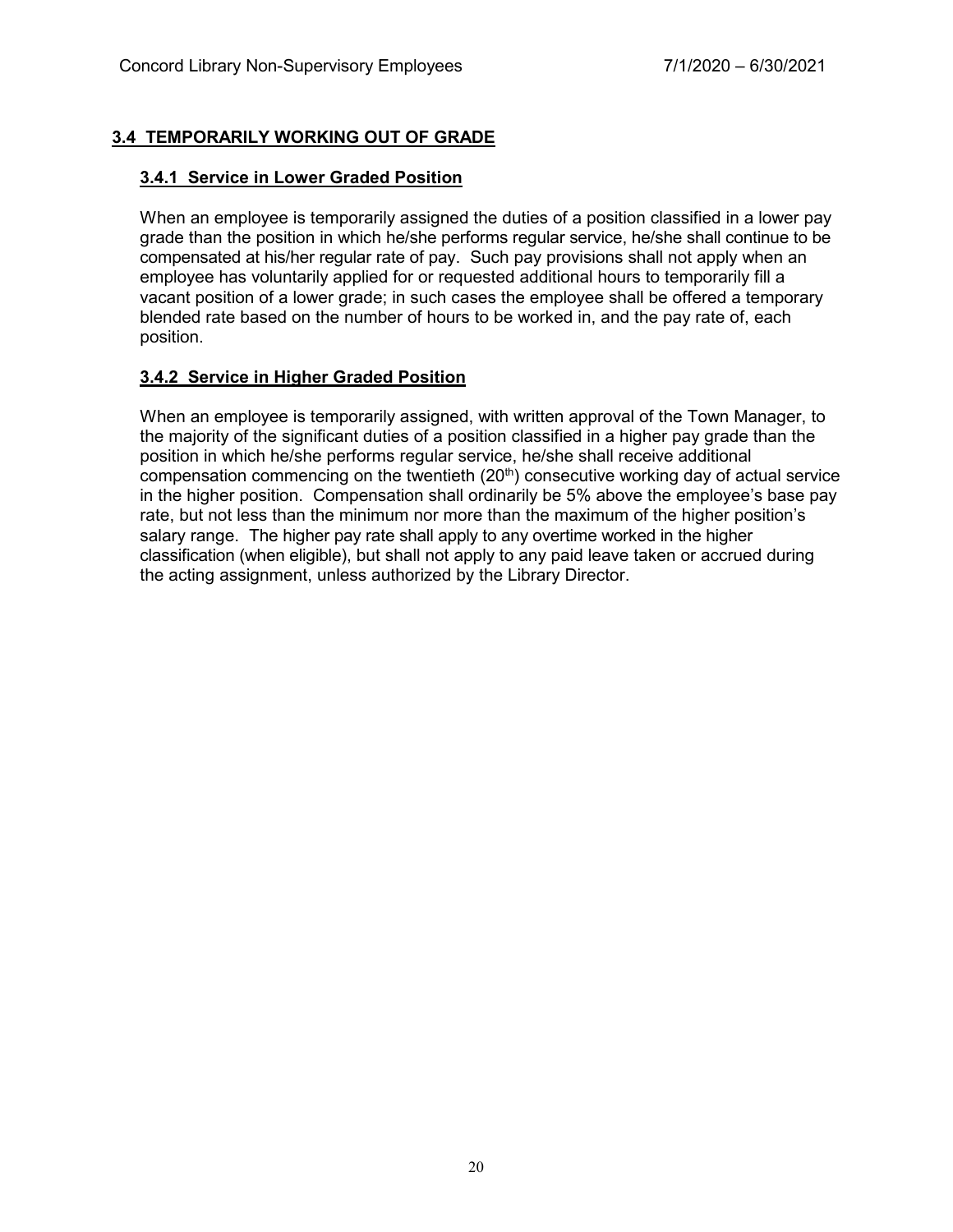## 3.4 TEMPORARILY WORKING OUT OF GRADE

### 3.4.1 Service in Lower Graded Position

When an employee is temporarily assigned the duties of a position classified in a lower pay grade than the position in which he/she performs regular service, he/she shall continue to be compensated at his/her regular rate of pay. Such pay provisions shall not apply when an employee has voluntarily applied for or requested additional hours to temporarily fill a vacant position of a lower grade; in such cases the employee shall be offered a temporary blended rate based on the number of hours to be worked in, and the pay rate of, each position.

### 3.4.2 Service in Higher Graded Position

When an employee is temporarily assigned, with written approval of the Town Manager, to the majority of the significant duties of a position classified in a higher pay grade than the position in which he/she performs regular service, he/she shall receive additional compensation commencing on the twentieth (20th) consecutive working day of actual service in the higher position. Compensation shall ordinarily be 5% above the employee's base pay rate, but not less than the minimum nor more than the maximum of the higher position's salary range. The higher pay rate shall apply to any overtime worked in the higher classification (when eligible), but shall not apply to any paid leave taken or accrued during the acting assignment, unless authorized by the Library Director.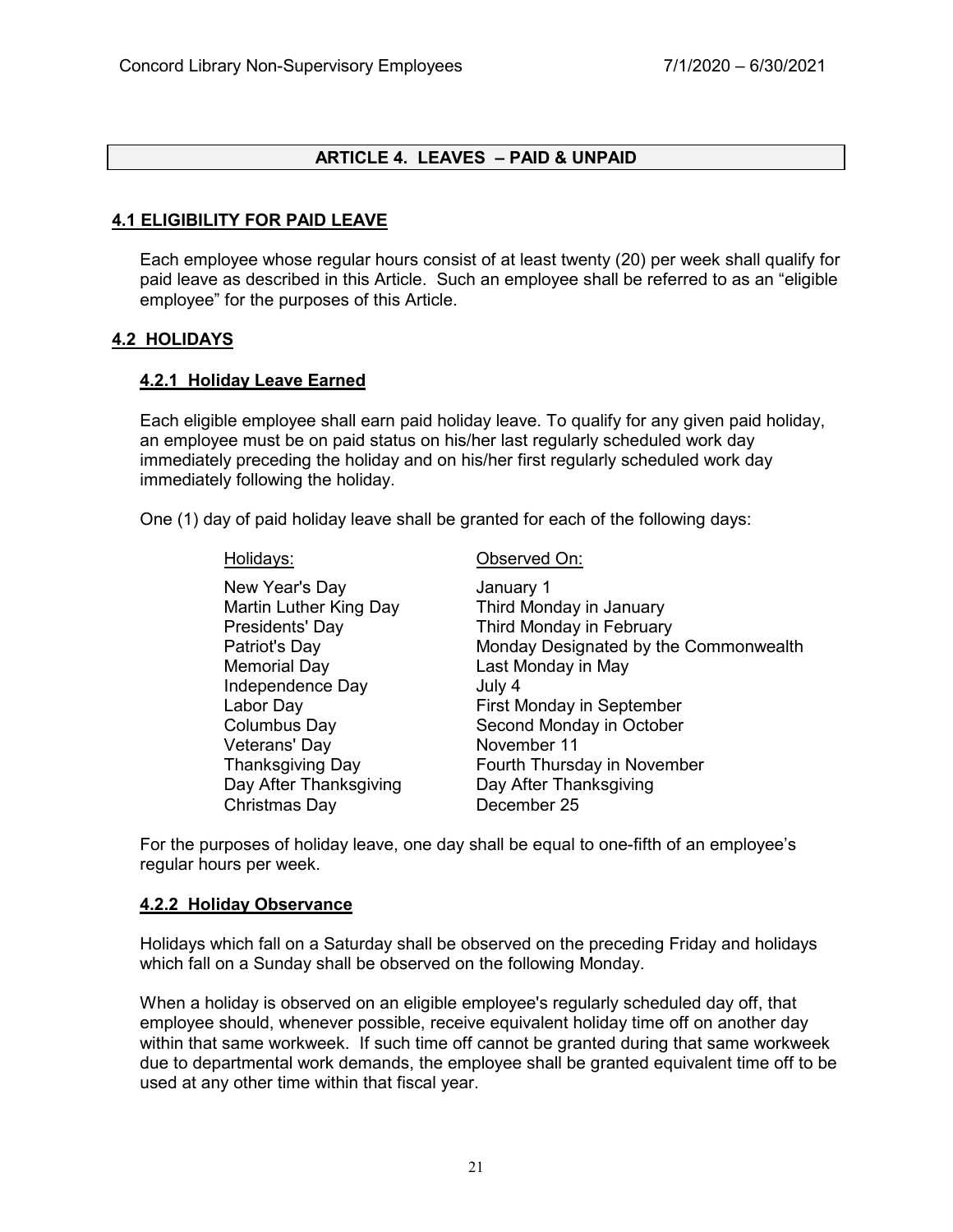## ARTICLE 4. LEAVES – PAID & UNPAID

### 4.1 ELIGIBILITY FOR PAID LEAVE

Each employee whose regular hours consist of at least twenty (20) per week shall qualify for paid leave as described in this Article. Such an employee shall be referred to as an "eligible employee" for the purposes of this Article.

### 4.2 HOLIDAYS

#### 4.2.1 Holiday Leave Earned

Each eligible employee shall earn paid holiday leave. To qualify for any given paid holiday, an employee must be on paid status on his/her last regularly scheduled work day immediately preceding the holiday and on his/her first regularly scheduled work day immediately following the holiday.

One (1) day of paid holiday leave shall be granted for each of the following days:

| Holidays: | Observed On: |
|---|---|
| New Year's Day | January 1 |
| Martin Luther King Day | Third Monday in January |
| Presidents' Day | Third Monday in February |
| Patriot's Day | Monday Designated by the Commonwealth |
| Memorial Day | Last Monday in May |
| Independence Day | July 4 |
| Labor Day | First Monday in September |
| Columbus Day | Second Monday in October |
| Veterans' Day | November 11 |
| Thanksgiving Day | Fourth Thursday in November |
| Day After Thanksgiving | Day After Thanksgiving |
| Christmas Day | December 25 |

For the purposes of holiday leave, one day shall be equal to one-fifth of an employee's regular hours per week.

#### 4.2.2 Holiday Observance

Holidays which fall on a Saturday shall be observed on the preceding Friday and holidays which fall on a Sunday shall be observed on the following Monday.

When a holiday is observed on an eligible employee's regularly scheduled day off, that employee should, whenever possible, receive equivalent holiday time off on another day within that same workweek. If such time off cannot be granted during that same workweek due to departmental work demands, the employee shall be granted equivalent time off to be used at any other time within that fiscal year.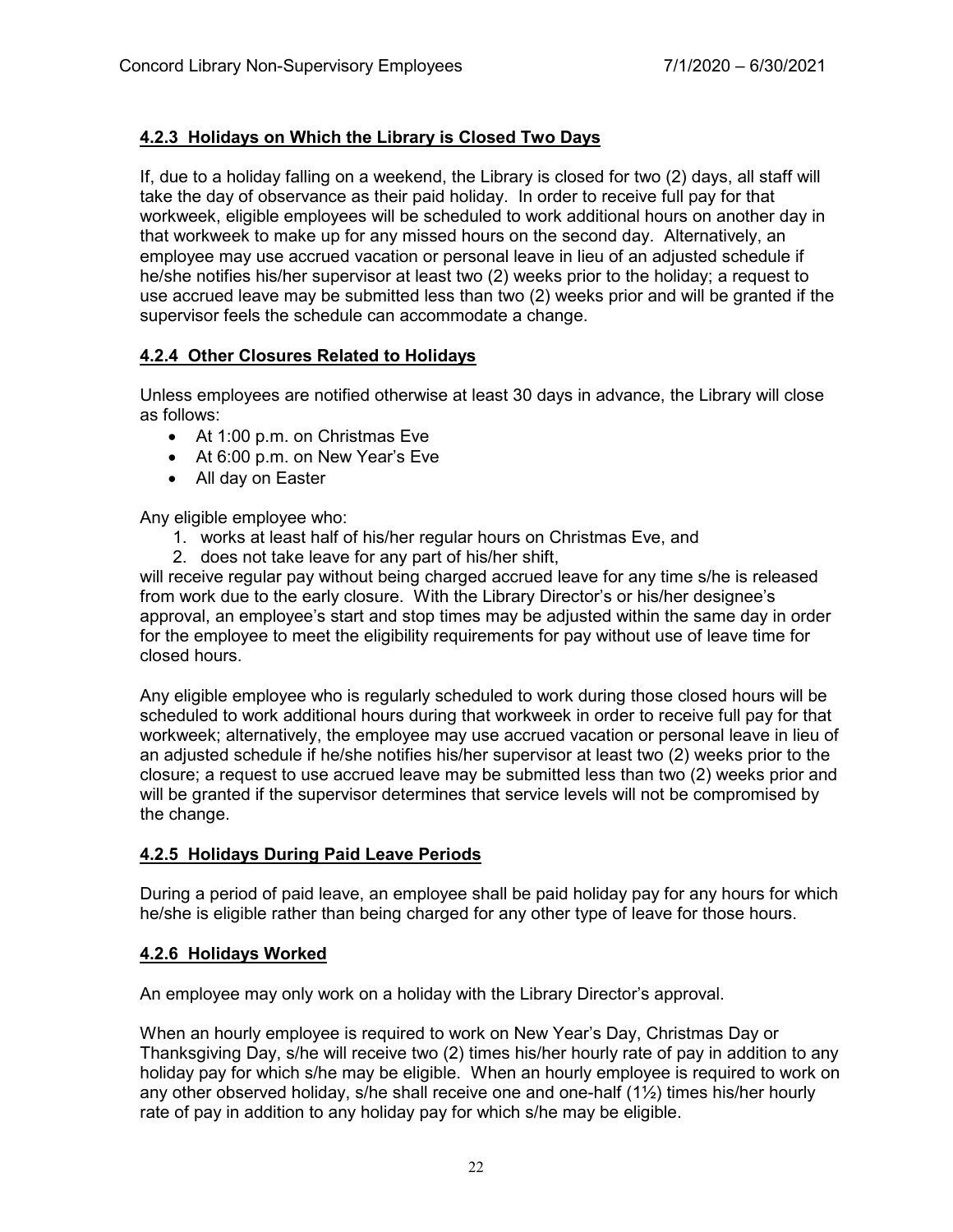### 4.2.3 Holidays on Which the Library is Closed Two Days

If, due to a holiday falling on a weekend, the Library is closed for two (2) days, all staff will take the day of observance as their paid holiday. In order to receive full pay for that workweek, eligible employees will be scheduled to work additional hours on another day in that workweek to make up for any missed hours on the second day. Alternatively, an employee may use accrued vacation or personal leave in lieu of an adjusted schedule if he/she notifies his/her supervisor at least two (2) weeks prior to the holiday; a request to use accrued leave may be submitted less than two (2) weeks prior and will be granted if the supervisor feels the schedule can accommodate a change.

### 4.2.4 Other Closures Related to Holidays

Unless employees are notified otherwise at least 30 days in advance, the Library will close as follows:

- At 1:00 p.m. on Christmas Eve
- At 6:00 p.m. on New Year's Eve
- All day on Easter

Any eligible employee who:

1. works at least half of his/her regular hours on Christmas Eve, and
2. does not take leave for any part of his/her shift,

will receive regular pay without being charged accrued leave for any time s/he is released from work due to the early closure. With the Library Director's or his/her designee's approval, an employee's start and stop times may be adjusted within the same day in order for the employee to meet the eligibility requirements for pay without use of leave time for closed hours.

Any eligible employee who is regularly scheduled to work during those closed hours will be scheduled to work additional hours during that workweek in order to receive full pay for that workweek; alternatively, the employee may use accrued vacation or personal leave in lieu of an adjusted schedule if he/she notifies his/her supervisor at least two (2) weeks prior to the closure; a request to use accrued leave may be submitted less than two (2) weeks prior and will be granted if the supervisor determines that service levels will not be compromised by the change.

### 4.2.5 Holidays During Paid Leave Periods

During a period of paid leave, an employee shall be paid holiday pay for any hours for which he/she is eligible rather than being charged for any other type of leave for those hours.

### 4.2.6 Holidays Worked

An employee may only work on a holiday with the Library Director's approval.

When an hourly employee is required to work on New Year's Day, Christmas Day or Thanksgiving Day, s/he will receive two (2) times his/her hourly rate of pay in addition to any holiday pay for which s/he may be eligible. When an hourly employee is required to work on any other observed holiday, s/he shall receive one and one-half (1½) times his/her hourly rate of pay in addition to any holiday pay for which s/he may be eligible.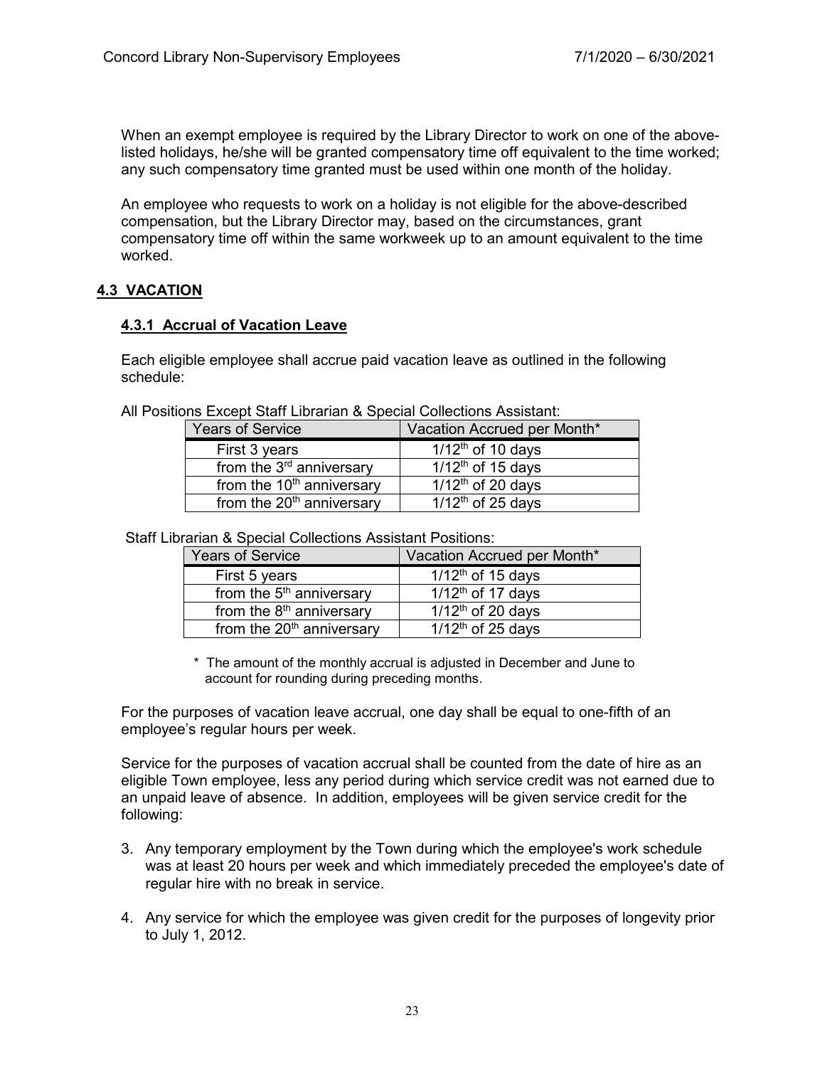When an exempt employee is required by the Library Director to work on one of the above-listed holidays, he/she will be granted compensatory time off equivalent to the time worked; any such compensatory time granted must be used within one month of the holiday.

An employee who requests to work on a holiday is not eligible for the above-described compensation, but the Library Director may, based on the circumstances, grant compensatory time off within the same workweek up to an amount equivalent to the time worked.

## 4.3 VACATION

### 4.3.1 Accrual of Vacation Leave

Each eligible employee shall accrue paid vacation leave as outlined in the following schedule:

All Positions Except Staff Librarian & Special Collections Assistant:

| Years of Service | Vacation Accrued per Month* |
|---|---|
| First 3 years | 1/12th of 10 days |
| from the 3rd anniversary | 1/12th of 15 days |
| from the 10th anniversary | 1/12th of 20 days |
| from the 20th anniversary | 1/12th of 25 days |

Staff Librarian & Special Collections Assistant Positions:

| Years of Service | Vacation Accrued per Month* |
|---|---|
| First 5 years | 1/12th of 15 days |
| from the 5th anniversary | 1/12th of 17 days |
| from the 8th anniversary | 1/12th of 20 days |
| from the 20th anniversary | 1/12th of 25 days |

\* The amount of the monthly accrual is adjusted in December and June to account for rounding during preceding months.

For the purposes of vacation leave accrual, one day shall be equal to one-fifth of an employee's regular hours per week.

Service for the purposes of vacation accrual shall be counted from the date of hire as an eligible Town employee, less any period during which service credit was not earned due to an unpaid leave of absence. In addition, employees will be given service credit for the following:

3. Any temporary employment by the Town during which the employee's work schedule was at least 20 hours per week and which immediately preceded the employee's date of regular hire with no break in service.
4. Any service for which the employee was given credit for the purposes of longevity prior to July 1, 2012.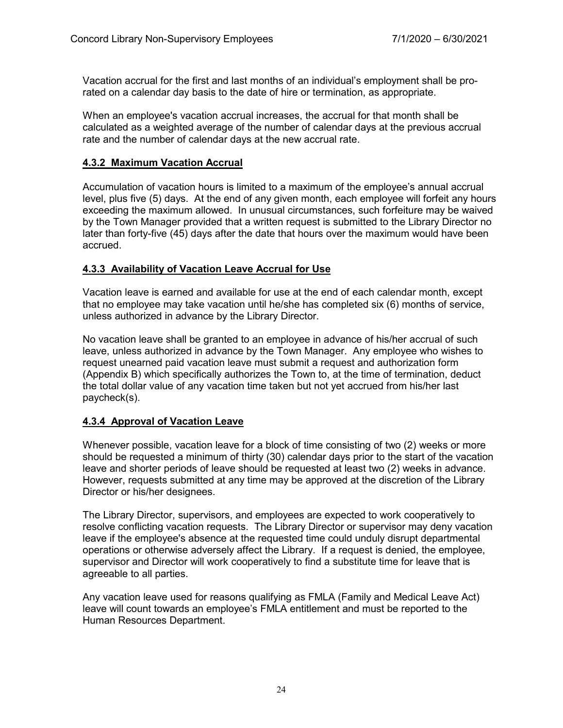Vacation accrual for the first and last months of an individual's employment shall be pro-rated on a calendar day basis to the date of hire or termination, as appropriate.

When an employee's vacation accrual increases, the accrual for that month shall be calculated as a weighted average of the number of calendar days at the previous accrual rate and the number of calendar days at the new accrual rate.

### 4.3.2 Maximum Vacation Accrual

Accumulation of vacation hours is limited to a maximum of the employee's annual accrual level, plus five (5) days. At the end of any given month, each employee will forfeit any hours exceeding the maximum allowed. In unusual circumstances, such forfeiture may be waived by the Town Manager provided that a written request is submitted to the Library Director no later than forty-five (45) days after the date that hours over the maximum would have been accrued.

### 4.3.3 Availability of Vacation Leave Accrual for Use

Vacation leave is earned and available for use at the end of each calendar month, except that no employee may take vacation until he/she has completed six (6) months of service, unless authorized in advance by the Library Director.

No vacation leave shall be granted to an employee in advance of his/her accrual of such leave, unless authorized in advance by the Town Manager. Any employee who wishes to request unearned paid vacation leave must submit a request and authorization form (Appendix B) which specifically authorizes the Town to, at the time of termination, deduct the total dollar value of any vacation time taken but not yet accrued from his/her last paycheck(s).

### 4.3.4 Approval of Vacation Leave

Whenever possible, vacation leave for a block of time consisting of two (2) weeks or more should be requested a minimum of thirty (30) calendar days prior to the start of the vacation leave and shorter periods of leave should be requested at least two (2) weeks in advance. However, requests submitted at any time may be approved at the discretion of the Library Director or his/her designees.

The Library Director, supervisors, and employees are expected to work cooperatively to resolve conflicting vacation requests. The Library Director or supervisor may deny vacation leave if the employee's absence at the requested time could unduly disrupt departmental operations or otherwise adversely affect the Library. If a request is denied, the employee, supervisor and Director will work cooperatively to find a substitute time for leave that is agreeable to all parties.

Any vacation leave used for reasons qualifying as FMLA (Family and Medical Leave Act) leave will count towards an employee's FMLA entitlement and must be reported to the Human Resources Department.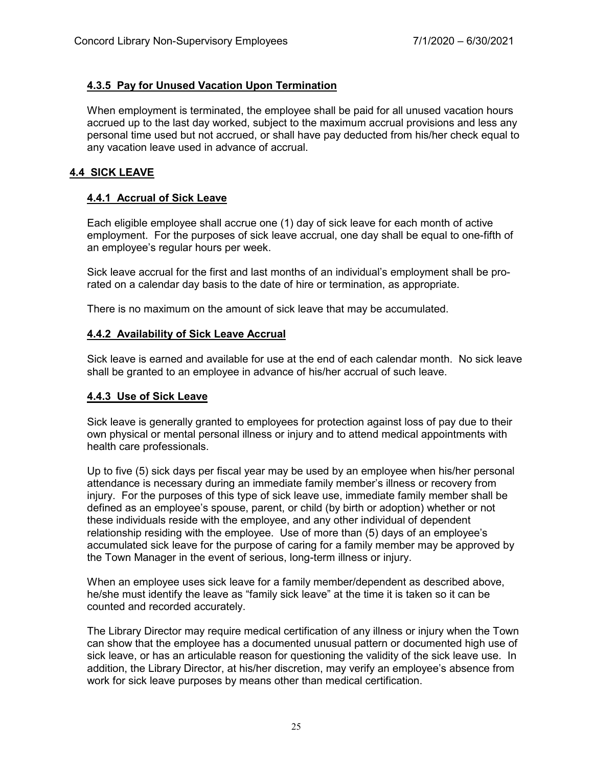### 4.3.5 Pay for Unused Vacation Upon Termination

When employment is terminated, the employee shall be paid for all unused vacation hours accrued up to the last day worked, subject to the maximum accrual provisions and less any personal time used but not accrued, or shall have pay deducted from his/her check equal to any vacation leave used in advance of accrual.

## 4.4 SICK LEAVE

### 4.4.1 Accrual of Sick Leave

Each eligible employee shall accrue one (1) day of sick leave for each month of active employment. For the purposes of sick leave accrual, one day shall be equal to one-fifth of an employee's regular hours per week.

Sick leave accrual for the first and last months of an individual's employment shall be pro-rated on a calendar day basis to the date of hire or termination, as appropriate.

There is no maximum on the amount of sick leave that may be accumulated.

### 4.4.2 Availability of Sick Leave Accrual

Sick leave is earned and available for use at the end of each calendar month. No sick leave shall be granted to an employee in advance of his/her accrual of such leave.

### 4.4.3 Use of Sick Leave

Sick leave is generally granted to employees for protection against loss of pay due to their own physical or mental personal illness or injury and to attend medical appointments with health care professionals.

Up to five (5) sick days per fiscal year may be used by an employee when his/her personal attendance is necessary during an immediate family member's illness or recovery from injury. For the purposes of this type of sick leave use, immediate family member shall be defined as an employee's spouse, parent, or child (by birth or adoption) whether or not these individuals reside with the employee, and any other individual of dependent relationship residing with the employee. Use of more than (5) days of an employee's accumulated sick leave for the purpose of caring for a family member may be approved by the Town Manager in the event of serious, long-term illness or injury.

When an employee uses sick leave for a family member/dependent as described above, he/she must identify the leave as "family sick leave" at the time it is taken so it can be counted and recorded accurately.

The Library Director may require medical certification of any illness or injury when the Town can show that the employee has a documented unusual pattern or documented high use of sick leave, or has an articulable reason for questioning the validity of the sick leave use. In addition, the Library Director, at his/her discretion, may verify an employee's absence from work for sick leave purposes by means other than medical certification.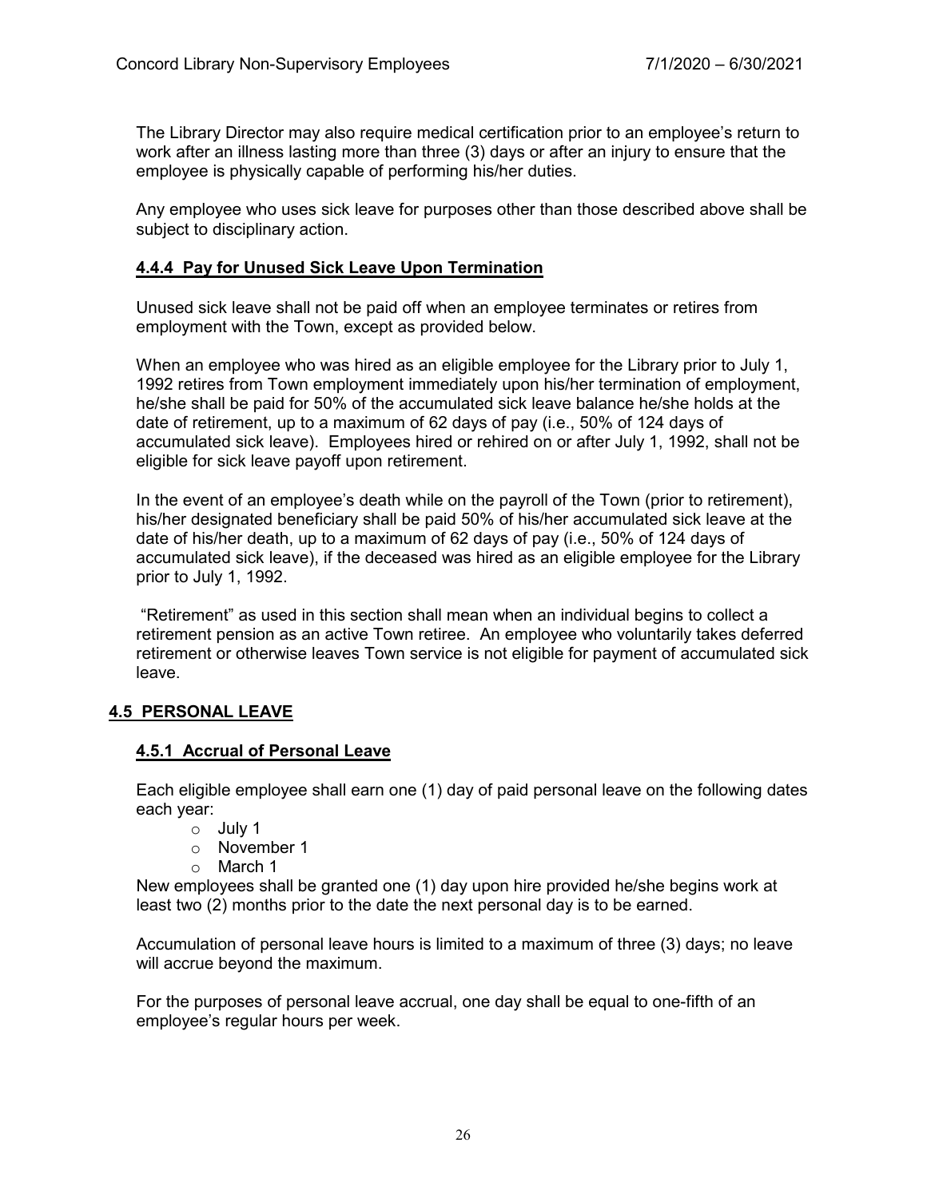The Library Director may also require medical certification prior to an employee's return to work after an illness lasting more than three (3) days or after an injury to ensure that the employee is physically capable of performing his/her duties.

Any employee who uses sick leave for purposes other than those described above shall be subject to disciplinary action.

### 4.4.4 Pay for Unused Sick Leave Upon Termination

Unused sick leave shall not be paid off when an employee terminates or retires from employment with the Town, except as provided below.

When an employee who was hired as an eligible employee for the Library prior to July 1, 1992 retires from Town employment immediately upon his/her termination of employment, he/she shall be paid for 50% of the accumulated sick leave balance he/she holds at the date of retirement, up to a maximum of 62 days of pay (i.e., 50% of 124 days of accumulated sick leave). Employees hired or rehired on or after July 1, 1992, shall not be eligible for sick leave payoff upon retirement.

In the event of an employee's death while on the payroll of the Town (prior to retirement), his/her designated beneficiary shall be paid 50% of his/her accumulated sick leave at the date of his/her death, up to a maximum of 62 days of pay (i.e., 50% of 124 days of accumulated sick leave), if the deceased was hired as an eligible employee for the Library prior to July 1, 1992.

"Retirement" as used in this section shall mean when an individual begins to collect a retirement pension as an active Town retiree. An employee who voluntarily takes deferred retirement or otherwise leaves Town service is not eligible for payment of accumulated sick leave.

## 4.5 PERSONAL LEAVE

### 4.5.1 Accrual of Personal Leave

Each eligible employee shall earn one (1) day of paid personal leave on the following dates each year:

- July 1
- November 1
- March 1

New employees shall be granted one (1) day upon hire provided he/she begins work at least two (2) months prior to the date the next personal day is to be earned.

Accumulation of personal leave hours is limited to a maximum of three (3) days; no leave will accrue beyond the maximum.

For the purposes of personal leave accrual, one day shall be equal to one-fifth of an employee's regular hours per week.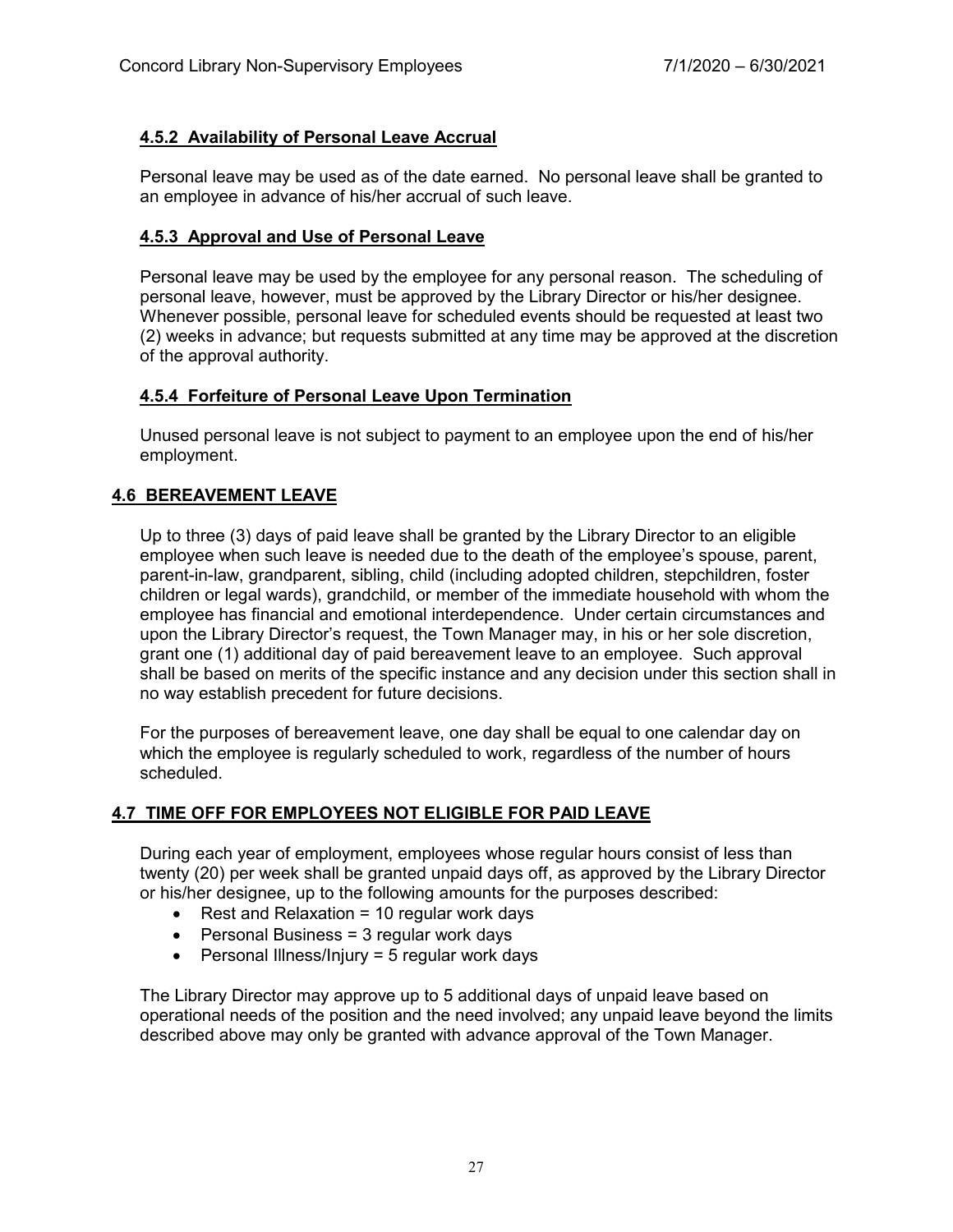### 4.5.2 Availability of Personal Leave Accrual

Personal leave may be used as of the date earned. No personal leave shall be granted to an employee in advance of his/her accrual of such leave.

### 4.5.3 Approval and Use of Personal Leave

Personal leave may be used by the employee for any personal reason. The scheduling of personal leave, however, must be approved by the Library Director or his/her designee. Whenever possible, personal leave for scheduled events should be requested at least two (2) weeks in advance; but requests submitted at any time may be approved at the discretion of the approval authority.

### 4.5.4 Forfeiture of Personal Leave Upon Termination

Unused personal leave is not subject to payment to an employee upon the end of his/her employment.

## 4.6 BEREAVEMENT LEAVE

Up to three (3) days of paid leave shall be granted by the Library Director to an eligible employee when such leave is needed due to the death of the employee's spouse, parent, parent-in-law, grandparent, sibling, child (including adopted children, stepchildren, foster children or legal wards), grandchild, or member of the immediate household with whom the employee has financial and emotional interdependence. Under certain circumstances and upon the Library Director's request, the Town Manager may, in his or her sole discretion, grant one (1) additional day of paid bereavement leave to an employee. Such approval shall be based on merits of the specific instance and any decision under this section shall in no way establish precedent for future decisions.

For the purposes of bereavement leave, one day shall be equal to one calendar day on which the employee is regularly scheduled to work, regardless of the number of hours scheduled.

## 4.7 TIME OFF FOR EMPLOYEES NOT ELIGIBLE FOR PAID LEAVE

During each year of employment, employees whose regular hours consist of less than twenty (20) per week shall be granted unpaid days off, as approved by the Library Director or his/her designee, up to the following amounts for the purposes described:

- Rest and Relaxation = 10 regular work days
- Personal Business = 3 regular work days
- Personal Illness/Injury = 5 regular work days

The Library Director may approve up to 5 additional days of unpaid leave based on operational needs of the position and the need involved; any unpaid leave beyond the limits described above may only be granted with advance approval of the Town Manager.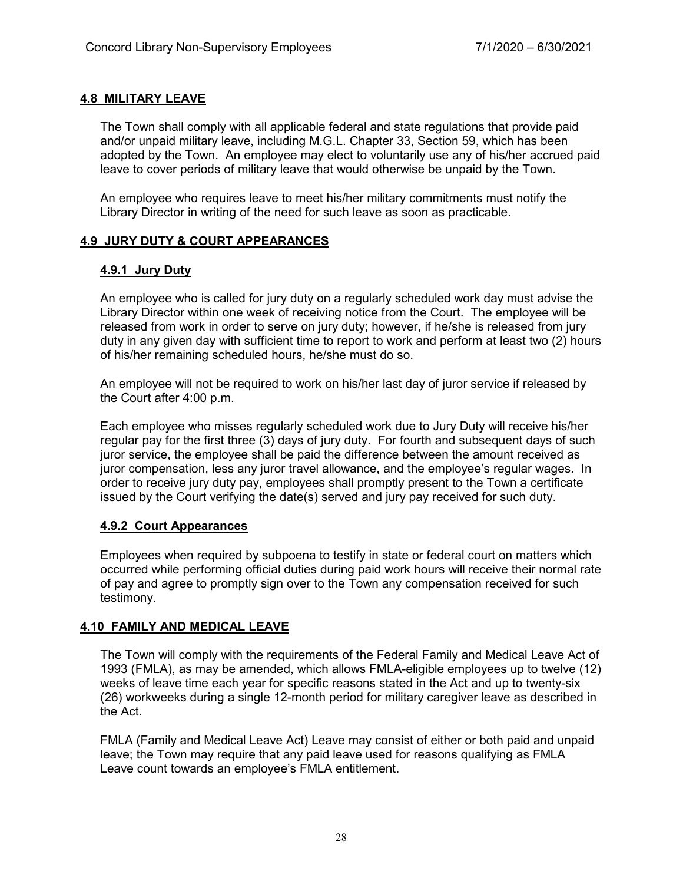## 4.8 MILITARY LEAVE

The Town shall comply with all applicable federal and state regulations that provide paid and/or unpaid military leave, including M.G.L. Chapter 33, Section 59, which has been adopted by the Town. An employee may elect to voluntarily use any of his/her accrued paid leave to cover periods of military leave that would otherwise be unpaid by the Town.

An employee who requires leave to meet his/her military commitments must notify the Library Director in writing of the need for such leave as soon as practicable.

## 4.9 JURY DUTY & COURT APPEARANCES

### 4.9.1 Jury Duty

An employee who is called for jury duty on a regularly scheduled work day must advise the Library Director within one week of receiving notice from the Court. The employee will be released from work in order to serve on jury duty; however, if he/she is released from jury duty in any given day with sufficient time to report to work and perform at least two (2) hours of his/her remaining scheduled hours, he/she must do so.

An employee will not be required to work on his/her last day of juror service if released by the Court after 4:00 p.m.

Each employee who misses regularly scheduled work due to Jury Duty will receive his/her regular pay for the first three (3) days of jury duty. For fourth and subsequent days of such juror service, the employee shall be paid the difference between the amount received as juror compensation, less any juror travel allowance, and the employee's regular wages. In order to receive jury duty pay, employees shall promptly present to the Town a certificate issued by the Court verifying the date(s) served and jury pay received for such duty.

### 4.9.2 Court Appearances

Employees when required by subpoena to testify in state or federal court on matters which occurred while performing official duties during paid work hours will receive their normal rate of pay and agree to promptly sign over to the Town any compensation received for such testimony.

## 4.10 FAMILY AND MEDICAL LEAVE

The Town will comply with the requirements of the Federal Family and Medical Leave Act of 1993 (FMLA), as may be amended, which allows FMLA-eligible employees up to twelve (12) weeks of leave time each year for specific reasons stated in the Act and up to twenty-six (26) workweeks during a single 12-month period for military caregiver leave as described in the Act.

FMLA (Family and Medical Leave Act) Leave may consist of either or both paid and unpaid leave; the Town may require that any paid leave used for reasons qualifying as FMLA Leave count towards an employee's FMLA entitlement.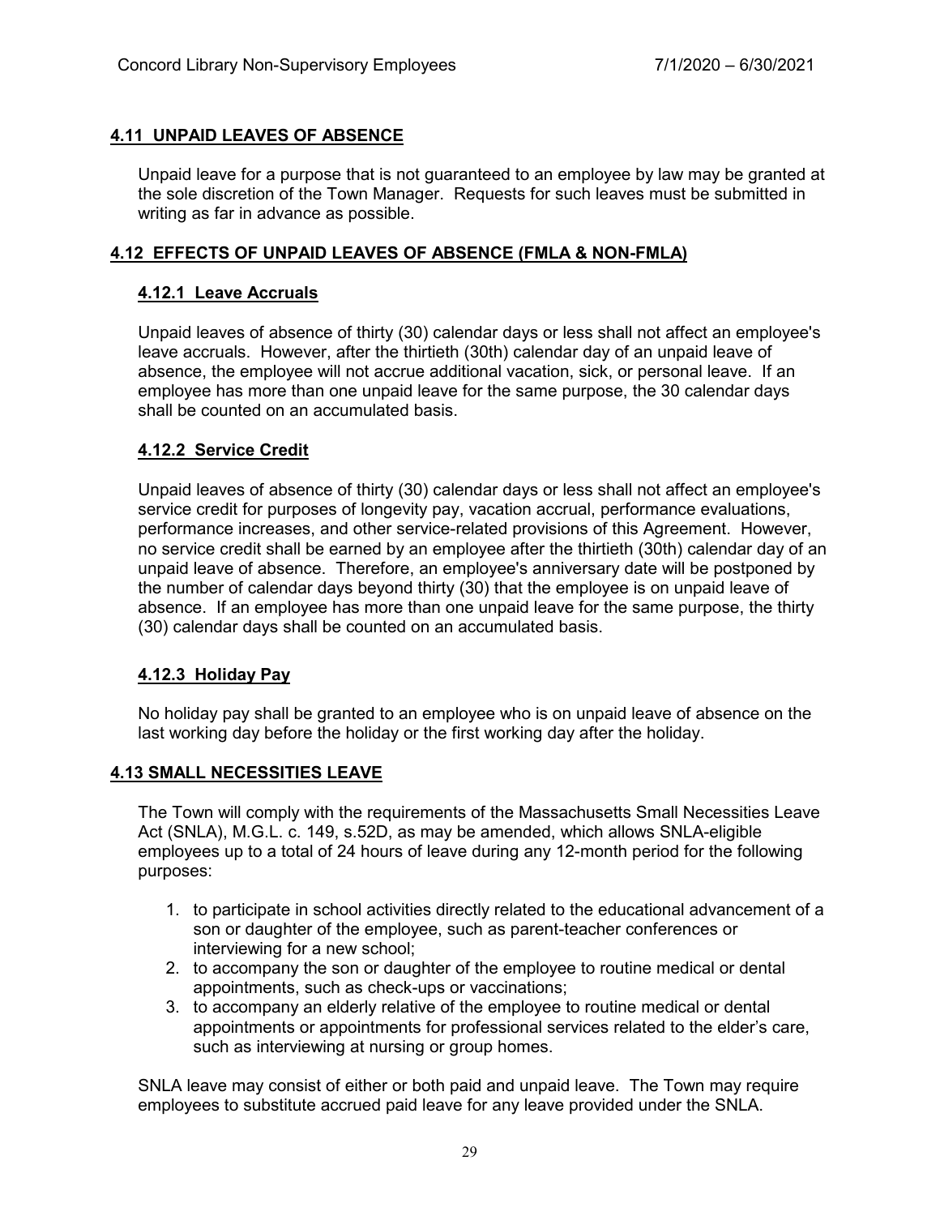## 4.11 UNPAID LEAVES OF ABSENCE

Unpaid leave for a purpose that is not guaranteed to an employee by law may be granted at the sole discretion of the Town Manager. Requests for such leaves must be submitted in writing as far in advance as possible.

## 4.12 EFFECTS OF UNPAID LEAVES OF ABSENCE (FMLA & NON-FMLA)

### 4.12.1 Leave Accruals

Unpaid leaves of absence of thirty (30) calendar days or less shall not affect an employee's leave accruals. However, after the thirtieth (30th) calendar day of an unpaid leave of absence, the employee will not accrue additional vacation, sick, or personal leave. If an employee has more than one unpaid leave for the same purpose, the 30 calendar days shall be counted on an accumulated basis.

### 4.12.2 Service Credit

Unpaid leaves of absence of thirty (30) calendar days or less shall not affect an employee's service credit for purposes of longevity pay, vacation accrual, performance evaluations, performance increases, and other service-related provisions of this Agreement. However, no service credit shall be earned by an employee after the thirtieth (30th) calendar day of an unpaid leave of absence. Therefore, an employee's anniversary date will be postponed by the number of calendar days beyond thirty (30) that the employee is on unpaid leave of absence. If an employee has more than one unpaid leave for the same purpose, the thirty (30) calendar days shall be counted on an accumulated basis.

### 4.12.3 Holiday Pay

No holiday pay shall be granted to an employee who is on unpaid leave of absence on the last working day before the holiday or the first working day after the holiday.

## 4.13 SMALL NECESSITIES LEAVE

The Town will comply with the requirements of the Massachusetts Small Necessities Leave Act (SNLA), M.G.L. c. 149, s.52D, as may be amended, which allows SNLA-eligible employees up to a total of 24 hours of leave during any 12-month period for the following purposes:

1. to participate in school activities directly related to the educational advancement of a son or daughter of the employee, such as parent-teacher conferences or interviewing for a new school;
2. to accompany the son or daughter of the employee to routine medical or dental appointments, such as check-ups or vaccinations;
3. to accompany an elderly relative of the employee to routine medical or dental appointments or appointments for professional services related to the elder's care, such as interviewing at nursing or group homes.

SNLA leave may consist of either or both paid and unpaid leave. The Town may require employees to substitute accrued paid leave for any leave provided under the SNLA.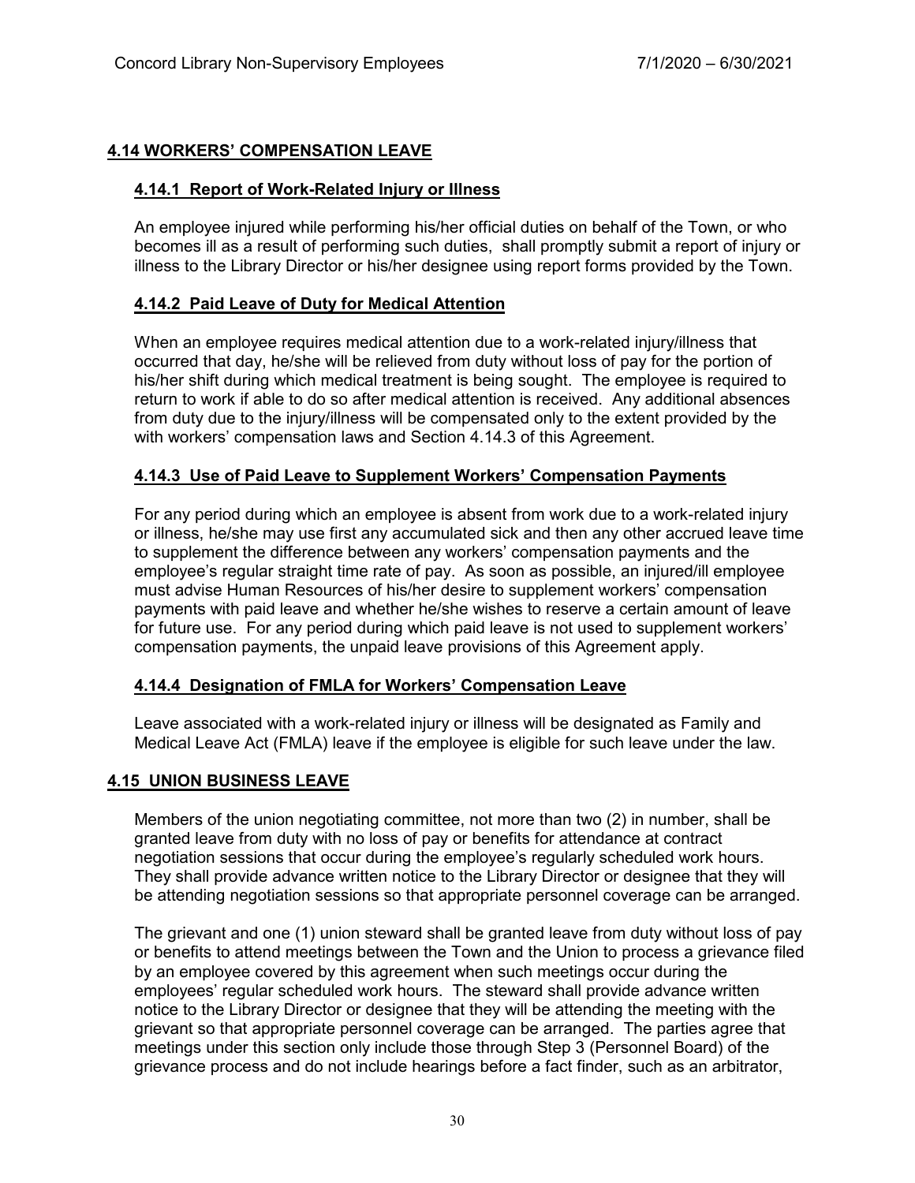## 4.14 WORKERS' COMPENSATION LEAVE

### 4.14.1 Report of Work-Related Injury or Illness

An employee injured while performing his/her official duties on behalf of the Town, or who becomes ill as a result of performing such duties, shall promptly submit a report of injury or illness to the Library Director or his/her designee using report forms provided by the Town.

### 4.14.2 Paid Leave of Duty for Medical Attention

When an employee requires medical attention due to a work-related injury/illness that occurred that day, he/she will be relieved from duty without loss of pay for the portion of his/her shift during which medical treatment is being sought. The employee is required to return to work if able to do so after medical attention is received. Any additional absences from duty due to the injury/illness will be compensated only to the extent provided by the with workers' compensation laws and Section 4.14.3 of this Agreement.

### 4.14.3 Use of Paid Leave to Supplement Workers' Compensation Payments

For any period during which an employee is absent from work due to a work-related injury or illness, he/she may use first any accumulated sick and then any other accrued leave time to supplement the difference between any workers' compensation payments and the employee's regular straight time rate of pay. As soon as possible, an injured/ill employee must advise Human Resources of his/her desire to supplement workers' compensation payments with paid leave and whether he/she wishes to reserve a certain amount of leave for future use. For any period during which paid leave is not used to supplement workers' compensation payments, the unpaid leave provisions of this Agreement apply.

### 4.14.4 Designation of FMLA for Workers' Compensation Leave

Leave associated with a work-related injury or illness will be designated as Family and Medical Leave Act (FMLA) leave if the employee is eligible for such leave under the law.

## 4.15 UNION BUSINESS LEAVE

Members of the union negotiating committee, not more than two (2) in number, shall be granted leave from duty with no loss of pay or benefits for attendance at contract negotiation sessions that occur during the employee's regularly scheduled work hours. They shall provide advance written notice to the Library Director or designee that they will be attending negotiation sessions so that appropriate personnel coverage can be arranged.

The grievant and one (1) union steward shall be granted leave from duty without loss of pay or benefits to attend meetings between the Town and the Union to process a grievance filed by an employee covered by this agreement when such meetings occur during the employees' regular scheduled work hours. The steward shall provide advance written notice to the Library Director or designee that they will be attending the meeting with the grievant so that appropriate personnel coverage can be arranged. The parties agree that meetings under this section only include those through Step 3 (Personnel Board) of the grievance process and do not include hearings before a fact finder, such as an arbitrator,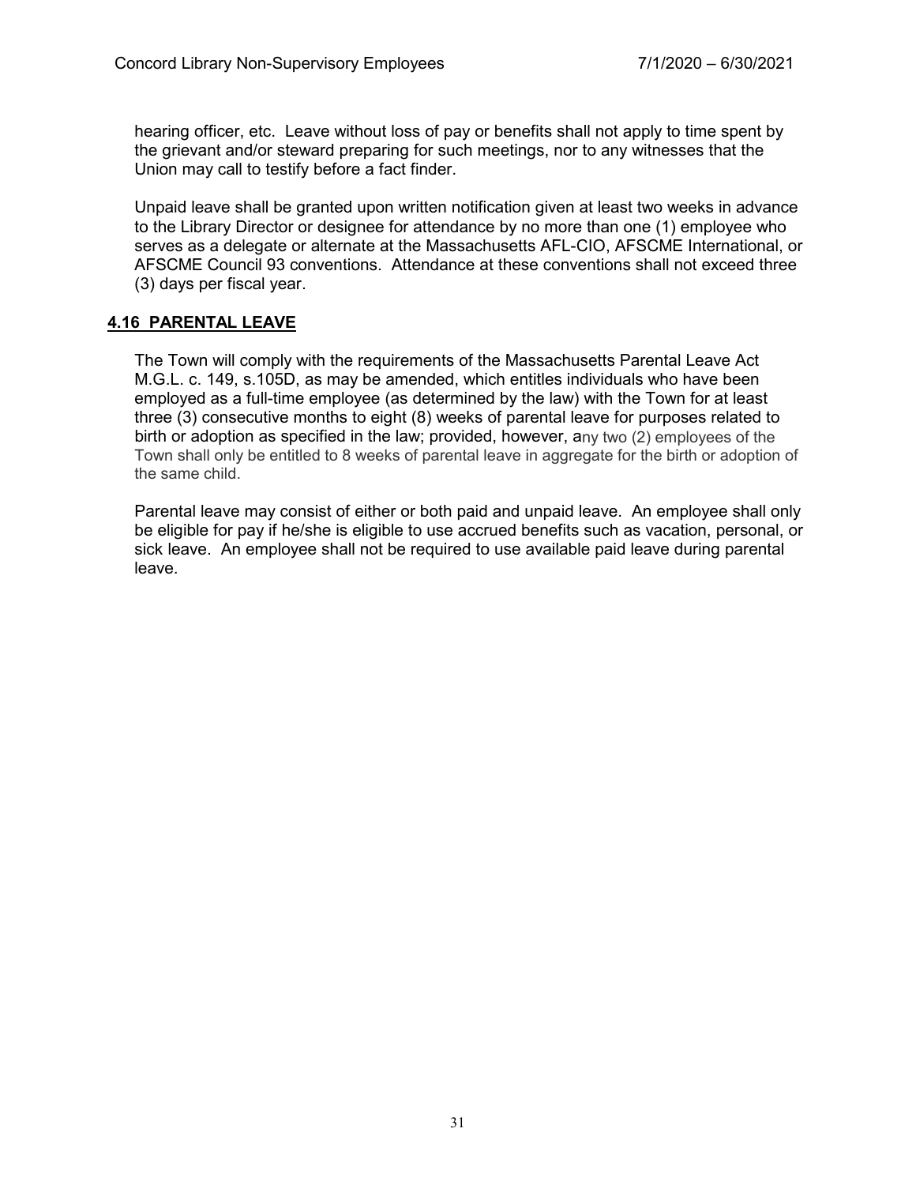hearing officer, etc. Leave without loss of pay or benefits shall not apply to time spent by the grievant and/or steward preparing for such meetings, nor to any witnesses that the Union may call to testify before a fact finder.

Unpaid leave shall be granted upon written notification given at least two weeks in advance to the Library Director or designee for attendance by no more than one (1) employee who serves as a delegate or alternate at the Massachusetts AFL-CIO, AFSCME International, or AFSCME Council 93 conventions. Attendance at these conventions shall not exceed three (3) days per fiscal year.

## 4.16 PARENTAL LEAVE

The Town will comply with the requirements of the Massachusetts Parental Leave Act M.G.L. c. 149, s.105D, as may be amended, which entitles individuals who have been employed as a full-time employee (as determined by the law) with the Town for at least three (3) consecutive months to eight (8) weeks of parental leave for purposes related to birth or adoption as specified in the law; provided, however, any two (2) employees of the Town shall only be entitled to 8 weeks of parental leave in aggregate for the birth or adoption of the same child.

Parental leave may consist of either or both paid and unpaid leave. An employee shall only be eligible for pay if he/she is eligible to use accrued benefits such as vacation, personal, or sick leave. An employee shall not be required to use available paid leave during parental leave.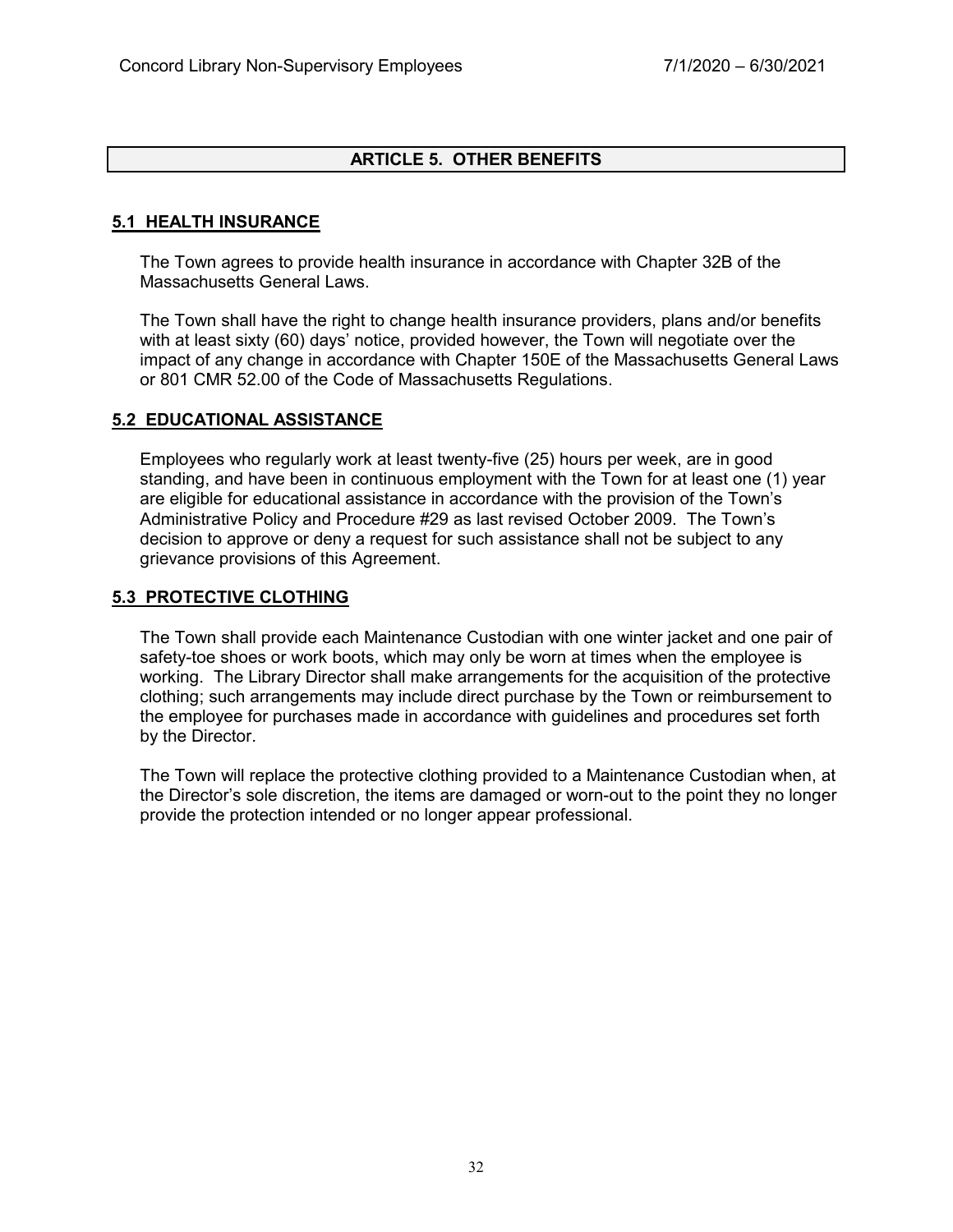## ARTICLE 5. OTHER BENEFITS

### 5.1 HEALTH INSURANCE

The Town agrees to provide health insurance in accordance with Chapter 32B of the Massachusetts General Laws.

The Town shall have the right to change health insurance providers, plans and/or benefits with at least sixty (60) days' notice, provided however, the Town will negotiate over the impact of any change in accordance with Chapter 150E of the Massachusetts General Laws or 801 CMR 52.00 of the Code of Massachusetts Regulations.

### 5.2 EDUCATIONAL ASSISTANCE

Employees who regularly work at least twenty-five (25) hours per week, are in good standing, and have been in continuous employment with the Town for at least one (1) year are eligible for educational assistance in accordance with the provision of the Town's Administrative Policy and Procedure #29 as last revised October 2009. The Town's decision to approve or deny a request for such assistance shall not be subject to any grievance provisions of this Agreement.

### 5.3 PROTECTIVE CLOTHING

The Town shall provide each Maintenance Custodian with one winter jacket and one pair of safety-toe shoes or work boots, which may only be worn at times when the employee is working. The Library Director shall make arrangements for the acquisition of the protective clothing; such arrangements may include direct purchase by the Town or reimbursement to the employee for purchases made in accordance with guidelines and procedures set forth by the Director.

The Town will replace the protective clothing provided to a Maintenance Custodian when, at the Director's sole discretion, the items are damaged or worn-out to the point they no longer provide the protection intended or no longer appear professional.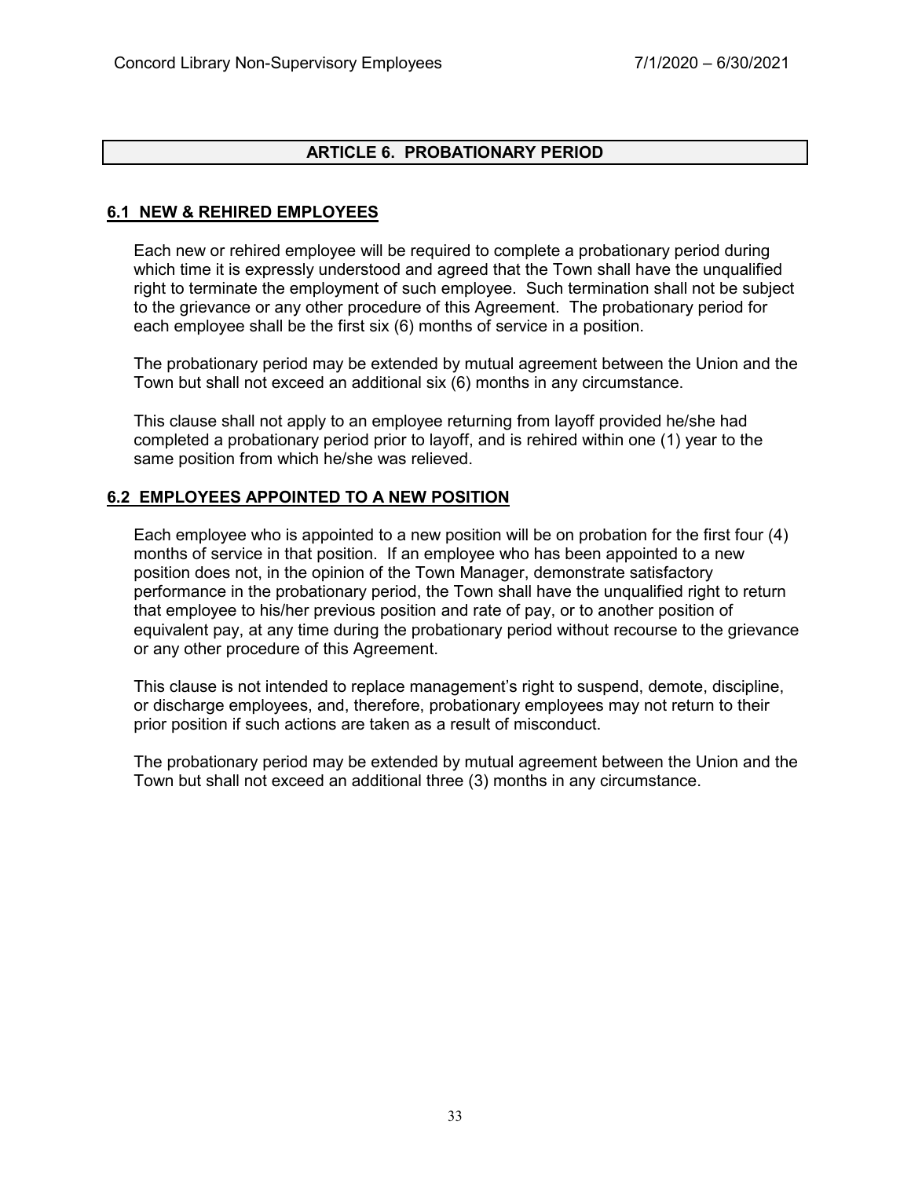## ARTICLE 6. PROBATIONARY PERIOD

### 6.1 NEW & REHIRED EMPLOYEES

Each new or rehired employee will be required to complete a probationary period during which time it is expressly understood and agreed that the Town shall have the unqualified right to terminate the employment of such employee. Such termination shall not be subject to the grievance or any other procedure of this Agreement. The probationary period for each employee shall be the first six (6) months of service in a position.

The probationary period may be extended by mutual agreement between the Union and the Town but shall not exceed an additional six (6) months in any circumstance.

This clause shall not apply to an employee returning from layoff provided he/she had completed a probationary period prior to layoff, and is rehired within one (1) year to the same position from which he/she was relieved.

### 6.2 EMPLOYEES APPOINTED TO A NEW POSITION

Each employee who is appointed to a new position will be on probation for the first four (4) months of service in that position. If an employee who has been appointed to a new position does not, in the opinion of the Town Manager, demonstrate satisfactory performance in the probationary period, the Town shall have the unqualified right to return that employee to his/her previous position and rate of pay, or to another position of equivalent pay, at any time during the probationary period without recourse to the grievance or any other procedure of this Agreement.

This clause is not intended to replace management's right to suspend, demote, discipline, or discharge employees, and, therefore, probationary employees may not return to their prior position if such actions are taken as a result of misconduct.

The probationary period may be extended by mutual agreement between the Union and the Town but shall not exceed an additional three (3) months in any circumstance.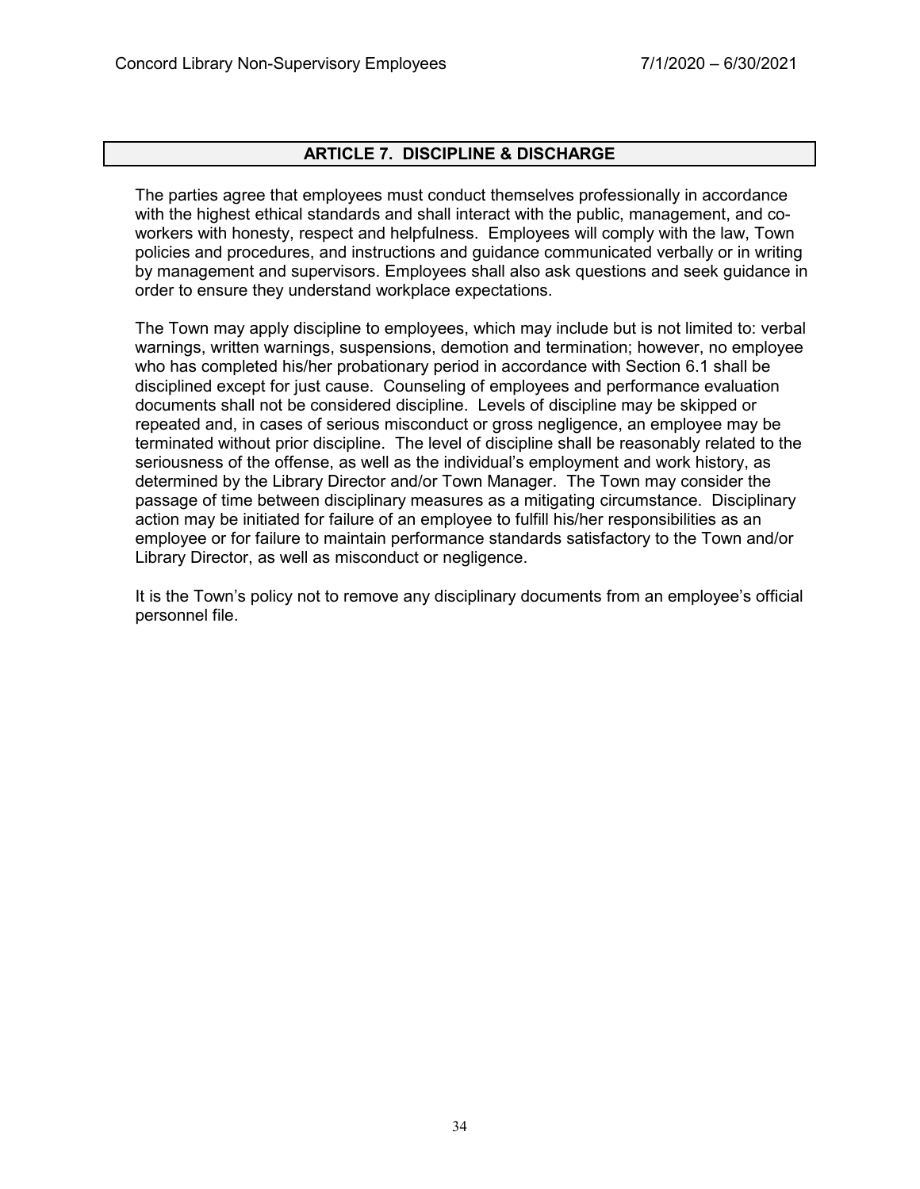## ARTICLE 7. DISCIPLINE & DISCHARGE

The parties agree that employees must conduct themselves professionally in accordance with the highest ethical standards and shall interact with the public, management, and co-workers with honesty, respect and helpfulness. Employees will comply with the law, Town policies and procedures, and instructions and guidance communicated verbally or in writing by management and supervisors. Employees shall also ask questions and seek guidance in order to ensure they understand workplace expectations.

The Town may apply discipline to employees, which may include but is not limited to: verbal warnings, written warnings, suspensions, demotion and termination; however, no employee who has completed his/her probationary period in accordance with Section 6.1 shall be disciplined except for just cause. Counseling of employees and performance evaluation documents shall not be considered discipline. Levels of discipline may be skipped or repeated and, in cases of serious misconduct or gross negligence, an employee may be terminated without prior discipline. The level of discipline shall be reasonably related to the seriousness of the offense, as well as the individual's employment and work history, as determined by the Library Director and/or Town Manager. The Town may consider the passage of time between disciplinary measures as a mitigating circumstance. Disciplinary action may be initiated for failure of an employee to fulfill his/her responsibilities as an employee or for failure to maintain performance standards satisfactory to the Town and/or Library Director, as well as misconduct or negligence.

It is the Town's policy not to remove any disciplinary documents from an employee's official personnel file.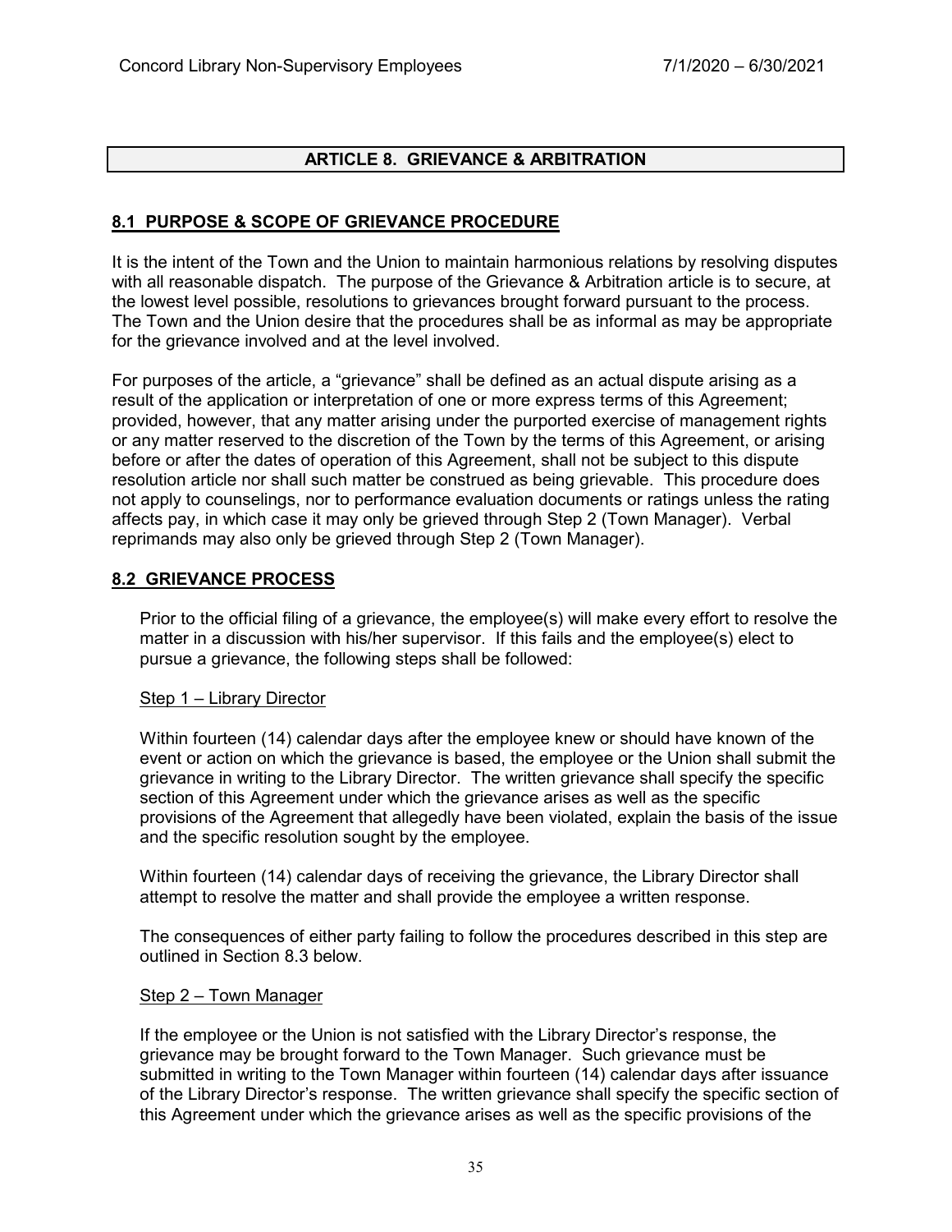## ARTICLE 8. GRIEVANCE & ARBITRATION

### 8.1 PURPOSE & SCOPE OF GRIEVANCE PROCEDURE

It is the intent of the Town and the Union to maintain harmonious relations by resolving disputes with all reasonable dispatch. The purpose of the Grievance & Arbitration article is to secure, at the lowest level possible, resolutions to grievances brought forward pursuant to the process. The Town and the Union desire that the procedures shall be as informal as may be appropriate for the grievance involved and at the level involved.

For purposes of the article, a "grievance" shall be defined as an actual dispute arising as a result of the application or interpretation of one or more express terms of this Agreement; provided, however, that any matter arising under the purported exercise of management rights or any matter reserved to the discretion of the Town by the terms of this Agreement, or arising before or after the dates of operation of this Agreement, shall not be subject to this dispute resolution article nor shall such matter be construed as being grievable. This procedure does not apply to counselings, nor to performance evaluation documents or ratings unless the rating affects pay, in which case it may only be grieved through Step 2 (Town Manager). Verbal reprimands may also only be grieved through Step 2 (Town Manager).

### 8.2 GRIEVANCE PROCESS

Prior to the official filing of a grievance, the employee(s) will make every effort to resolve the matter in a discussion with his/her supervisor. If this fails and the employee(s) elect to pursue a grievance, the following steps shall be followed:

Step 1 – Library Director

Within fourteen (14) calendar days after the employee knew or should have known of the event or action on which the grievance is based, the employee or the Union shall submit the grievance in writing to the Library Director. The written grievance shall specify the specific section of this Agreement under which the grievance arises as well as the specific provisions of the Agreement that allegedly have been violated, explain the basis of the issue and the specific resolution sought by the employee.

Within fourteen (14) calendar days of receiving the grievance, the Library Director shall attempt to resolve the matter and shall provide the employee a written response.

The consequences of either party failing to follow the procedures described in this step are outlined in Section 8.3 below.

Step 2 – Town Manager

If the employee or the Union is not satisfied with the Library Director's response, the grievance may be brought forward to the Town Manager. Such grievance must be submitted in writing to the Town Manager within fourteen (14) calendar days after issuance of the Library Director's response. The written grievance shall specify the specific section of this Agreement under which the grievance arises as well as the specific provisions of the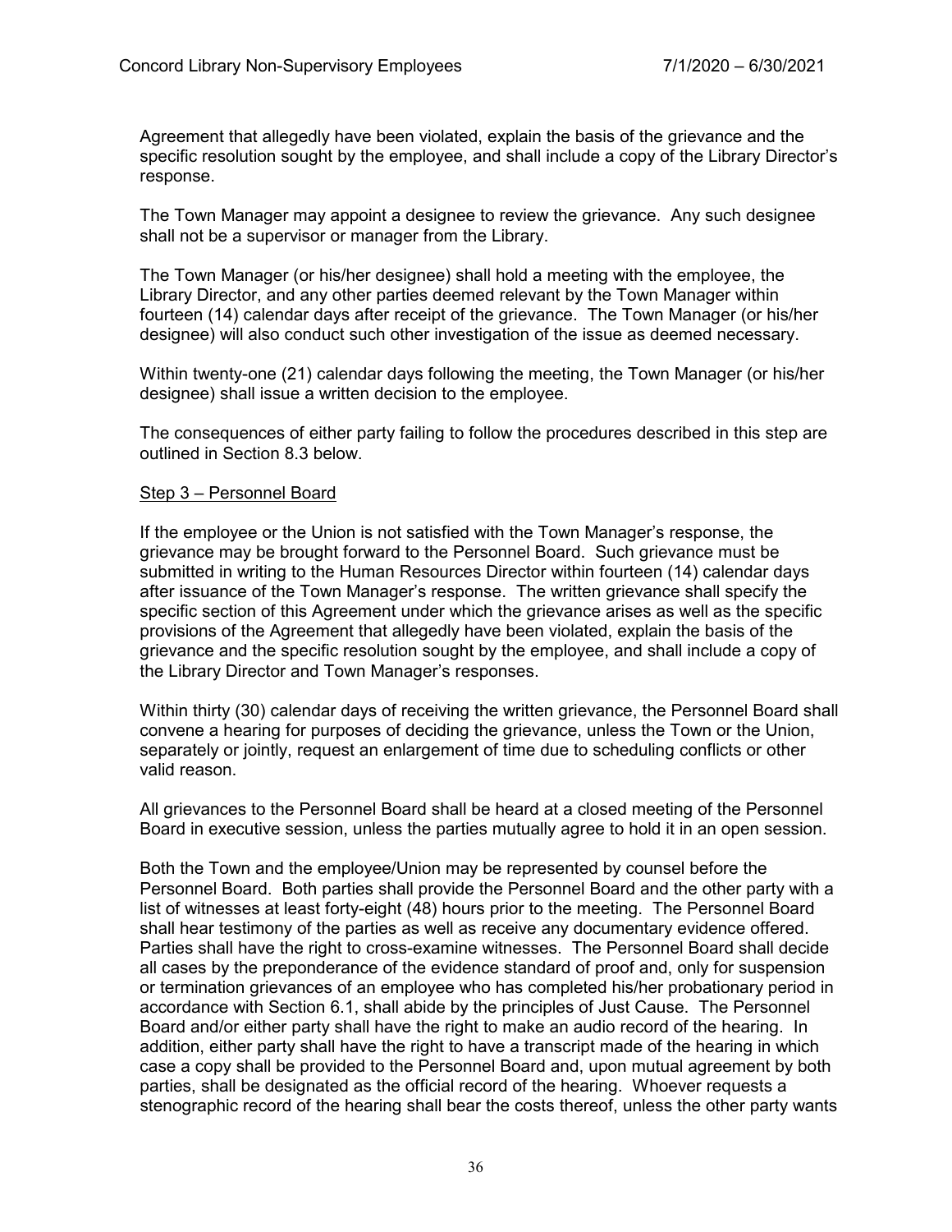Agreement that allegedly have been violated, explain the basis of the grievance and the specific resolution sought by the employee, and shall include a copy of the Library Director's response.

The Town Manager may appoint a designee to review the grievance. Any such designee shall not be a supervisor or manager from the Library.

The Town Manager (or his/her designee) shall hold a meeting with the employee, the Library Director, and any other parties deemed relevant by the Town Manager within fourteen (14) calendar days after receipt of the grievance. The Town Manager (or his/her designee) will also conduct such other investigation of the issue as deemed necessary.

Within twenty-one (21) calendar days following the meeting, the Town Manager (or his/her designee) shall issue a written decision to the employee.

The consequences of either party failing to follow the procedures described in this step are outlined in Section 8.3 below.

Step 3 – Personnel Board

If the employee or the Union is not satisfied with the Town Manager's response, the grievance may be brought forward to the Personnel Board. Such grievance must be submitted in writing to the Human Resources Director within fourteen (14) calendar days after issuance of the Town Manager's response. The written grievance shall specify the specific section of this Agreement under which the grievance arises as well as the specific provisions of the Agreement that allegedly have been violated, explain the basis of the grievance and the specific resolution sought by the employee, and shall include a copy of the Library Director and Town Manager's responses.

Within thirty (30) calendar days of receiving the written grievance, the Personnel Board shall convene a hearing for purposes of deciding the grievance, unless the Town or the Union, separately or jointly, request an enlargement of time due to scheduling conflicts or other valid reason.

All grievances to the Personnel Board shall be heard at a closed meeting of the Personnel Board in executive session, unless the parties mutually agree to hold it in an open session.

Both the Town and the employee/Union may be represented by counsel before the Personnel Board. Both parties shall provide the Personnel Board and the other party with a list of witnesses at least forty-eight (48) hours prior to the meeting. The Personnel Board shall hear testimony of the parties as well as receive any documentary evidence offered. Parties shall have the right to cross-examine witnesses. The Personnel Board shall decide all cases by the preponderance of the evidence standard of proof and, only for suspension or termination grievances of an employee who has completed his/her probationary period in accordance with Section 6.1, shall abide by the principles of Just Cause. The Personnel Board and/or either party shall have the right to make an audio record of the hearing. In addition, either party shall have the right to have a transcript made of the hearing in which case a copy shall be provided to the Personnel Board and, upon mutual agreement by both parties, shall be designated as the official record of the hearing. Whoever requests a stenographic record of the hearing shall bear the costs thereof, unless the other party wants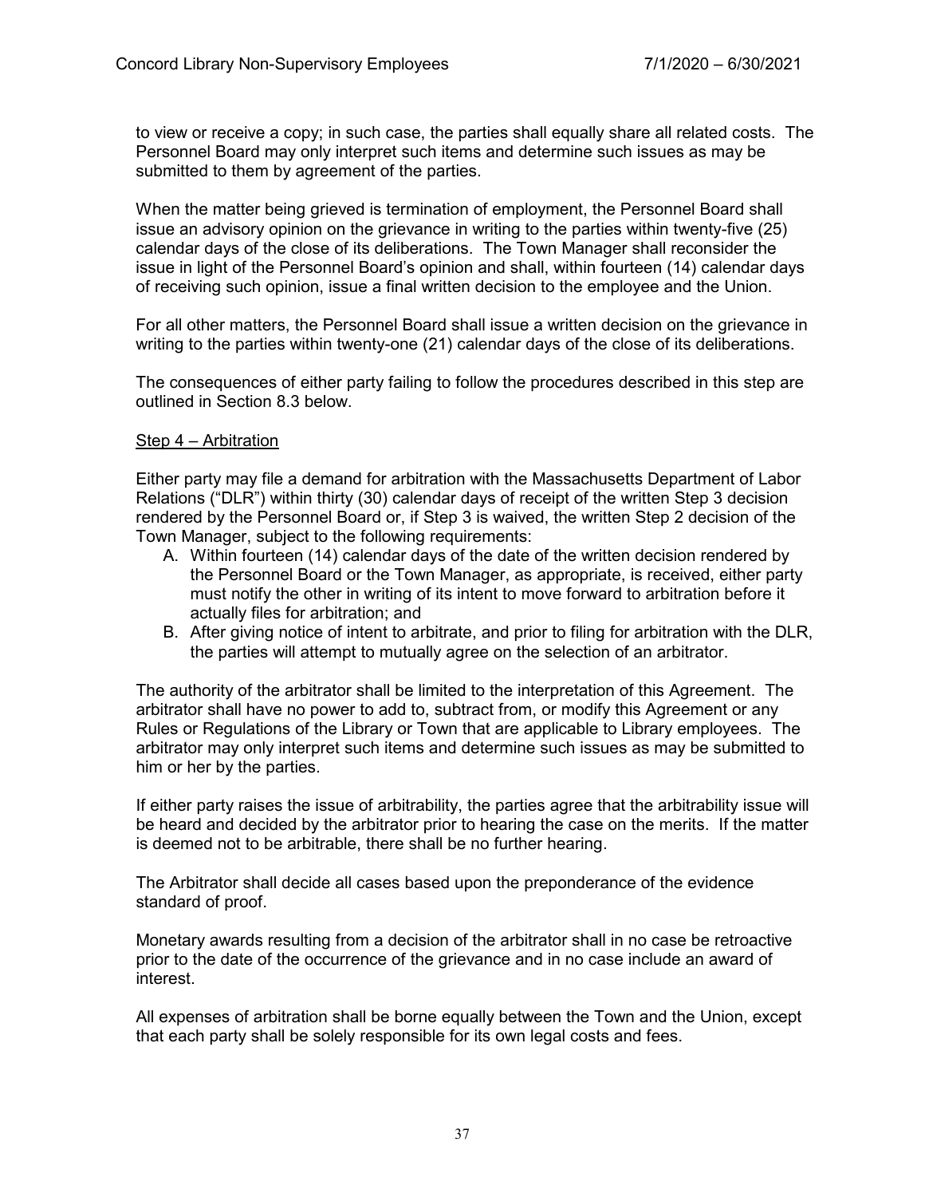to view or receive a copy; in such case, the parties shall equally share all related costs. The Personnel Board may only interpret such items and determine such issues as may be submitted to them by agreement of the parties.

When the matter being grieved is termination of employment, the Personnel Board shall issue an advisory opinion on the grievance in writing to the parties within twenty-five (25) calendar days of the close of its deliberations. The Town Manager shall reconsider the issue in light of the Personnel Board's opinion and shall, within fourteen (14) calendar days of receiving such opinion, issue a final written decision to the employee and the Union.

For all other matters, the Personnel Board shall issue a written decision on the grievance in writing to the parties within twenty-one (21) calendar days of the close of its deliberations.

The consequences of either party failing to follow the procedures described in this step are outlined in Section 8.3 below.

Step 4 – Arbitration

Either party may file a demand for arbitration with the Massachusetts Department of Labor Relations ("DLR") within thirty (30) calendar days of receipt of the written Step 3 decision rendered by the Personnel Board or, if Step 3 is waived, the written Step 2 decision of the Town Manager, subject to the following requirements:

A. Within fourteen (14) calendar days of the date of the written decision rendered by the Personnel Board or the Town Manager, as appropriate, is received, either party must notify the other in writing of its intent to move forward to arbitration before it actually files for arbitration; and
B. After giving notice of intent to arbitrate, and prior to filing for arbitration with the DLR, the parties will attempt to mutually agree on the selection of an arbitrator.

The authority of the arbitrator shall be limited to the interpretation of this Agreement. The arbitrator shall have no power to add to, subtract from, or modify this Agreement or any Rules or Regulations of the Library or Town that are applicable to Library employees. The arbitrator may only interpret such items and determine such issues as may be submitted to him or her by the parties.

If either party raises the issue of arbitrability, the parties agree that the arbitrability issue will be heard and decided by the arbitrator prior to hearing the case on the merits. If the matter is deemed not to be arbitrable, there shall be no further hearing.

The Arbitrator shall decide all cases based upon the preponderance of the evidence standard of proof.

Monetary awards resulting from a decision of the arbitrator shall in no case be retroactive prior to the date of the occurrence of the grievance and in no case include an award of interest.

All expenses of arbitration shall be borne equally between the Town and the Union, except that each party shall be solely responsible for its own legal costs and fees.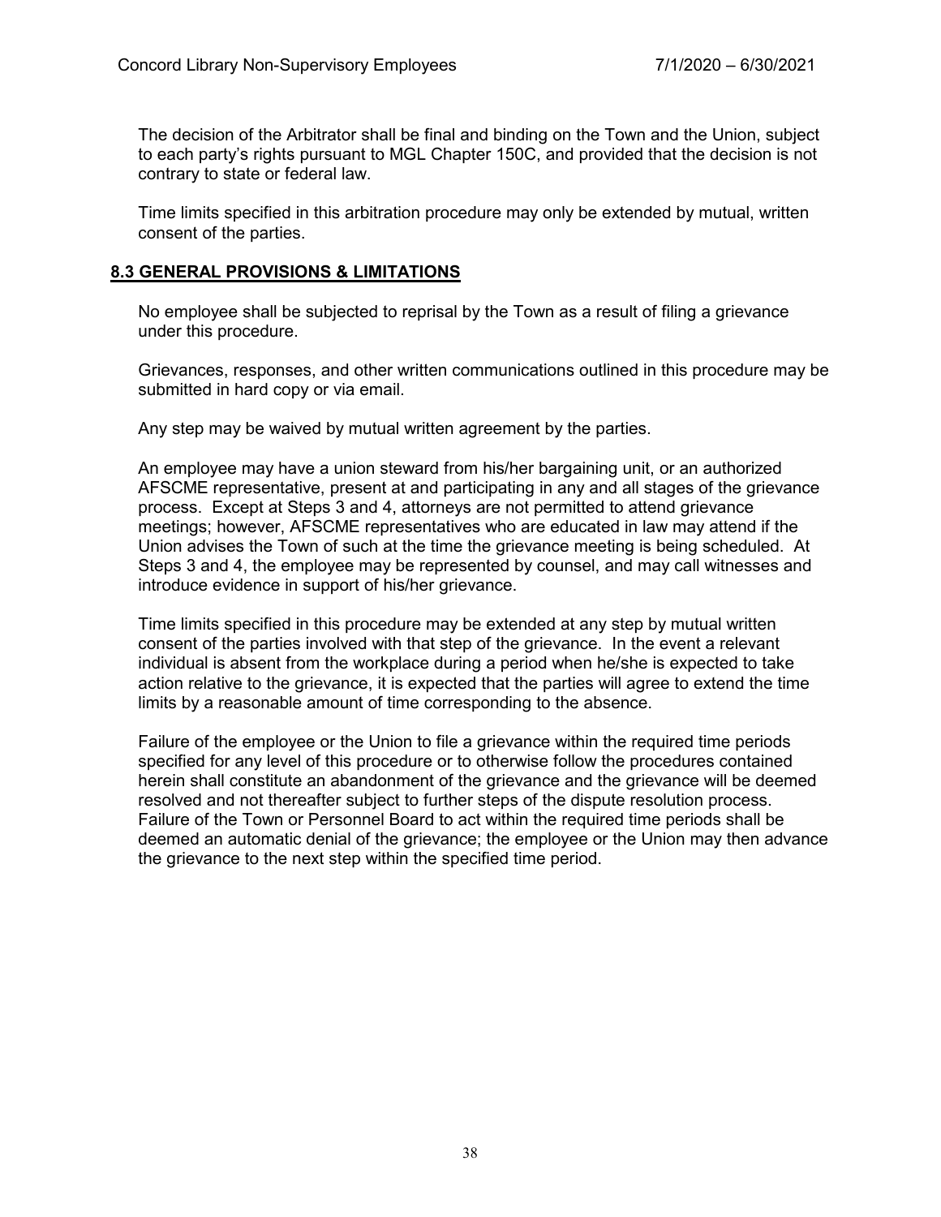The decision of the Arbitrator shall be final and binding on the Town and the Union, subject to each party's rights pursuant to MGL Chapter 150C, and provided that the decision is not contrary to state or federal law.

Time limits specified in this arbitration procedure may only be extended by mutual, written consent of the parties.

## 8.3 GENERAL PROVISIONS & LIMITATIONS

No employee shall be subjected to reprisal by the Town as a result of filing a grievance under this procedure.

Grievances, responses, and other written communications outlined in this procedure may be submitted in hard copy or via email.

Any step may be waived by mutual written agreement by the parties.

An employee may have a union steward from his/her bargaining unit, or an authorized AFSCME representative, present at and participating in any and all stages of the grievance process. Except at Steps 3 and 4, attorneys are not permitted to attend grievance meetings; however, AFSCME representatives who are educated in law may attend if the Union advises the Town of such at the time the grievance meeting is being scheduled. At Steps 3 and 4, the employee may be represented by counsel, and may call witnesses and introduce evidence in support of his/her grievance.

Time limits specified in this procedure may be extended at any step by mutual written consent of the parties involved with that step of the grievance. In the event a relevant individual is absent from the workplace during a period when he/she is expected to take action relative to the grievance, it is expected that the parties will agree to extend the time limits by a reasonable amount of time corresponding to the absence.

Failure of the employee or the Union to file a grievance within the required time periods specified for any level of this procedure or to otherwise follow the procedures contained herein shall constitute an abandonment of the grievance and the grievance will be deemed resolved and not thereafter subject to further steps of the dispute resolution process. Failure of the Town or Personnel Board to act within the required time periods shall be deemed an automatic denial of the grievance; the employee or the Union may then advance the grievance to the next step within the specified time period.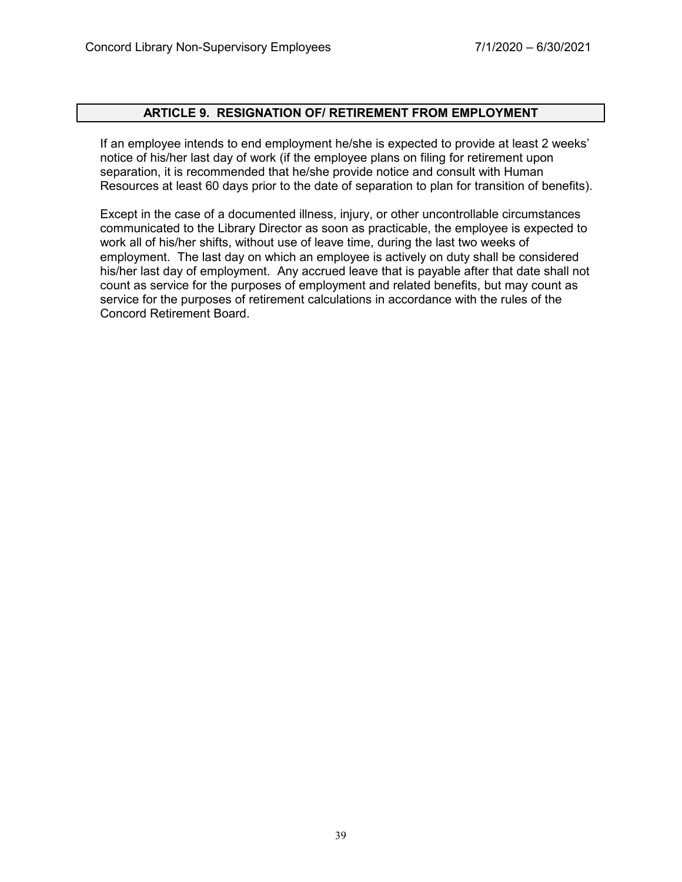## ARTICLE 9. RESIGNATION OF/ RETIREMENT FROM EMPLOYMENT

If an employee intends to end employment he/she is expected to provide at least 2 weeks' notice of his/her last day of work (if the employee plans on filing for retirement upon separation, it is recommended that he/she provide notice and consult with Human Resources at least 60 days prior to the date of separation to plan for transition of benefits).

Except in the case of a documented illness, injury, or other uncontrollable circumstances communicated to the Library Director as soon as practicable, the employee is expected to work all of his/her shifts, without use of leave time, during the last two weeks of employment. The last day on which an employee is actively on duty shall be considered his/her last day of employment. Any accrued leave that is payable after that date shall not count as service for the purposes of employment and related benefits, but may count as service for the purposes of retirement calculations in accordance with the rules of the Concord Retirement Board.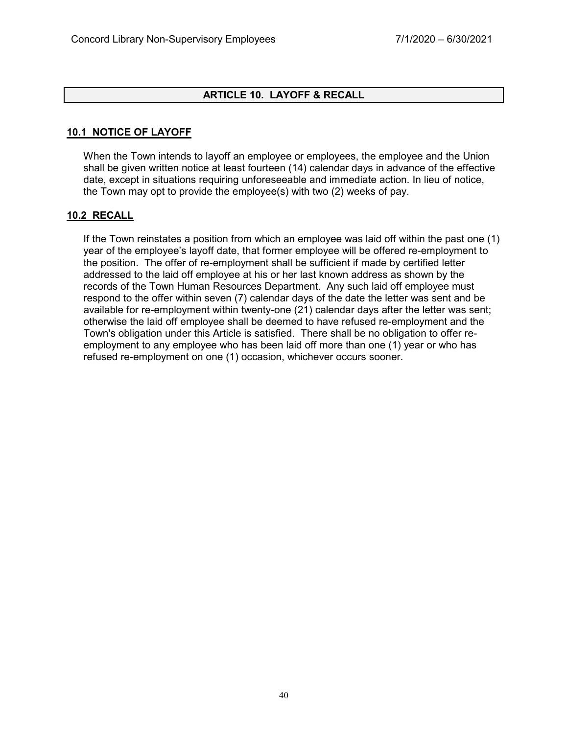## ARTICLE 10. LAYOFF & RECALL

### 10.1 NOTICE OF LAYOFF

When the Town intends to layoff an employee or employees, the employee and the Union shall be given written notice at least fourteen (14) calendar days in advance of the effective date, except in situations requiring unforeseeable and immediate action. In lieu of notice, the Town may opt to provide the employee(s) with two (2) weeks of pay.

### 10.2 RECALL

If the Town reinstates a position from which an employee was laid off within the past one (1) year of the employee's layoff date, that former employee will be offered re-employment to the position. The offer of re-employment shall be sufficient if made by certified letter addressed to the laid off employee at his or her last known address as shown by the records of the Town Human Resources Department. Any such laid off employee must respond to the offer within seven (7) calendar days of the date the letter was sent and be available for re-employment within twenty-one (21) calendar days after the letter was sent; otherwise the laid off employee shall be deemed to have refused re-employment and the Town's obligation under this Article is satisfied. There shall be no obligation to offer re-employment to any employee who has been laid off more than one (1) year or who has refused re-employment on one (1) occasion, whichever occurs sooner.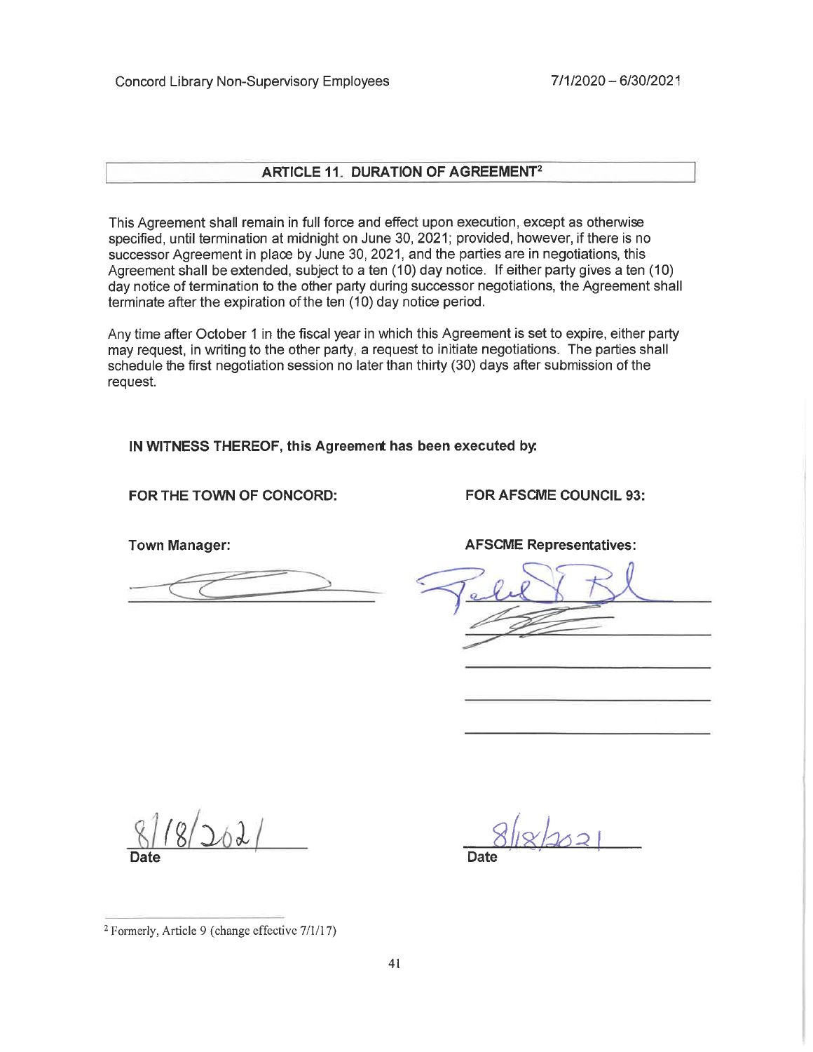## ARTICLE 11. DURATION OF AGREEMENT[2]

This Agreement shall remain in full force and effect upon execution, except as otherwise specified, until termination at midnight on June 30, 2021; provided, however, if there is no successor Agreement in place by June 30, 2021, and the parties are in negotiations, this Agreement shall be extended, subject to a ten (10) day notice. If either party gives a ten (10) day notice of termination to the other party during successor negotiations, the Agreement shall terminate after the expiration of the ten (10) day notice period.

Any time after October 1 in the fiscal year in which this Agreement is set to expire, either party may request, in writing to the other party, a request to initiate negotiations. The parties shall schedule the first negotiation session no later than thirty (30) days after submission of the request.

**IN WITNESS THEREOF, this Agreement has been executed by:**

**FOR THE TOWN OF CONCORD:**

**Town Manager:**

______________________________

8/18/2021
**Date**

**FOR AFSCME COUNCIL 93:**

**AFSCME Representatives:**

______________________________

______________________________

______________________________

______________________________

______________________________

8/18/2021
**Date**

---

[2] Formerly, Article 9 (change effective 7/1/17)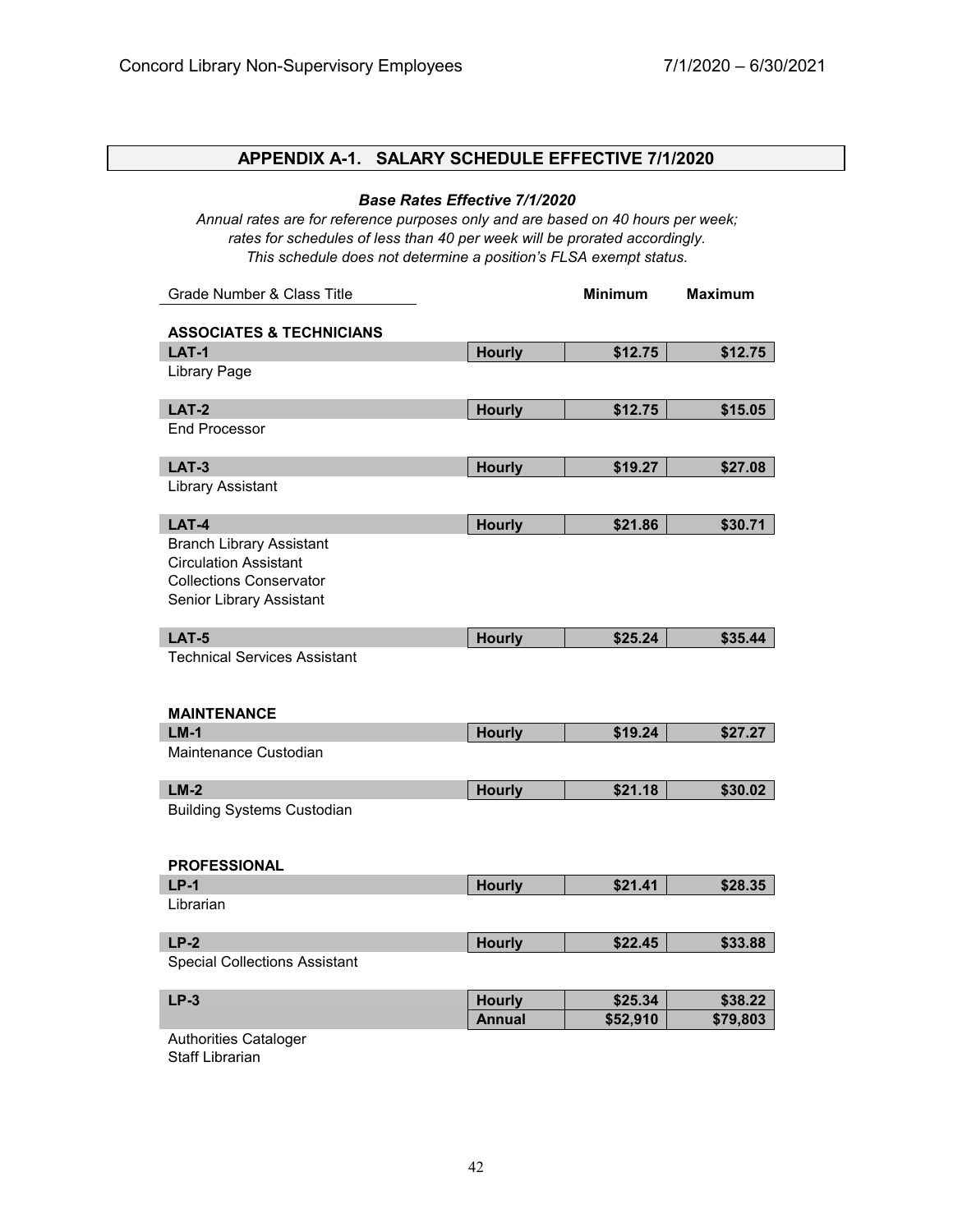## APPENDIX A-1. SALARY SCHEDULE EFFECTIVE 7/1/2020

***Base Rates Effective 7/1/2020***

*Annual rates are for reference purposes only and are based on 40 hours per week; rates for schedules of less than 40 per week will be prorated accordingly. This schedule does not determine a position's FLSA exempt status.*

| Grade Number & Class Title | | Minimum | Maximum |
|---|---|---|---|
| **ASSOCIATES & TECHNICIANS** | | | |
| **LAT-1** | **Hourly** | **$12.75** | **$12.75** |
| Library Page | | | |
| **LAT-2** | **Hourly** | **$12.75** | **$15.05** |
| End Processor | | | |
| **LAT-3** | **Hourly** | **$19.27** | **$27.08** |
| Library Assistant | | | |
| **LAT-4** | **Hourly** | **$21.86** | **$30.71** |
| Branch Library Assistant<br>Circulation Assistant<br>Collections Conservator<br>Senior Library Assistant | | | |
| **LAT-5** | **Hourly** | **$25.24** | **$35.44** |
| Technical Services Assistant | | | |
| **MAINTENANCE** | | | |
| **LM-1** | **Hourly** | **$19.24** | **$27.27** |
| Maintenance Custodian | | | |
| **LM-2** | **Hourly** | **$21.18** | **$30.02** |
| Building Systems Custodian | | | |
| **PROFESSIONAL** | | | |
| **LP-1** | **Hourly** | **$21.41** | **$28.35** |
| Librarian | | | |
| **LP-2** | **Hourly** | **$22.45** | **$33.88** |
| Special Collections Assistant | | | |
| **LP-3** | **Hourly** | **$25.34** | **$38.22** |
| | **Annual** | **$52,910** | **$79,803** |
| Authorities Cataloger<br>Staff Librarian | | | |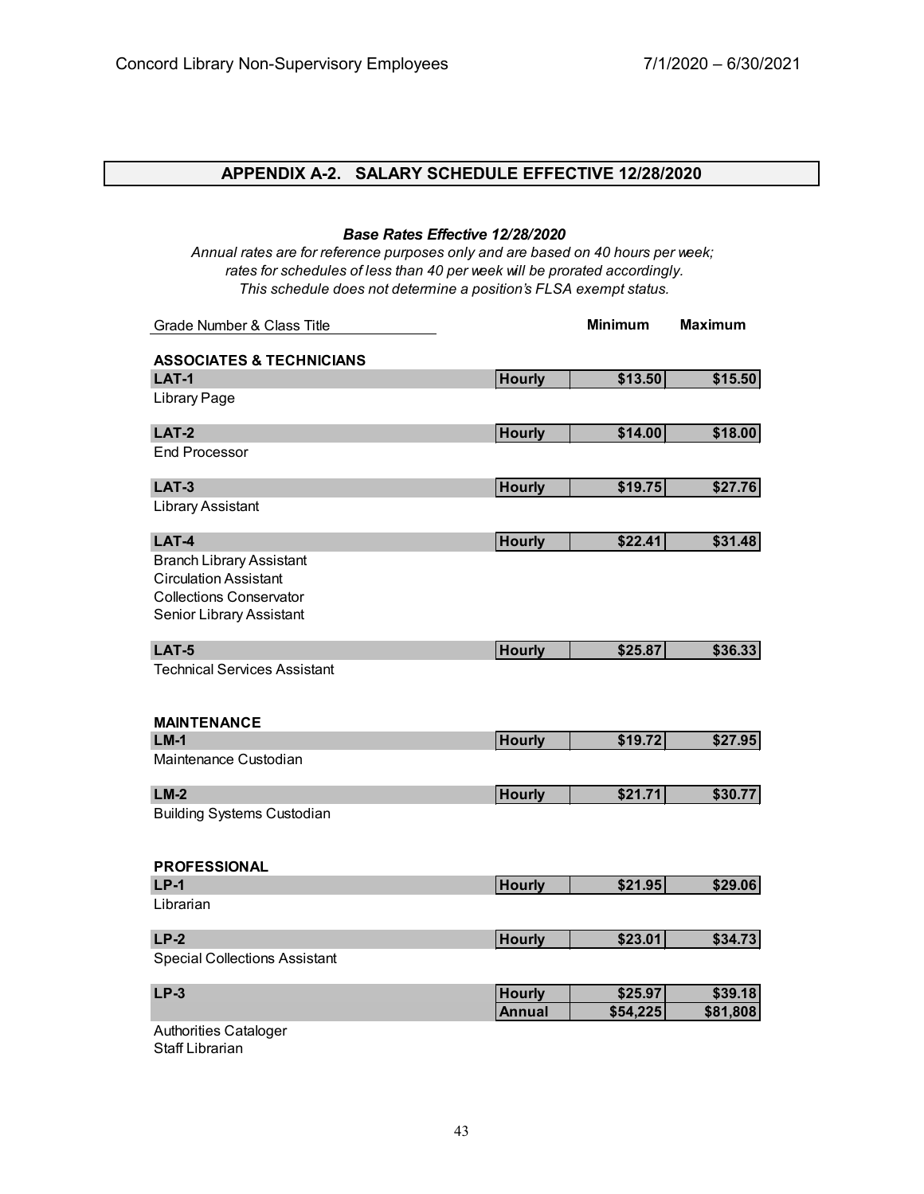## APPENDIX A-2. SALARY SCHEDULE EFFECTIVE 12/28/2020

***Base Rates Effective 12/28/2020***

*Annual rates are for reference purposes only and are based on 40 hours per week; rates for schedules of less than 40 per week will be prorated accordingly. This schedule does not determine a position's FLSA exempt status.*

| Grade Number & Class Title | | Minimum | Maximum |
|---|---|---|---|
| **ASSOCIATES & TECHNICIANS** | | | |
| **LAT-1** | **Hourly** | **$13.50** | **$15.50** |
| Library Page | | | |
| **LAT-2** | **Hourly** | **$14.00** | **$18.00** |
| End Processor | | | |
| **LAT-3** | **Hourly** | **$19.75** | **$27.76** |
| Library Assistant | | | |
| **LAT-4** | **Hourly** | **$22.41** | **$31.48** |
| Branch Library Assistant | | | |
| Circulation Assistant | | | |
| Collections Conservator | | | |
| Senior Library Assistant | | | |
| **LAT-5** | **Hourly** | **$25.87** | **$36.33** |
| Technical Services Assistant | | | |
| **MAINTENANCE** | | | |
| **LM-1** | **Hourly** | **$19.72** | **$27.95** |
| Maintenance Custodian | | | |
| **LM-2** | **Hourly** | **$21.71** | **$30.77** |
| Building Systems Custodian | | | |
| **PROFESSIONAL** | | | |
| **LP-1** | **Hourly** | **$21.95** | **$29.06** |
| Librarian | | | |
| **LP-2** | **Hourly** | **$23.01** | **$34.73** |
| Special Collections Assistant | | | |
| **LP-3** | **Hourly** | **$25.97** | **$39.18** |
| | **Annual** | **$54,225** | **$81,808** |
| Authorities Cataloger | | | |
| Staff Librarian | | | |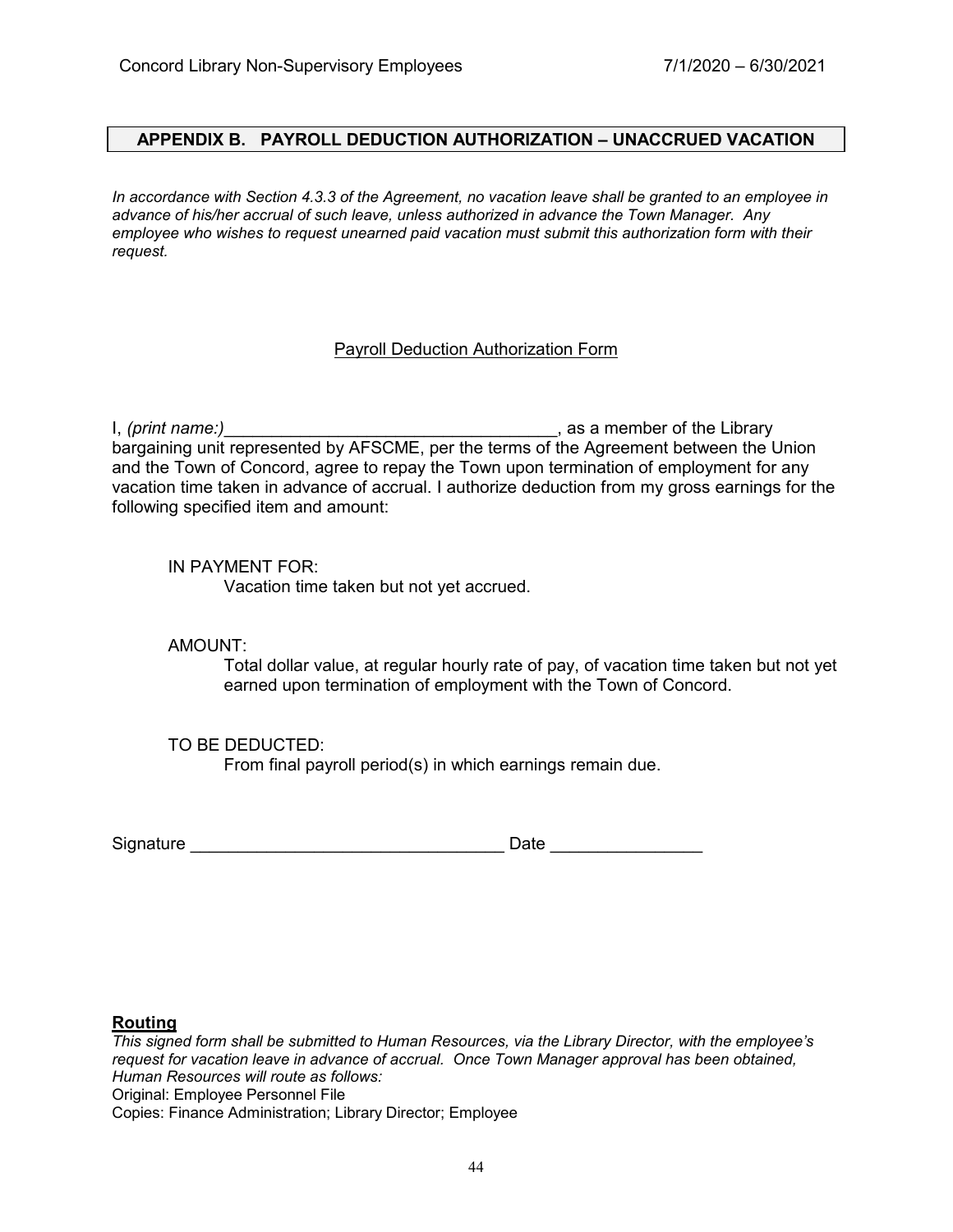## APPENDIX B. PAYROLL DEDUCTION AUTHORIZATION – UNACCRUED VACATION

*In accordance with Section 4.3.3 of the Agreement, no vacation leave shall be granted to an employee in advance of his/her accrual of such leave, unless authorized in advance the Town Manager. Any employee who wishes to request unearned paid vacation must submit this authorization form with their request.*

Payroll Deduction Authorization Form

I, *(print name:)*___________________________________, as a member of the Library bargaining unit represented by AFSCME, per the terms of the Agreement between the Union and the Town of Concord, agree to repay the Town upon termination of employment for any vacation time taken in advance of accrual. I authorize deduction from my gross earnings for the following specified item and amount:

IN PAYMENT FOR:
Vacation time taken but not yet accrued.

AMOUNT:
Total dollar value, at regular hourly rate of pay, of vacation time taken but not yet earned upon termination of employment with the Town of Concord.

TO BE DEDUCTED:
From final payroll period(s) in which earnings remain due.

Signature _________________________________ Date ________________

**Routing**

*This signed form shall be submitted to Human Resources, via the Library Director, with the employee's request for vacation leave in advance of accrual. Once Town Manager approval has been obtained, Human Resources will route as follows:*

Original: Employee Personnel File

Copies: Finance Administration; Library Director; Employee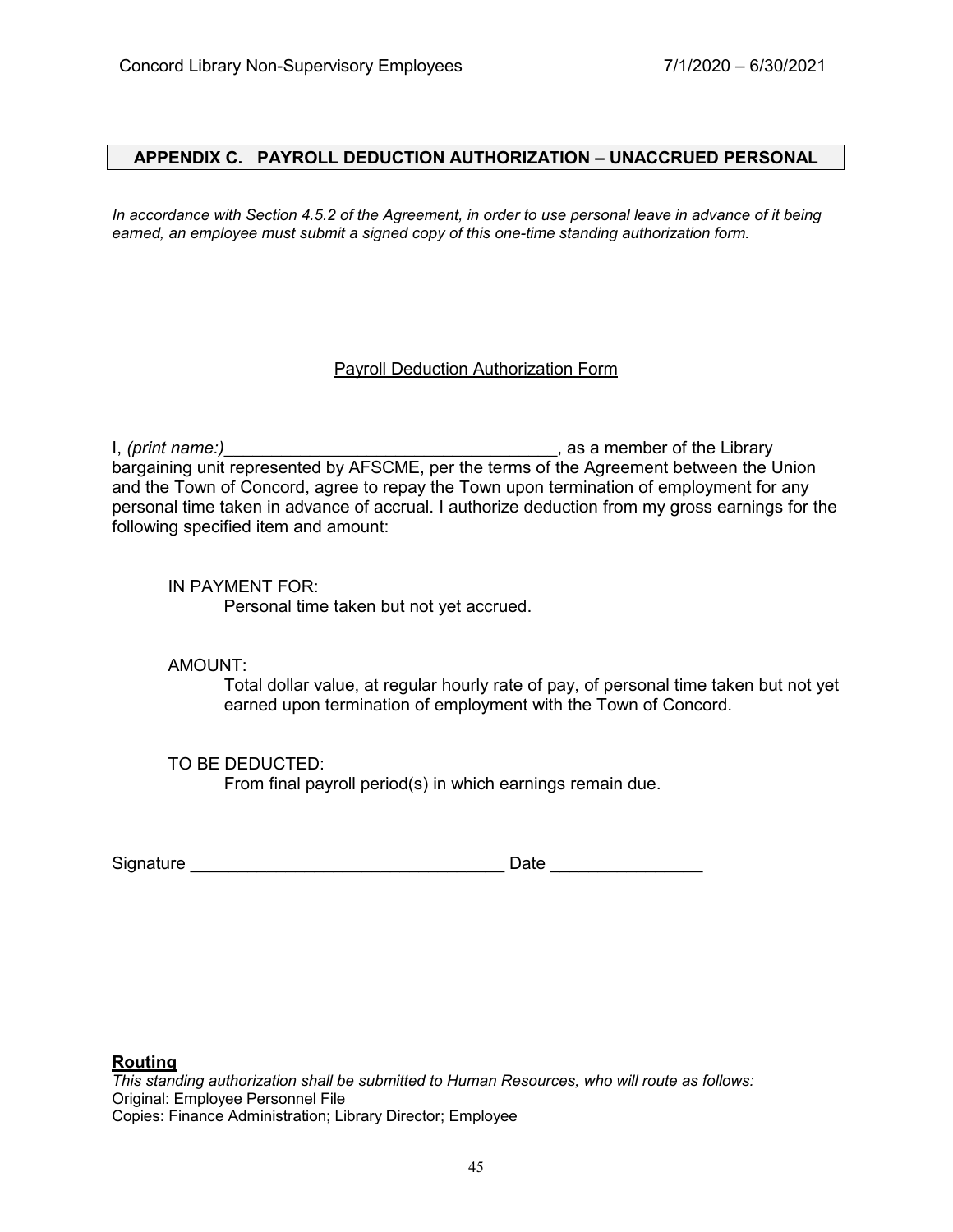## APPENDIX C. PAYROLL DEDUCTION AUTHORIZATION – UNACCRUED PERSONAL

*In accordance with Section 4.5.2 of the Agreement, in order to use personal leave in advance of it being earned, an employee must submit a signed copy of this one-time standing authorization form.*

<u>Payroll Deduction Authorization Form</u>

I, *(print name:)*___________________________________, as a member of the Library bargaining unit represented by AFSCME, per the terms of the Agreement between the Union and the Town of Concord, agree to repay the Town upon termination of employment for any personal time taken in advance of accrual. I authorize deduction from my gross earnings for the following specified item and amount:

IN PAYMENT FOR:
Personal time taken but not yet accrued.

AMOUNT:
Total dollar value, at regular hourly rate of pay, of personal time taken but not yet earned upon termination of employment with the Town of Concord.

TO BE DEDUCTED:
From final payroll period(s) in which earnings remain due.

Signature ________________________________ Date _______________

**<u>Routing</u>**

*This standing authorization shall be submitted to Human Resources, who will route as follows:*
Original: Employee Personnel File
Copies: Finance Administration; Library Director; Employee